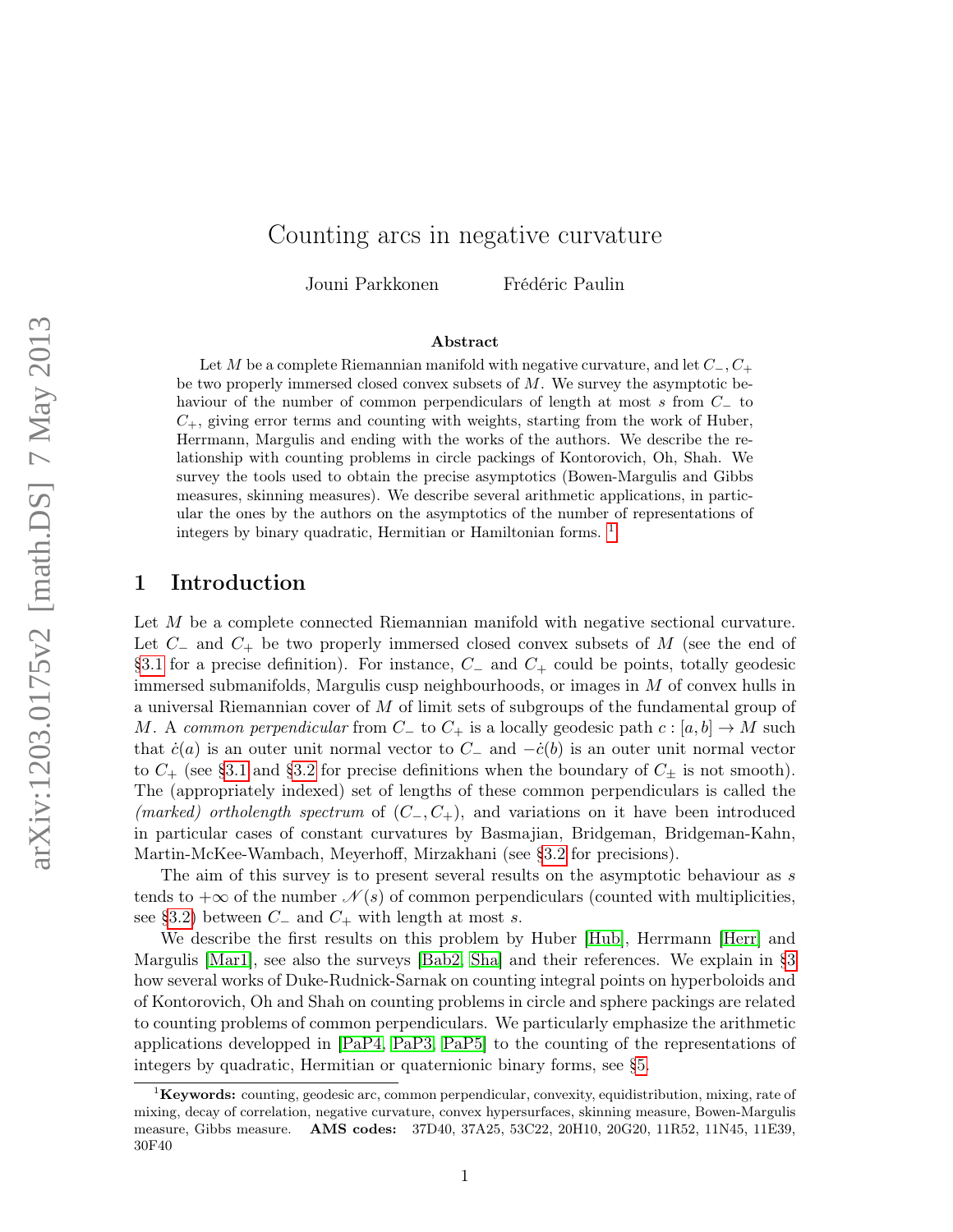# Counting arcs in negative curvature

Jouni Parkkonen Frédéric Paulin

## Abstract

Let $M$ be a complete Riemannian manifold with negative curvature, and let $C_-, C_+$ be two properly immersed closed convex subsets of $M$. We survey the asymptotic behaviour of the number of common perpendiculars of length at most $s$ from $C_-$ to $C_+$, giving error terms and counting with weights, starting from the work of Huber, Herrmann, Margulis and ending with the works of the authors. We describe the relationship with counting problems in circle packings of Kontorovich, Oh, Shah. We survey the tools used to obtain the precise asymptotics (Bowen-Margulis and Gibbs measures, skinning measures). We describe several arithmetic applications, in particular the ones by the authors on the asymptotics of the number of representations of integers by binary quadratic, Hermitian or Hamiltonian forms. [1]

## 1 Introduction

Let $M$ be a complete connected Riemannian manifold with negative sectional curvature. Let $C_-$ and $C_+$ be two properly immersed closed convex subsets of $M$ (see the end of §3.1 for a precise definition). For instance, $C_-$ and $C_+$ could be points, totally geodesic immersed submanifolds, Margulis cusp neighbourhoods, or images in $M$ of convex hulls in a universal Riemannian cover of $M$ of limit sets of subgroups of the fundamental group of $M$. A *common perpendicular* from $C_-$ to $C_+$ is a locally geodesic path $c : [a, b] \to M$ such that $\dot{c}(a)$ is an outer unit normal vector to $C_-$ and $-\dot{c}(b)$ is an outer unit normal vector to $C_+$ (see §3.1 and §3.2 for precise definitions when the boundary of $C_\pm$ is not smooth). The (appropriately indexed) set of lengths of these common perpendiculars is called the *(marked) ortholength spectrum* of $(C_-, C_+)$, and variations on it have been introduced in particular cases of constant curvatures by Basmajian, Bridgeman, Bridgeman-Kahn, Martin-McKee-Wambach, Meyerhoff, Mirzakhani (see §3.2 for precisions).

The aim of this survey is to present several results on the asymptotic behaviour as $s$ tends to $+\infty$ of the number $\mathscr{N}(s)$ of common perpendiculars (counted with multiplicities, see §3.2) between $C_-$ and $C_+$ with length at most $s$.

We describe the first results on this problem by Huber [Hub], Herrmann [Herr] and Margulis [Mar1], see also the surveys [Bab2, Sha] and their references. We explain in §3 how several works of Duke-Rudnick-Sarnak on counting integral points on hyperboloids and of Kontorovich, Oh and Shah on counting problems in circle and sphere packings are related to counting problems of common perpendiculars. We particularly emphasize the arithmetic applications developped in [PaP4, PaP3, PaP5] to the counting of the representations of integers by quadratic, Hermitian or quaternionic binary forms, see §5.

[1] **Keywords:** counting, geodesic arc, common perpendicular, convexity, equidistribution, mixing, rate of mixing, decay of correlation, negative curvature, convex hypersurfaces, skinning measure, Bowen-Margulis measure, Gibbs measure. **AMS codes:** 37D40, 37A25, 53C22, 20H10, 20G20, 11R52, 11N45, 11E39, 30F40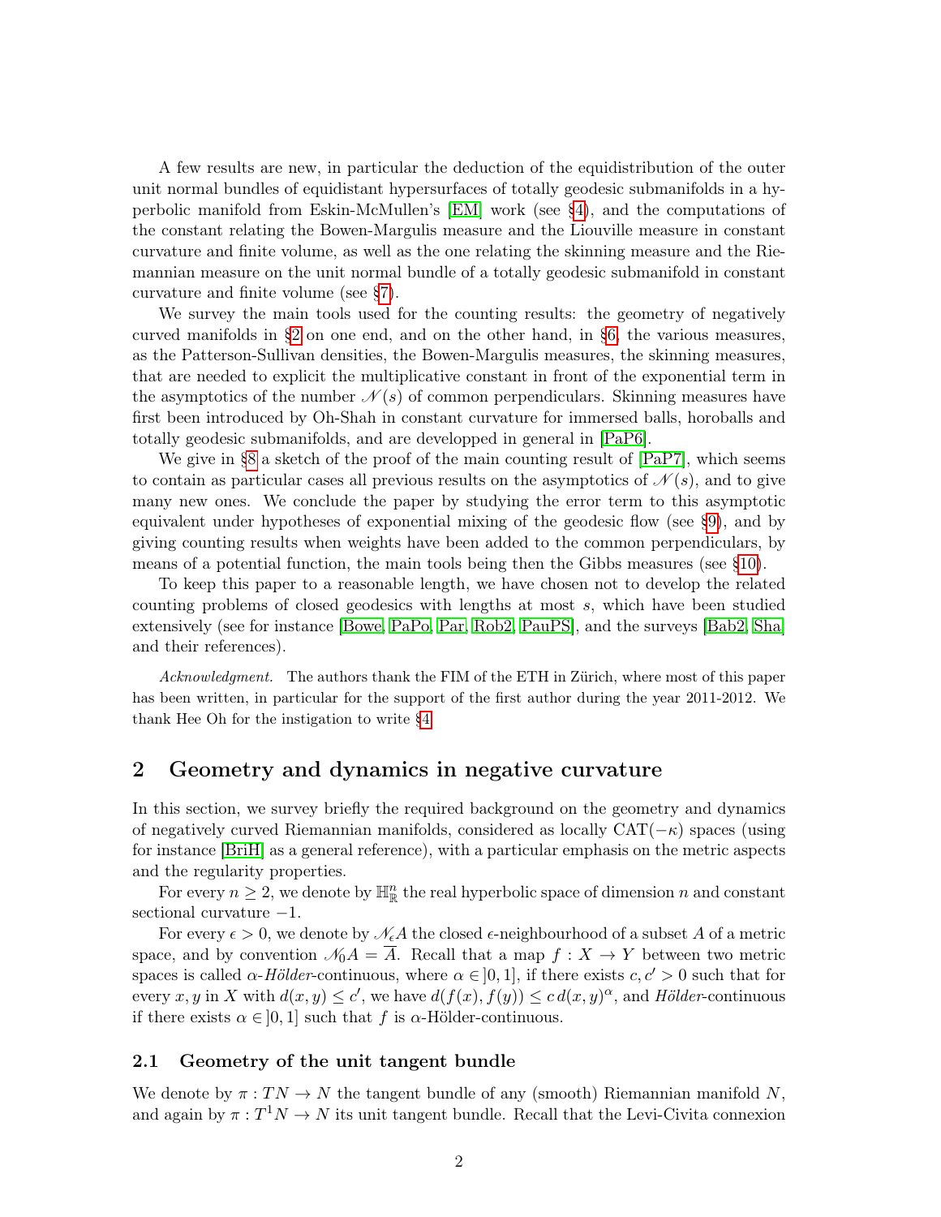A few results are new, in particular the deduction of the equidistribution of the outer unit normal bundles of equidistant hypersurfaces of totally geodesic submanifolds in a hyperbolic manifold from Eskin-McMullen's [EM] work (see §4), and the computations of the constant relating the Bowen-Margulis measure and the Liouville measure in constant curvature and finite volume, as well as the one relating the skinning measure and the Riemannian measure on the unit normal bundle of a totally geodesic submanifold in constant curvature and finite volume (see §7).

We survey the main tools used for the counting results: the geometry of negatively curved manifolds in §2 on one end, and on the other hand, in §6, the various measures, as the Patterson-Sullivan densities, the Bowen-Margulis measures, the skinning measures, that are needed to explicit the multiplicative constant in front of the exponential term in the asymptotics of the number $\mathscr{N}(s)$ of common perpendiculars. Skinning measures have first been introduced by Oh-Shah in constant curvature for immersed balls, horoballs and totally geodesic submanifolds, and are developped in general in [PaP6].

We give in §8 a sketch of the proof of the main counting result of [PaP7], which seems to contain as particular cases all previous results on the asymptotics of $\mathscr{N}(s)$, and to give many new ones. We conclude the paper by studying the error term to this asymptotic equivalent under hypotheses of exponential mixing of the geodesic flow (see §9), and by giving counting results when weights have been added to the common perpendiculars, by means of a potential function, the main tools being then the Gibbs measures (see §10).

To keep this paper to a reasonable length, we have chosen not to develop the related counting problems of closed geodesics with lengths at most $s$, which have been studied extensively (see for instance [Bowe, PaPo, Par, Rob2, PauPS], and the surveys [Bab2, Sha] and their references).

*Acknowledgment.* The authors thank the FIM of the ETH in Zürich, where most of this paper has been written, in particular for the support of the first author during the year 2011-2012. We thank Hee Oh for the instigation to write §4.

## 2 Geometry and dynamics in negative curvature

In this section, we survey briefly the required background on the geometry and dynamics of negatively curved Riemannian manifolds, considered as locally CAT$(-\kappa)$ spaces (using for instance [BriH] as a general reference), with a particular emphasis on the metric aspects and the regularity properties.

For every $n \geq 2$, we denote by $\mathbb{H}^n_{\mathbb{R}}$ the real hyperbolic space of dimension $n$ and constant sectional curvature $-1$.

For every $\epsilon > 0$, we denote by $\mathscr{N}_\epsilon A$ the closed $\epsilon$-neighbourhood of a subset $A$ of a metric space, and by convention $\mathscr{N}_0 A = \overline{A}$. Recall that a map $f : X \to Y$ between two metric spaces is called $\alpha$-*Hölder*-continuous, where $\alpha \in ]0, 1]$, if there exists $c, c' > 0$ such that for every $x, y$ in $X$ with $d(x, y) \leq c'$, we have $d(f(x), f(y)) \leq c\, d(x, y)^\alpha$, and *Hölder*-continuous if there exists $\alpha \in ]0, 1]$ such that $f$ is $\alpha$-Hölder-continuous.

### 2.1 Geometry of the unit tangent bundle

We denote by $\pi : TN \to N$ the tangent bundle of any (smooth) Riemannian manifold $N$, and again by $\pi : T^1N \to N$ its unit tangent bundle. Recall that the Levi-Civita connexion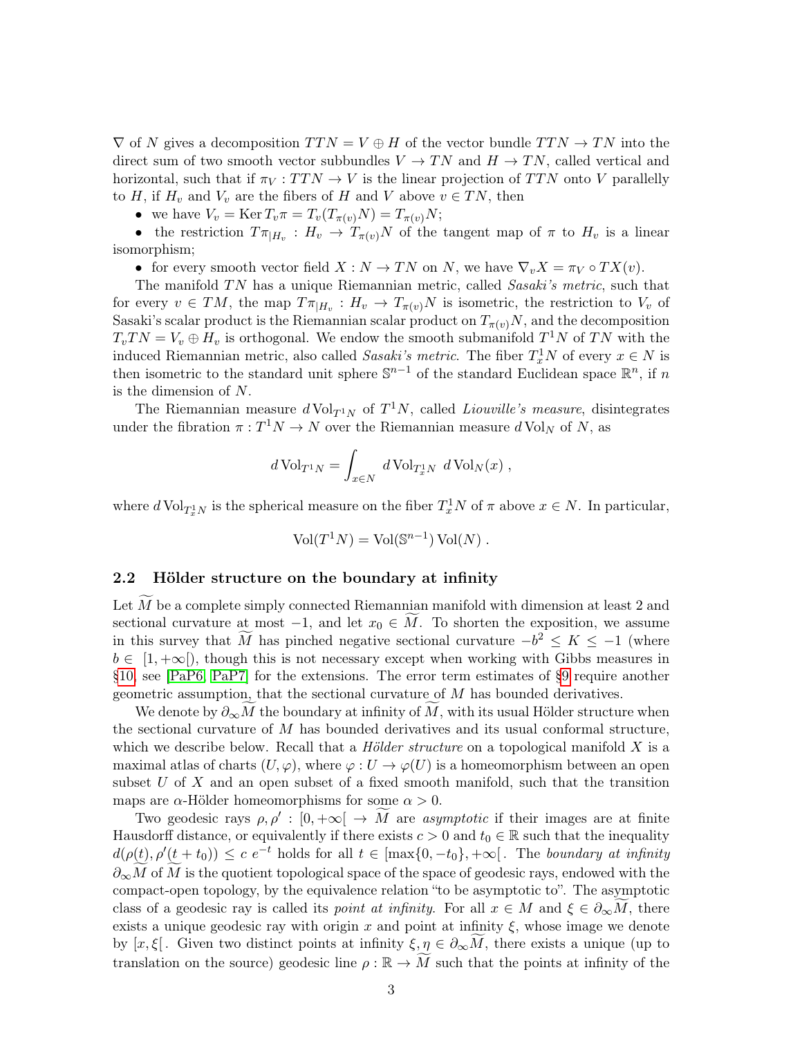$\nabla$ of $N$ gives a decomposition $TTN = V \oplus H$ of the vector bundle $TTN \to TN$ into the direct sum of two smooth vector subbundles $V \to TN$ and $H \to TN$, called vertical and horizontal, such that if $\pi_V : TTN \to V$ is the linear projection of $TTN$ onto $V$ parallelly to $H$, if $H_v$ and $V_v$ are the fibers of $H$ and $V$ above $v \in TN$, then

- we have $V_v = \operatorname{Ker} T_v\pi = T_v(T_{\pi(v)}N) = T_{\pi(v)}N$;
- the restriction $T\pi_{|H_v} : H_v \to T_{\pi(v)}N$ of the tangent map of $\pi$ to $H_v$ is a linear isomorphism;
- for every smooth vector field $X : N \to TN$ on $N$, we have $\nabla_v X = \pi_V \circ TX(v)$.

The manifold $TN$ has a unique Riemannian metric, called *Sasaki's metric*, such that for every $v \in TM$, the map $T\pi_{|H_v} : H_v \to T_{\pi(v)}N$ is isometric, the restriction to $V_v$ of Sasaki's scalar product is the Riemannian scalar product on $T_{\pi(v)}N$, and the decomposition $T_vTN = V_v \oplus H_v$ is orthogonal. We endow the smooth submanifold $T^1N$ of $TN$ with the induced Riemannian metric, also called *Sasaki's metric*. The fiber $T^1_xN$ of every $x \in N$ is then isometric to the standard unit sphere $\mathbb{S}^{n-1}$ of the standard Euclidean space $\mathbb{R}^n$, if $n$ is the dimension of $N$.

The Riemannian measure $d\operatorname{Vol}_{T^1N}$ of $T^1N$, called *Liouville's measure*, disintegrates under the fibration $\pi : T^1N \to N$ over the Riemannian measure $d\operatorname{Vol}_N$ of $N$, as

$$d\operatorname{Vol}_{T^1N} = \int_{x\in N} d\operatorname{Vol}_{T^1_xN}\ d\operatorname{Vol}_N(x)\ ,$$

where $d\operatorname{Vol}_{T^1_xN}$ is the spherical measure on the fiber $T^1_xN$ of $\pi$ above $x \in N$. In particular,

$$\operatorname{Vol}(T^1N) = \operatorname{Vol}(\mathbb{S}^{n-1})\operatorname{Vol}(N)\ .$$

### 2.2 Hölder structure on the boundary at infinity

Let $\widetilde{M}$ be a complete simply connected Riemannian manifold with dimension at least 2 and sectional curvature at most $-1$, and let $x_0 \in \widetilde{M}$. To shorten the exposition, we assume in this survey that $\widetilde{M}$ has pinched negative sectional curvature $-b^2 \le K \le -1$ (where $b \in [1, +\infty[$), though this is not necessary except when working with Gibbs measures in §10, see [PaP6, PaP7] for the extensions. The error term estimates of §9 require another geometric assumption, that the sectional curvature of $M$ has bounded derivatives.

We denote by $\partial_\infty\widetilde{M}$ the boundary at infinity of $\widetilde{M}$, with its usual Hölder structure when the sectional curvature of $M$ has bounded derivatives and its usual conformal structure, which we describe below. Recall that a *Hölder structure* on a topological manifold $X$ is a maximal atlas of charts $(U, \varphi)$, where $\varphi : U \to \varphi(U)$ is a homeomorphism between an open subset $U$ of $X$ and an open subset of a fixed smooth manifold, such that the transition maps are $\alpha$-Hölder homeomorphisms for some $\alpha > 0$.

Two geodesic rays $\rho, \rho' : [0, +\infty[\ \to \widetilde{M}$ are *asymptotic* if their images are at finite Hausdorff distance, or equivalently if there exists $c > 0$ and $t_0 \in \mathbb{R}$ such that the inequality $d(\rho(t), \rho'(t + t_0)) \le c\ e^{-t}$ holds for all $t \in [\max\{0, -t_0\}, +\infty[$. The *boundary at infinity* $\partial_\infty\widetilde{M}$ of $\widetilde{M}$ is the quotient topological space of the space of geodesic rays, endowed with the compact-open topology, by the equivalence relation "to be asymptotic to". The asymptotic class of a geodesic ray is called its *point at infinity*. For all $x \in M$ and $\xi \in \partial_\infty\widetilde{M}$, there exists a unique geodesic ray with origin $x$ and point at infinity $\xi$, whose image we denote by $[x, \xi[$. Given two distinct points at infinity $\xi, \eta \in \partial_\infty\widetilde{M}$, there exists a unique (up to translation on the source) geodesic line $\rho : \mathbb{R} \to \widetilde{M}$ such that the points at infinity of the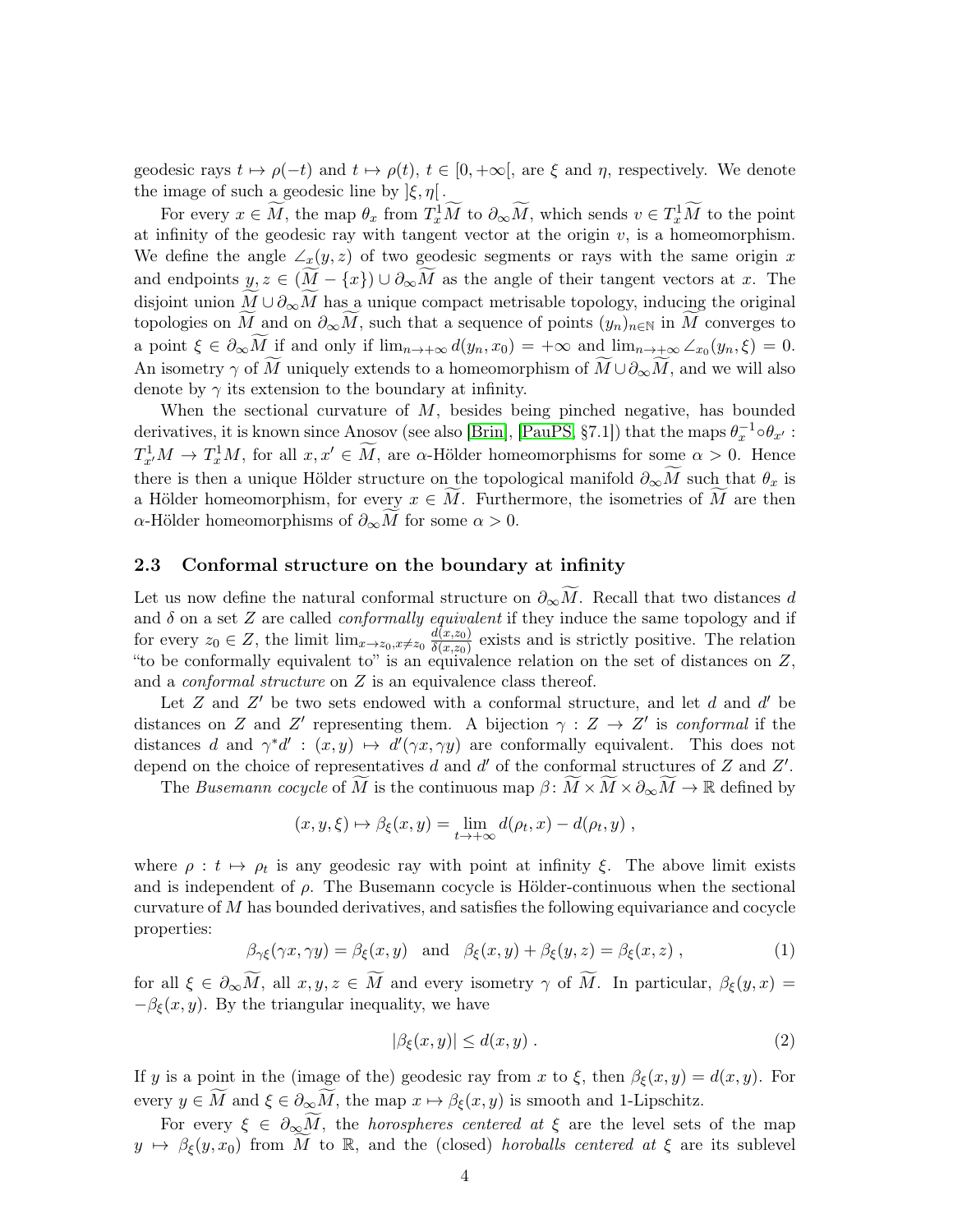geodesic rays $t \mapsto \rho(-t)$ and $t \mapsto \rho(t)$, $t \in [0, +\infty[$, are $\xi$ and $\eta$, respectively. We denote the image of such a geodesic line by $]\xi, \eta[$.

For every $x \in \widetilde{M}$, the map $\theta_x$ from $T^1_x\widetilde{M}$ to $\partial_\infty\widetilde{M}$, which sends $v \in T^1_x\widetilde{M}$ to the point at infinity of the geodesic ray with tangent vector at the origin $v$, is a homeomorphism. We define the angle $\angle_x(y, z)$ of two geodesic segments or rays with the same origin $x$ and endpoints $y, z \in (\widetilde{M} - \{x\}) \cup \partial_\infty\widetilde{M}$ as the angle of their tangent vectors at $x$. The disjoint union $\widetilde{M} \cup \partial_\infty\widetilde{M}$ has a unique compact metrisable topology, inducing the original topologies on $\widetilde{M}$ and on $\partial_\infty\widetilde{M}$, such that a sequence of points $(y_n)_{n\in\mathbb{N}}$ in $\widetilde{M}$ converges to a point $\xi \in \partial_\infty\widetilde{M}$ if and only if $\lim_{n\to+\infty} d(y_n, x_0) = +\infty$ and $\lim_{n\to+\infty} \angle_{x_0}(y_n, \xi) = 0$. An isometry $\gamma$ of $\widetilde{M}$ uniquely extends to a homeomorphism of $\widetilde{M} \cup \partial_\infty\widetilde{M}$, and we will also denote by $\gamma$ its extension to the boundary at infinity.

When the sectional curvature of $M$, besides being pinched negative, has bounded derivatives, it is known since Anosov (see also [Brin], [PauPS, §7.1]) that the maps $\theta_x^{-1} \circ \theta_{x'} : T^1_{x'}M \to T^1_x M$, for all $x, x' \in \widetilde{M}$, are $\alpha$-Hölder homeomorphisms for some $\alpha > 0$. Hence there is then a unique Hölder structure on the topological manifold $\partial_\infty\widetilde{M}$ such that $\theta_x$ is a Hölder homeomorphism, for every $x \in \widetilde{M}$. Furthermore, the isometries of $\widetilde{M}$ are then $\alpha$-Hölder homeomorphisms of $\partial_\infty\widetilde{M}$ for some $\alpha > 0$.

### 2.3 Conformal structure on the boundary at infinity

Let us now define the natural conformal structure on $\partial_\infty\widetilde{M}$. Recall that two distances $d$ and $\delta$ on a set $Z$ are called *conformally equivalent* if they induce the same topology and if for every $z_0 \in Z$, the limit $\lim_{x\to z_0, x\neq z_0} \frac{d(x,z_0)}{\delta(x,z_0)}$ exists and is strictly positive. The relation "to be conformally equivalent to" is an equivalence relation on the set of distances on $Z$, and a *conformal structure* on $Z$ is an equivalence class thereof.

Let $Z$ and $Z'$ be two sets endowed with a conformal structure, and let $d$ and $d'$ be distances on $Z$ and $Z'$ representing them. A bijection $\gamma : Z \to Z'$ is *conformal* if the distances $d$ and $\gamma^* d' : (x, y) \mapsto d'(\gamma x, \gamma y)$ are conformally equivalent. This does not depend on the choice of representatives $d$ and $d'$ of the conformal structures of $Z$ and $Z'$.

The *Busemann cocycle* of $\widetilde{M}$ is the continuous map $\beta \colon \widetilde{M} \times \widetilde{M} \times \partial_\infty\widetilde{M} \to \mathbb{R}$ defined by

$$(x, y, \xi) \mapsto \beta_\xi(x, y) = \lim_{t\to+\infty} d(\rho_t, x) - d(\rho_t, y) ,$$

where $\rho : t \mapsto \rho_t$ is any geodesic ray with point at infinity $\xi$. The above limit exists and is independent of $\rho$. The Busemann cocycle is Hölder-continuous when the sectional curvature of $M$ has bounded derivatives, and satisfies the following equivariance and cocycle properties:

$$\beta_{\gamma\xi}(\gamma x, \gamma y) = \beta_\xi(x, y) \quad \text{and} \quad \beta_\xi(x, y) + \beta_\xi(y, z) = \beta_\xi(x, z) , \tag{1}$$

for all $\xi \in \partial_\infty\widetilde{M}$, all $x, y, z \in \widetilde{M}$ and every isometry $\gamma$ of $\widetilde{M}$. In particular, $\beta_\xi(y, x) = -\beta_\xi(x, y)$. By the triangular inequality, we have

$$|\beta_\xi(x, y)| \leq d(x, y) . \tag{2}$$

If $y$ is a point in the (image of the) geodesic ray from $x$ to $\xi$, then $\beta_\xi(x, y) = d(x, y)$. For every $y \in \widetilde{M}$ and $\xi \in \partial_\infty\widetilde{M}$, the map $x \mapsto \beta_\xi(x, y)$ is smooth and 1-Lipschitz.

For every $\xi \in \partial_\infty\widetilde{M}$, the *horospheres centered at* $\xi$ are the level sets of the map $y \mapsto \beta_\xi(y, x_0)$ from $\widetilde{M}$ to $\mathbb{R}$, and the (closed) *horoballs centered at* $\xi$ are its sublevel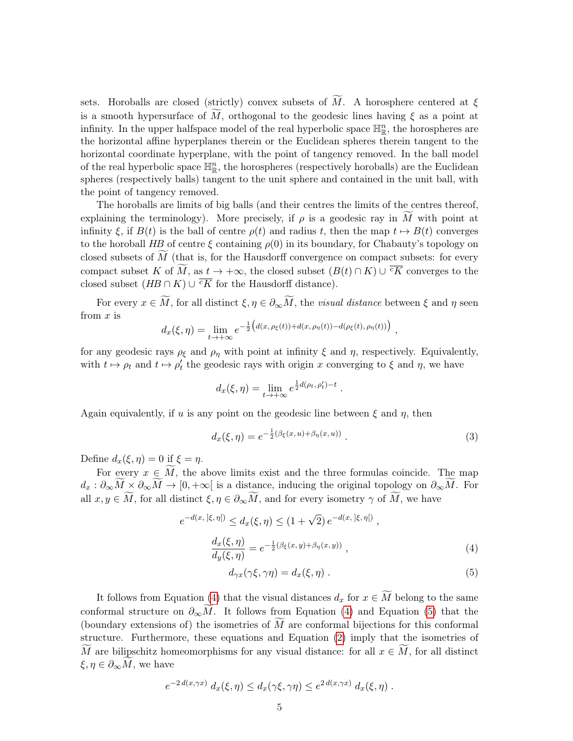sets. Horoballs are closed (strictly) convex subsets of $\widetilde{M}$. A horosphere centered at $\xi$ is a smooth hypersurface of $\widetilde{M}$, orthogonal to the geodesic lines having $\xi$ as a point at infinity. In the upper halfspace model of the real hyperbolic space $\mathbb{H}^n_{\mathbb{R}}$, the horospheres are the horizontal affine hyperplanes therein or the Euclidean spheres therein tangent to the horizontal coordinate hyperplane, with the point of tangency removed. In the ball model of the real hyperbolic space $\mathbb{H}^n_{\mathbb{R}}$, the horospheres (respectively horoballs) are the Euclidean spheres (respectively balls) tangent to the unit sphere and contained in the unit ball, with the point of tangency removed.

The horoballs are limits of big balls (and their centres the limits of the centres thereof, explaining the terminology). More precisely, if $\rho$ is a geodesic ray in $\widetilde{M}$ with point at infinity $\xi$, if $B(t)$ is the ball of centre $\rho(t)$ and radius $t$, then the map $t \mapsto B(t)$ converges to the horoball $HB$ of centre $\xi$ containing $\rho(0)$ in its boundary, for Chabauty's topology on closed subsets of $\widetilde{M}$ (that is, for the Hausdorff convergence on compact subsets: for every compact subset $K$ of $\widetilde{M}$, as $t \to +\infty$, the closed subset $(B(t) \cap K) \cup \overline{{}^cK}$ converges to the closed subset $(HB \cap K) \cup \overline{{}^cK}$ for the Hausdorff distance).

For every $x \in \widetilde{M}$, for all distinct $\xi, \eta \in \partial_\infty \widetilde{M}$, the *visual distance* between $\xi$ and $\eta$ seen from $x$ is

$$d_x(\xi, \eta) = \lim_{t \to +\infty} e^{-\frac{1}{2}\left(d(x, \rho_\xi(t)) + d(x, \rho_\eta(t)) - d(\rho_\xi(t), \rho_\eta(t))\right)} ,$$

for any geodesic rays $\rho_\xi$ and $\rho_\eta$ with point at infinity $\xi$ and $\eta$, respectively. Equivalently, with $t \mapsto \rho_t$ and $t \mapsto \rho'_t$ the geodesic rays with origin $x$ converging to $\xi$ and $\eta$, we have

$$d_x(\xi, \eta) = \lim_{t \to +\infty} e^{\frac{1}{2} d(\rho_t, \rho'_t) - t} .$$

Again equivalently, if $u$ is any point on the geodesic line between $\xi$ and $\eta$, then

$$d_x(\xi, \eta) = e^{-\frac{1}{2}(\beta_\xi(x, u) + \beta_\eta(x, u))} . \tag{3}$$

Define $d_x(\xi, \eta) = 0$ if $\xi = \eta$.

For every $x \in \widetilde{M}$, the above limits exist and the three formulas coincide. The map $d_x : \partial_\infty \widetilde{M} \times \partial_\infty \widetilde{M} \to [0, +\infty[$ is a distance, inducing the original topology on $\partial_\infty \widetilde{M}$. For all $x, y \in \widetilde{M}$, for all distinct $\xi, \eta \in \partial_\infty \widetilde{M}$, and for every isometry $\gamma$ of $\widetilde{M}$, we have

$$e^{-d(x, \,]\xi, \eta[)} \leq d_x(\xi, \eta) \leq (1 + \sqrt{2})\, e^{-d(x, \,]\xi, \eta[)} ,$$

$$\frac{d_x(\xi, \eta)}{d_y(\xi, \eta)} = e^{-\frac{1}{2}(\beta_\xi(x, y) + \beta_\eta(x, y))} , \tag{4}$$

$$d_{\gamma x}(\gamma \xi, \gamma \eta) = d_x(\xi, \eta) . \tag{5}$$

It follows from Equation (4) that the visual distances $d_x$ for $x \in \widetilde{M}$ belong to the same conformal structure on $\partial_\infty \widetilde{M}$. It follows from Equation (4) and Equation (5) that the (boundary extensions of) the isometries of $\widetilde{M}$ are conformal bijections for this conformal structure. Furthermore, these equations and Equation (2) imply that the isometries of $\widetilde{M}$ are bilipschitz homeomorphisms for any visual distance: for all $x \in \widetilde{M}$, for all distinct $\xi, \eta \in \partial_\infty \widetilde{M}$, we have

$$e^{-2\, d(x, \gamma x)}\, d_x(\xi, \eta) \leq d_x(\gamma \xi, \gamma \eta) \leq e^{2\, d(x, \gamma x)}\, d_x(\xi, \eta) .$$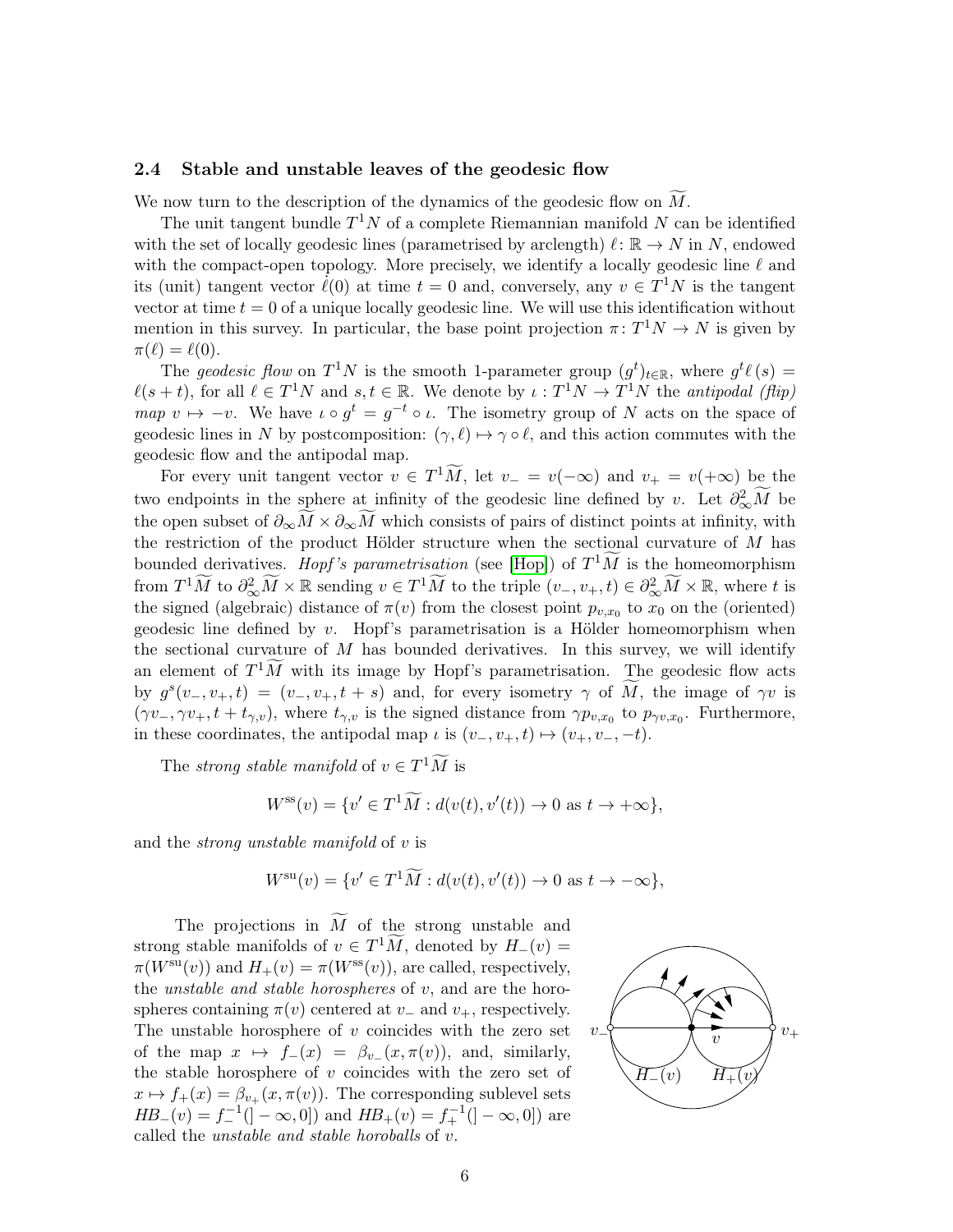### 2.4 Stable and unstable leaves of the geodesic flow

We now turn to the description of the dynamics of the geodesic flow on $\widetilde{M}$.

The unit tangent bundle $T^1N$ of a complete Riemannian manifold $N$ can be identified with the set of locally geodesic lines (parametrised by arclength) $\ell\colon \mathbb{R} \to N$ in $N$, endowed with the compact-open topology. More precisely, we identify a locally geodesic line $\ell$ and its (unit) tangent vector $\dot{\ell}(0)$ at time $t = 0$ and, conversely, any $v \in T^1N$ is the tangent vector at time $t = 0$ of a unique locally geodesic line. We will use this identification without mention in this survey. In particular, the base point projection $\pi\colon T^1N \to N$ is given by $\pi(\ell) = \ell(0)$.

The *geodesic flow* on $T^1N$ is the smooth 1-parameter group $(g^t)_{t\in\mathbb{R}}$, where $g^t\ell\,(s) = \ell(s+t)$, for all $\ell \in T^1N$ and $s, t \in \mathbb{R}$. We denote by $\iota : T^1N \to T^1N$ the *antipodal (flip) map* $v \mapsto -v$. We have $\iota \circ g^t = g^{-t} \circ \iota$. The isometry group of $N$ acts on the space of geodesic lines in $N$ by postcomposition: $(\gamma, \ell) \mapsto \gamma \circ \ell$, and this action commutes with the geodesic flow and the antipodal map.

For every unit tangent vector $v \in T^1\widetilde{M}$, let $v_- = v(-\infty)$ and $v_+ = v(+\infty)$ be the two endpoints in the sphere at infinity of the geodesic line defined by $v$. Let $\partial^2_\infty \widetilde{M}$ be the open subset of $\partial_\infty \widetilde{M} \times \partial_\infty \widetilde{M}$ which consists of pairs of distinct points at infinity, with the restriction of the product Hölder structure when the sectional curvature of $M$ has bounded derivatives. *Hopf's parametrisation* (see [Hop]) of $T^1\widetilde{M}$ is the homeomorphism from $T^1\widetilde{M}$ to $\partial^2_\infty \widetilde{M} \times \mathbb{R}$ sending $v \in T^1\widetilde{M}$ to the triple $(v_-, v_+, t) \in \partial^2_\infty \widetilde{M} \times \mathbb{R}$, where $t$ is the signed (algebraic) distance of $\pi(v)$ from the closest point $p_{v,x_0}$ to $x_0$ on the (oriented) geodesic line defined by $v$. Hopf's parametrisation is a Hölder homeomorphism when the sectional curvature of $M$ has bounded derivatives. In this survey, we will identify an element of $T^1\widetilde{M}$ with its image by Hopf's parametrisation. The geodesic flow acts by $g^s(v_-, v_+, t) = (v_-, v_+, t + s)$ and, for every isometry $\gamma$ of $\widetilde{M}$, the image of $\gamma v$ is $(\gamma v_-, \gamma v_+, t + t_{\gamma,v})$, where $t_{\gamma,v}$ is the signed distance from $\gamma p_{v,x_0}$ to $p_{\gamma v,x_0}$. Furthermore, in these coordinates, the antipodal map $\iota$ is $(v_-, v_+, t) \mapsto (v_+, v_-, -t)$.

The *strong stable manifold* of $v \in T^1\widetilde{M}$ is

$$W^{\rm ss}(v) = \{v' \in T^1\widetilde{M} : d(v(t), v'(t)) \to 0 \text{ as } t \to +\infty\},$$

and the *strong unstable manifold* of $v$ is

$$W^{\rm su}(v) = \{v' \in T^1\widetilde{M} : d(v(t), v'(t)) \to 0 \text{ as } t \to -\infty\},$$

The projections in $\widetilde{M}$ of the strong unstable and strong stable manifolds of $v \in T^1\widetilde{M}$, denoted by $H_-(v) = \pi(W^{\rm su}(v))$ and $H_+(v) = \pi(W^{\rm ss}(v))$, are called, respectively, the *unstable and stable horospheres* of $v$, and are the horospheres containing $\pi(v)$ centered at $v_-$ and $v_+$, respectively. The unstable horosphere of $v$ coincides with the zero set of the map $x \mapsto f_-(x) = \beta_{v_-}(x, \pi(v))$, and, similarly, the stable horosphere of $v$ coincides with the zero set of $x \mapsto f_+(x) = \beta_{v_+}(x, \pi(v))$. The corresponding sublevel sets $HB_-(v) = f_-^{-1}(\,]-\infty, 0])$ and $HB_+(v) = f_+^{-1}(\,]-\infty, 0])$ are called the *unstable and stable horoballs* of $v$.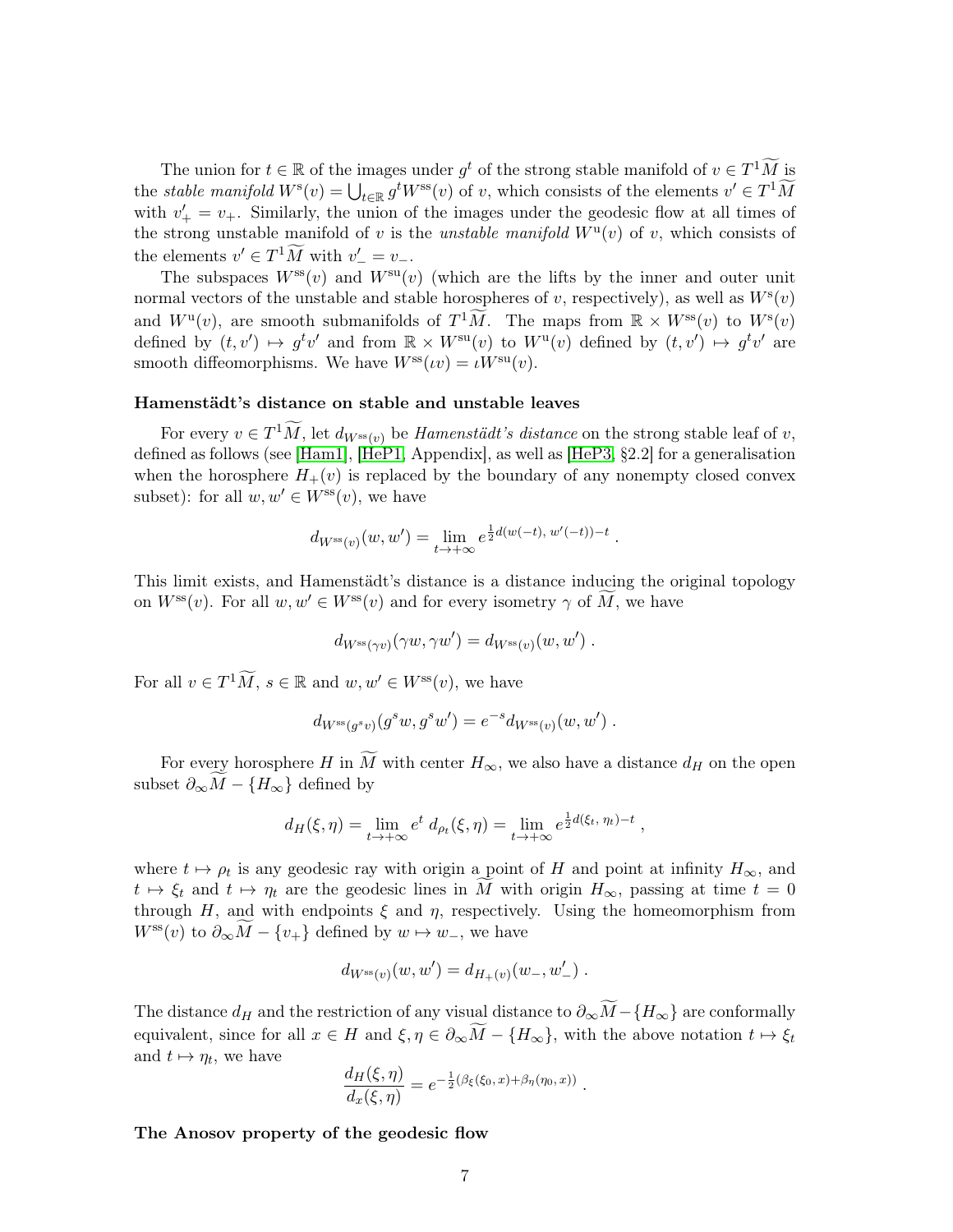The union for $t \in \mathbb{R}$ of the images under $g^t$ of the strong stable manifold of $v \in T^1\widetilde{M}$ is the *stable manifold* $W^{\rm s}(v) = \bigcup_{t\in\mathbb{R}} g^t W^{\rm ss}(v)$ of $v$, which consists of the elements $v' \in T^1\widetilde{M}$ with $v'_+ = v_+$. Similarly, the union of the images under the geodesic flow at all times of the strong unstable manifold of $v$ is the *unstable manifold* $W^{\rm u}(v)$ of $v$, which consists of the elements $v' \in T^1\widetilde{M}$ with $v'_- = v_-$.

The subspaces $W^{\rm ss}(v)$ and $W^{\rm su}(v)$ (which are the lifts by the inner and outer unit normal vectors of the unstable and stable horospheres of $v$, respectively), as well as $W^{\rm s}(v)$ and $W^{\rm u}(v)$, are smooth submanifolds of $T^1\widetilde{M}$. The maps from $\mathbb{R} \times W^{\rm ss}(v)$ to $W^{\rm s}(v)$ defined by $(t, v') \mapsto g^t v'$ and from $\mathbb{R} \times W^{\rm su}(v)$ to $W^{\rm u}(v)$ defined by $(t, v') \mapsto g^t v'$ are smooth diffeomorphisms. We have $W^{\rm ss}(\iota v) = \iota W^{\rm su}(v)$.

**Hamenstädt's distance on stable and unstable leaves**

For every $v \in T^1\widetilde{M}$, let $d_{W^{\rm ss}(v)}$ be *Hamenstädt's distance* on the strong stable leaf of $v$, defined as follows (see [Ham1], [HeP1, Appendix], as well as [HeP3, §2.2] for a generalisation when the horosphere $H_+(v)$ is replaced by the boundary of any nonempty closed convex subset): for all $w, w' \in W^{\rm ss}(v)$, we have

$$d_{W^{\rm ss}(v)}(w, w') = \lim_{t\to+\infty} e^{\frac{1}{2}d(w(-t),\, w'(-t))-t} \,.$$

This limit exists, and Hamenstädt's distance is a distance inducing the original topology on $W^{\rm ss}(v)$. For all $w, w' \in W^{\rm ss}(v)$ and for every isometry $\gamma$ of $\widetilde{M}$, we have

$$d_{W^{\rm ss}(\gamma v)}(\gamma w, \gamma w') = d_{W^{\rm ss}(v)}(w, w') \,.$$

For all $v \in T^1\widetilde{M}$, $s \in \mathbb{R}$ and $w, w' \in W^{\rm ss}(v)$, we have

$$d_{W^{\rm ss}(g^s v)}(g^s w, g^s w') = e^{-s} d_{W^{\rm ss}(v)}(w, w') \,.$$

For every horosphere $H$ in $\widetilde{M}$ with center $H_\infty$, we also have a distance $d_H$ on the open subset $\partial_\infty\widetilde{M} - \{H_\infty\}$ defined by

$$d_H(\xi, \eta) = \lim_{t\to+\infty} e^t\, d_{\rho_t}(\xi, \eta) = \lim_{t\to+\infty} e^{\frac{1}{2}d(\xi_t,\, \eta_t)-t} \,,$$

where $t \mapsto \rho_t$ is any geodesic ray with origin a point of $H$ and point at infinity $H_\infty$, and $t \mapsto \xi_t$ and $t \mapsto \eta_t$ are the geodesic lines in $\widetilde{M}$ with origin $H_\infty$, passing at time $t = 0$ through $H$, and with endpoints $\xi$ and $\eta$, respectively. Using the homeomorphism from $W^{\rm ss}(v)$ to $\partial_\infty\widetilde{M} - \{v_+\}$ defined by $w \mapsto w_-$, we have

$$d_{W^{\rm ss}(v)}(w, w') = d_{H_+(v)}(w_-, w'_-) \,.$$

The distance $d_H$ and the restriction of any visual distance to $\partial_\infty\widetilde{M} - \{H_\infty\}$ are conformally equivalent, since for all $x \in H$ and $\xi, \eta \in \partial_\infty\widetilde{M} - \{H_\infty\}$, with the above notation $t \mapsto \xi_t$ and $t \mapsto \eta_t$, we have

$$\frac{d_H(\xi, \eta)}{d_x(\xi, \eta)} = e^{-\frac{1}{2}(\beta_\xi(\xi_0, x)+\beta_\eta(\eta_0, x))} \,.$$

**The Anosov property of the geodesic flow**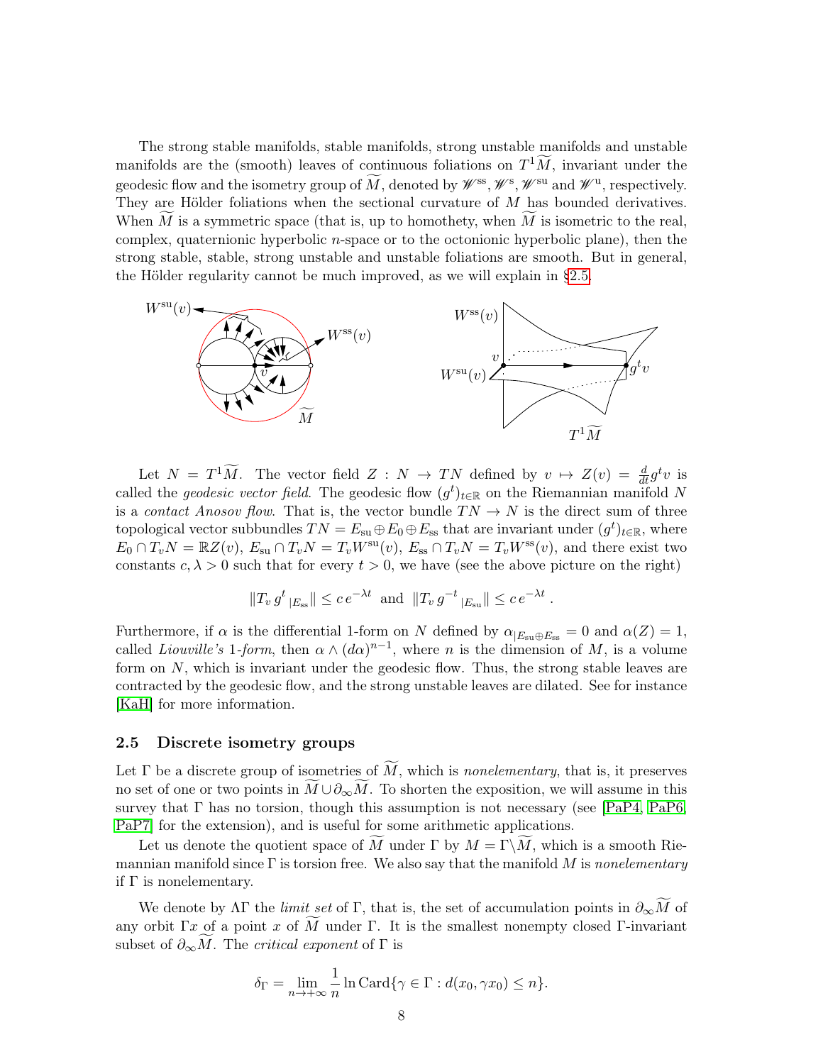The strong stable manifolds, stable manifolds, strong unstable manifolds and unstable manifolds are the (smooth) leaves of continuous foliations on $T^1\widetilde{M}$, invariant under the geodesic flow and the isometry group of $\widetilde{M}$, denoted by $\mathscr{W}^{\rm ss}, \mathscr{W}^{\rm s}, \mathscr{W}^{\rm su}$ and $\mathscr{W}^{\rm u}$, respectively. They are Hölder foliations when the sectional curvature of $M$ has bounded derivatives. When $\widetilde{M}$ is a symmetric space (that is, up to homothety, when $\widetilde{M}$ is isometric to the real, complex, quaternionic hyperbolic $n$-space or to the octonionic hyperbolic plane), then the strong stable, stable, strong unstable and unstable foliations are smooth. But in general, the Hölder regularity cannot be much improved, as we will explain in §2.5.

Let $N = T^1\widetilde{M}$. The vector field $Z : N \to TN$ defined by $v \mapsto Z(v) = \frac{d}{dt} g^t v$ is called the *geodesic vector field*. The geodesic flow $(g^t)_{t\in\mathbb{R}}$ on the Riemannian manifold $N$ is a *contact Anosov flow*. That is, the vector bundle $TN \to N$ is the direct sum of three topological vector subbundles $TN = E_{\rm su} \oplus E_0 \oplus E_{\rm ss}$ that are invariant under $(g^t)_{t\in\mathbb{R}}$, where $E_0 \cap T_v N = \mathbb{R}Z(v)$, $E_{\rm su} \cap T_v N = T_v W^{\rm su}(v)$, $E_{\rm ss} \cap T_v N = T_v W^{\rm ss}(v)$, and there exist two constants $c, \lambda > 0$ such that for every $t > 0$, we have (see the above picture on the right)

$$\|T_v\, g^t{}_{|E_{\rm ss}}\| \leq c\, e^{-\lambda t} \;\text{ and }\; \|T_v\, g^{-t}{}_{|E_{\rm su}}\| \leq c\, e^{-\lambda t}\,.$$

Furthermore, if $\alpha$ is the differential 1-form on $N$ defined by $\alpha_{|E_{\rm su}\oplus E_{\rm ss}} = 0$ and $\alpha(Z) = 1$, called *Liouville's* 1-*form*, then $\alpha \wedge (d\alpha)^{n-1}$, where $n$ is the dimension of $M$, is a volume form on $N$, which is invariant under the geodesic flow. Thus, the strong stable leaves are contracted by the geodesic flow, and the strong unstable leaves are dilated. See for instance [KaH] for more information.

## 2.5 Discrete isometry groups

Let $\Gamma$ be a discrete group of isometries of $\widetilde{M}$, which is *nonelementary*, that is, it preserves no set of one or two points in $\widetilde{M} \cup \partial_\infty \widetilde{M}$. To shorten the exposition, we will assume in this survey that $\Gamma$ has no torsion, though this assumption is not necessary (see [PaP4, PaP6, PaP7] for the extension), and is useful for some arithmetic applications.

Let us denote the quotient space of $\widetilde{M}$ under $\Gamma$ by $M = \Gamma\backslash\widetilde{M}$, which is a smooth Riemannian manifold since $\Gamma$ is torsion free. We also say that the manifold $M$ is *nonelementary* if $\Gamma$ is nonelementary.

We denote by $\Lambda\Gamma$ the *limit set* of $\Gamma$, that is, the set of accumulation points in $\partial_\infty\widetilde{M}$ of any orbit $\Gamma x$ of a point $x$ of $\widetilde{M}$ under $\Gamma$. It is the smallest nonempty closed $\Gamma$-invariant subset of $\partial_\infty\widetilde{M}$. The *critical exponent* of $\Gamma$ is

$$\delta_\Gamma = \lim_{n\to+\infty} \frac{1}{n} \ln \operatorname{Card}\{\gamma \in \Gamma : d(x_0, \gamma x_0) \leq n\}.$$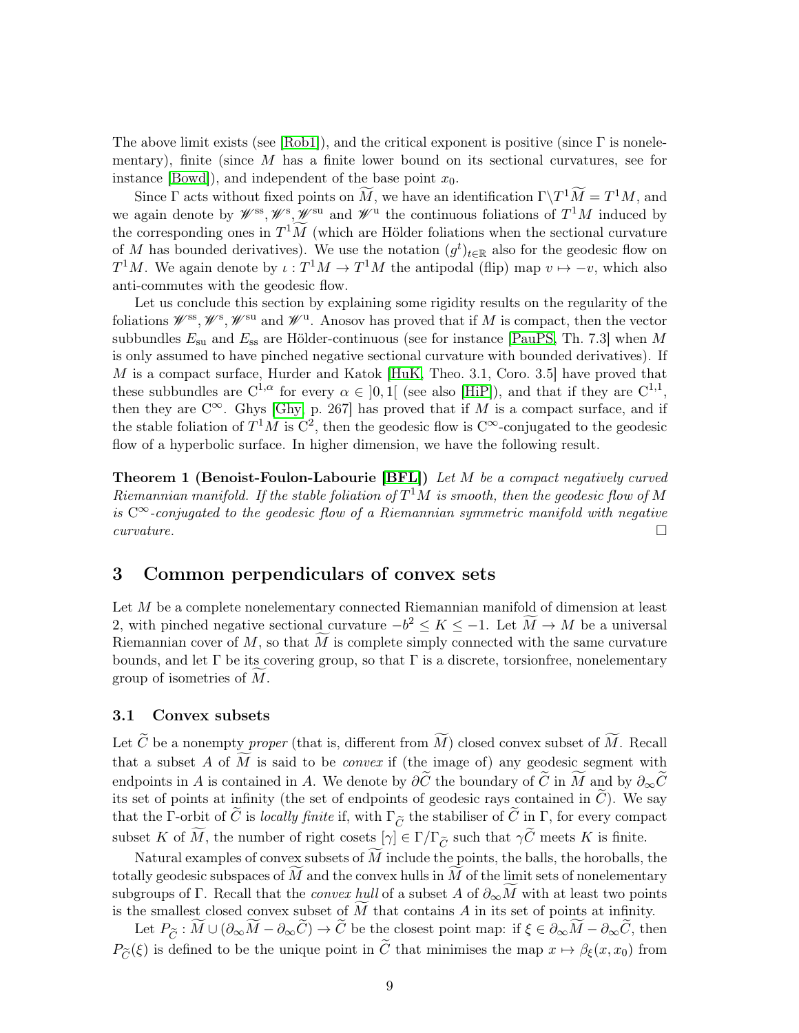The above limit exists (see [Rob1]), and the critical exponent is positive (since $\Gamma$ is nonelementary), finite (since $M$ has a finite lower bound on its sectional curvatures, see for instance [Bowd]), and independent of the base point $x_0$.

Since $\Gamma$ acts without fixed points on $\widetilde{M}$, we have an identification $\Gamma\backslash T^1\widetilde{M} = T^1M$, and we again denote by $\mathscr{W}^{\rm ss}, \mathscr{W}^{\rm s}, \mathscr{W}^{\rm su}$ and $\mathscr{W}^{\rm u}$ the continuous foliations of $T^1M$ induced by the corresponding ones in $T^1\widetilde{M}$ (which are Hölder foliations when the sectional curvature of $M$ has bounded derivatives). We use the notation $(g^t)_{t\in\mathbb{R}}$ also for the geodesic flow on $T^1M$. We again denote by $\iota : T^1M \to T^1M$ the antipodal (flip) map $v \mapsto -v$, which also anti-commutes with the geodesic flow.

Let us conclude this section by explaining some rigidity results on the regularity of the foliations $\mathscr{W}^{\rm ss}, \mathscr{W}^{\rm s}, \mathscr{W}^{\rm su}$ and $\mathscr{W}^{\rm u}$. Anosov has proved that if $M$ is compact, then the vector subbundles $E_{\rm su}$ and $E_{\rm ss}$ are Hölder-continuous (see for instance [PauPS, Th. 7.3] when $M$ is only assumed to have pinched negative sectional curvature with bounded derivatives). If $M$ is a compact surface, Hurder and Katok [HuK, Theo. 3.1, Coro. 3.5] have proved that these subbundles are $\mathrm{C}^{1,\alpha}$ for every $\alpha \in\, ]0, 1[$ (see also [HiP]), and that if they are $\mathrm{C}^{1,1}$, then they are $\mathrm{C}^\infty$. Ghys [Ghy, p. 267] has proved that if $M$ is a compact surface, and if the stable foliation of $T^1M$ is $\mathrm{C}^2$, then the geodesic flow is $\mathrm{C}^\infty$-conjugated to the geodesic flow of a hyperbolic surface. In higher dimension, we have the following result.

**Theorem 1 (Benoist-Foulon-Labourie [BFL])** *Let $M$ be a compact negatively curved Riemannian manifold. If the stable foliation of $T^1M$ is smooth, then the geodesic flow of $M$ is $\mathrm{C}^\infty$-conjugated to the geodesic flow of a Riemannian symmetric manifold with negative curvature.* □

# 3 Common perpendiculars of convex sets

Let $M$ be a complete nonelementary connected Riemannian manifold of dimension at least 2, with pinched negative sectional curvature $-b^2 \leq K \leq -1$. Let $\widetilde{M} \to M$ be a universal Riemannian cover of $M$, so that $\widetilde{M}$ is complete simply connected with the same curvature bounds, and let $\Gamma$ be its covering group, so that $\Gamma$ is a discrete, torsionfree, nonelementary group of isometries of $\widetilde{M}$.

## 3.1 Convex subsets

Let $\widetilde{C}$ be a nonempty *proper* (that is, different from $\widetilde{M}$) closed convex subset of $\widetilde{M}$. Recall that a subset $A$ of $\widetilde{M}$ is said to be *convex* if (the image of) any geodesic segment with endpoints in $A$ is contained in $A$. We denote by $\partial\widetilde{C}$ the boundary of $\widetilde{C}$ in $\widetilde{M}$ and by $\partial_\infty\widetilde{C}$ its set of points at infinity (the set of endpoints of geodesic rays contained in $\widetilde{C}$). We say that the $\Gamma$-orbit of $\widetilde{C}$ is *locally finite* if, with $\Gamma_{\widetilde{C}}$ the stabiliser of $\widetilde{C}$ in $\Gamma$, for every compact subset $K$ of $\widetilde{M}$, the number of right cosets $[\gamma] \in \Gamma/\Gamma_{\widetilde{C}}$ such that $\gamma\widetilde{C}$ meets $K$ is finite.

Natural examples of convex subsets of $\widetilde{M}$ include the points, the balls, the horoballs, the totally geodesic subspaces of $\widetilde{M}$ and the convex hulls in $\widetilde{M}$ of the limit sets of nonelementary subgroups of $\Gamma$. Recall that the *convex hull* of a subset $A$ of $\partial_\infty\widetilde{M}$ with at least two points is the smallest closed convex subset of $\widetilde{M}$ that contains $A$ in its set of points at infinity.

Let $P_{\widetilde{C}} : \widetilde{M} \cup (\partial_\infty\widetilde{M} - \partial_\infty\widetilde{C}) \to \widetilde{C}$ be the closest point map: if $\xi \in \partial_\infty\widetilde{M} - \partial_\infty\widetilde{C}$, then $P_{\widetilde{C}}(\xi)$ is defined to be the unique point in $\widetilde{C}$ that minimises the map $x \mapsto \beta_\xi(x, x_0)$ from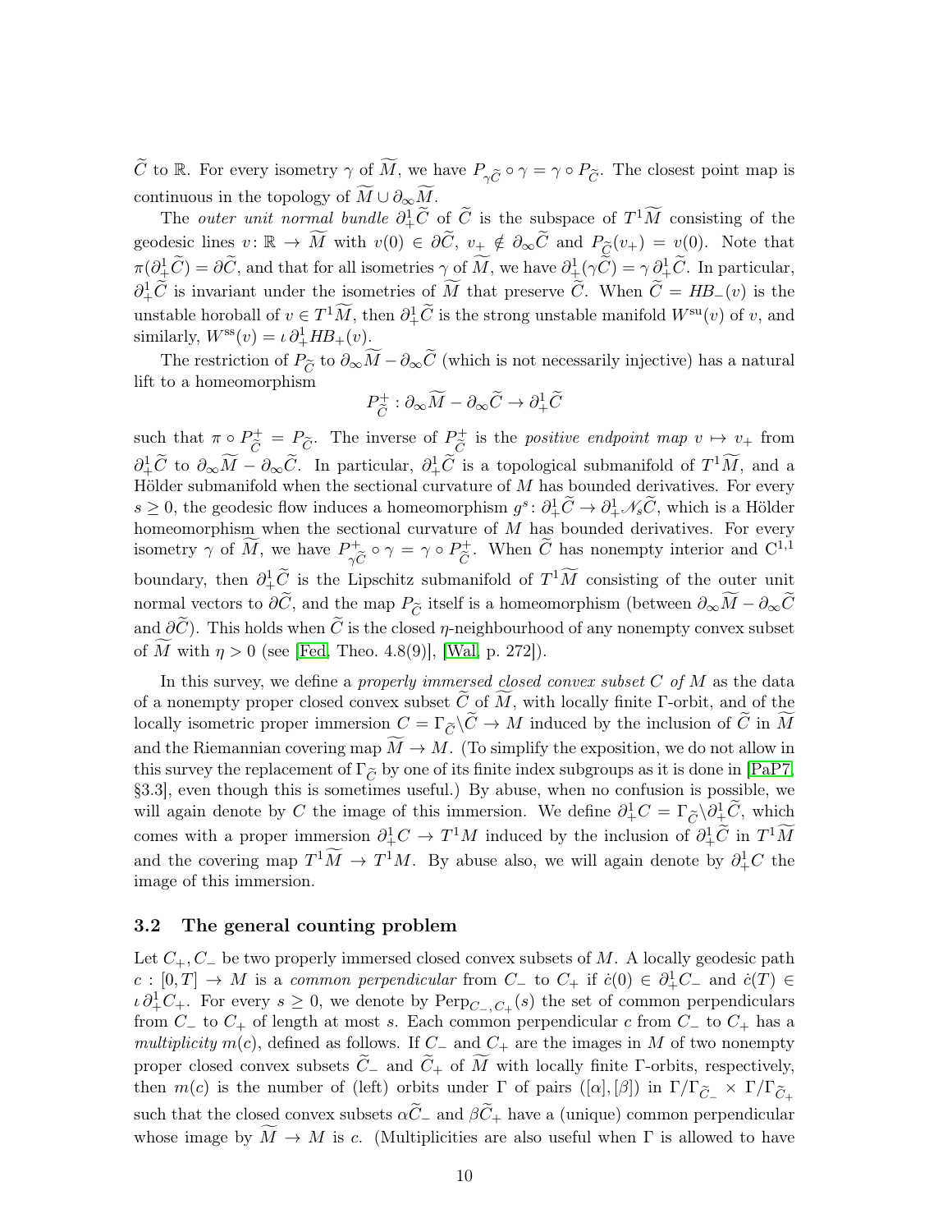$\widetilde{C}$ to $\mathbb{R}$. For every isometry $\gamma$ of $\widetilde{M}$, we have $P_{\gamma\widetilde{C}} \circ \gamma = \gamma \circ P_{\widetilde{C}}$. The closest point map is continuous in the topology of $\widetilde{M} \cup \partial_\infty \widetilde{M}$.

The *outer unit normal bundle* $\partial^1_+ \widetilde{C}$ of $\widetilde{C}$ is the subspace of $T^1\widetilde{M}$ consisting of the geodesic lines $v\colon \mathbb{R} \to \widetilde{M}$ with $v(0) \in \partial \widetilde{C}$, $v_+ \notin \partial_\infty \widetilde{C}$ and $P_{\widetilde{C}}(v_+) = v(0)$. Note that $\pi(\partial^1_+ \widetilde{C}) = \partial \widetilde{C}$, and that for all isometries $\gamma$ of $\widetilde{M}$, we have $\partial^1_+(\gamma \widetilde{C}) = \gamma\, \partial^1_+ \widetilde{C}$. In particular, $\partial^1_+ \widetilde{C}$ is invariant under the isometries of $\widetilde{M}$ that preserve $\widetilde{C}$. When $\widetilde{C} = HB_-(v)$ is the unstable horoball of $v \in T^1\widetilde{M}$, then $\partial^1_+ \widetilde{C}$ is the strong unstable manifold $W^{\rm su}(v)$ of $v$, and similarly, $W^{\rm ss}(v) = \iota\, \partial^1_+ HB_+(v)$.

The restriction of $P_{\widetilde{C}}$ to $\partial_\infty \widetilde{M} - \partial_\infty \widetilde{C}$ (which is not necessarily injective) has a natural lift to a homeomorphism

$$P^+_{\widetilde{C}} : \partial_\infty \widetilde{M} - \partial_\infty \widetilde{C} \to \partial^1_+ \widetilde{C}$$

such that $\pi \circ P^+_{\widetilde{C}} = P_{\widetilde{C}}$. The inverse of $P^+_{\widetilde{C}}$ is the *positive endpoint map* $v \mapsto v_+$ from $\partial^1_+ \widetilde{C}$ to $\partial_\infty \widetilde{M} - \partial_\infty \widetilde{C}$. In particular, $\partial^1_+ \widetilde{C}$ is a topological submanifold of $T^1\widetilde{M}$, and a Hölder submanifold when the sectional curvature of $M$ has bounded derivatives. For every $s \geq 0$, the geodesic flow induces a homeomorphism $g^s\colon \partial^1_+ \widetilde{C} \to \partial^1_+ \mathscr{N}_s \widetilde{C}$, which is a Hölder homeomorphism when the sectional curvature of $M$ has bounded derivatives. For every isometry $\gamma$ of $\widetilde{M}$, we have $P^+_{\gamma\widetilde{C}} \circ \gamma = \gamma \circ P^+_{\widetilde{C}}$. When $\widetilde{C}$ has nonempty interior and $\mathrm{C}^{1,1}$ boundary, then $\partial^1_+ \widetilde{C}$ is the Lipschitz submanifold of $T^1\widetilde{M}$ consisting of the outer unit normal vectors to $\partial \widetilde{C}$, and the map $P_{\widetilde{C}}$ itself is a homeomorphism (between $\partial_\infty \widetilde{M} - \partial_\infty \widetilde{C}$ and $\partial \widetilde{C}$). This holds when $\widetilde{C}$ is the closed $\eta$-neighbourhood of any nonempty convex subset of $\widetilde{M}$ with $\eta > 0$ (see [Fed, Theo. 4.8(9)], [Wal, p. 272]).

In this survey, we define a *properly immersed closed convex subset $C$ of $M$* as the data of a nonempty proper closed convex subset $\widetilde{C}$ of $\widetilde{M}$, with locally finite $\Gamma$-orbit, and of the locally isometric proper immersion $C = \Gamma_{\widetilde{C}} \backslash \widetilde{C} \to M$ induced by the inclusion of $\widetilde{C}$ in $\widetilde{M}$ and the Riemannian covering map $\widetilde{M} \to M$. (To simplify the exposition, we do not allow in this survey the replacement of $\Gamma_{\widetilde{C}}$ by one of its finite index subgroups as it is done in [PaP7, §3.3], even though this is sometimes useful.) By abuse, when no confusion is possible, we will again denote by $C$ the image of this immersion. We define $\partial^1_+ C = \Gamma_{\widetilde{C}} \backslash \partial^1_+ \widetilde{C}$, which comes with a proper immersion $\partial^1_+ C \to T^1 M$ induced by the inclusion of $\partial^1_+ \widetilde{C}$ in $T^1\widetilde{M}$ and the covering map $T^1\widetilde{M} \to T^1 M$. By abuse also, we will again denote by $\partial^1_+ C$ the image of this immersion.

### 3.2 The general counting problem

Let $C_+, C_-$ be two properly immersed closed convex subsets of $M$. A locally geodesic path $c : [0, T] \to M$ is a *common perpendicular* from $C_-$ to $C_+$ if $\dot{c}(0) \in \partial^1_+ C_-$ and $\dot{c}(T) \in \iota\, \partial^1_+ C_+$. For every $s \geq 0$, we denote by $\mathrm{Perp}_{C_-, C_+}(s)$ the set of common perpendiculars from $C_-$ to $C_+$ of length at most $s$. Each common perpendicular $c$ from $C_-$ to $C_+$ has a *multiplicity* $m(c)$, defined as follows. If $C_-$ and $C_+$ are the images in $M$ of two nonempty proper closed convex subsets $\widetilde{C}_-$ and $\widetilde{C}_+$ of $\widetilde{M}$ with locally finite $\Gamma$-orbits, respectively, then $m(c)$ is the number of (left) orbits under $\Gamma$ of pairs $([\alpha], [\beta])$ in $\Gamma/\Gamma_{\widetilde{C}_-} \times \Gamma/\Gamma_{\widetilde{C}_+}$ such that the closed convex subsets $\alpha \widetilde{C}_-$ and $\beta \widetilde{C}_+$ have a (unique) common perpendicular whose image by $\widetilde{M} \to M$ is $c$. (Multiplicities are also useful when $\Gamma$ is allowed to have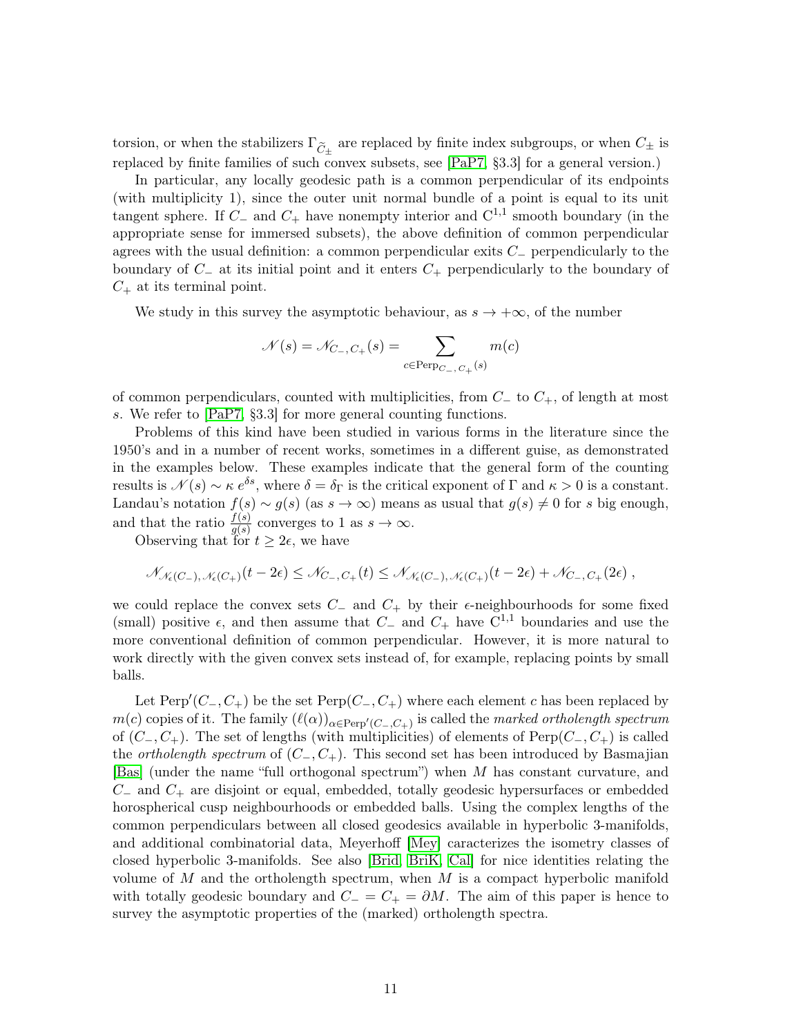torsion, or when the stabilizers $\Gamma_{\widetilde{C}_\pm}$ are replaced by finite index subgroups, or when $C_\pm$ is replaced by finite families of such convex subsets, see [PaP7, §3.3] for a general version.)

In particular, any locally geodesic path is a common perpendicular of its endpoints (with multiplicity 1), since the outer unit normal bundle of a point is equal to its unit tangent sphere. If $C_-$ and $C_+$ have nonempty interior and $\mathrm{C}^{1,1}$ smooth boundary (in the appropriate sense for immersed subsets), the above definition of common perpendicular agrees with the usual definition: a common perpendicular exits $C_-$ perpendicularly to the boundary of $C_-$ at its initial point and it enters $C_+$ perpendicularly to the boundary of $C_+$ at its terminal point.

We study in this survey the asymptotic behaviour, as $s \to +\infty$, of the number

$$\mathscr{N}(s) = \mathscr{N}_{C_-,\,C_+}(s) = \sum_{c \in \mathrm{Perp}_{C_-,\,C_+}(s)} m(c)$$

of common perpendiculars, counted with multiplicities, from $C_-$ to $C_+$, of length at most $s$. We refer to [PaP7, §3.3] for more general counting functions.

Problems of this kind have been studied in various forms in the literature since the 1950's and in a number of recent works, sometimes in a different guise, as demonstrated in the examples below. These examples indicate that the general form of the counting results is $\mathscr{N}(s) \sim \kappa\, e^{\delta s}$, where $\delta = \delta_\Gamma$ is the critical exponent of $\Gamma$ and $\kappa > 0$ is a constant. Landau's notation $f(s) \sim g(s)$ (as $s \to \infty$) means as usual that $g(s) \neq 0$ for $s$ big enough, and that the ratio $\frac{f(s)}{g(s)}$ converges to 1 as $s \to \infty$.

Observing that for $t \geq 2\epsilon$, we have

$$\mathscr{N}_{\mathscr{N}_\epsilon(C_-),\,\mathscr{N}_\epsilon(C_+)}(t - 2\epsilon) \leq \mathscr{N}_{C_-,\,C_+}(t) \leq \mathscr{N}_{\mathscr{N}_\epsilon(C_-),\,\mathscr{N}_\epsilon(C_+)}(t - 2\epsilon) + \mathscr{N}_{C_-,\,C_+}(2\epsilon)\;,$$

we could replace the convex sets $C_-$ and $C_+$ by their $\epsilon$-neighbourhoods for some fixed (small) positive $\epsilon$, and then assume that $C_-$ and $C_+$ have $\mathrm{C}^{1,1}$ boundaries and use the more conventional definition of common perpendicular. However, it is more natural to work directly with the given convex sets instead of, for example, replacing points by small balls.

Let $\mathrm{Perp}'(C_-, C_+)$ be the set $\mathrm{Perp}(C_-, C_+)$ where each element $c$ has been replaced by $m(c)$ copies of it. The family $(\ell(\alpha))_{\alpha \in \mathrm{Perp}'(C_-,C_+)}$ is called the *marked ortholength spectrum* of $(C_-, C_+)$. The set of lengths (with multiplicities) of elements of $\mathrm{Perp}(C_-, C_+)$ is called the *ortholength spectrum* of $(C_-, C_+)$. This second set has been introduced by Basmajian [Bas] (under the name "full orthogonal spectrum") when $M$ has constant curvature, and $C_-$ and $C_+$ are disjoint or equal, embedded, totally geodesic hypersurfaces or embedded horospherical cusp neighbourhoods or embedded balls. Using the complex lengths of the common perpendiculars between all closed geodesics available in hyperbolic 3-manifolds, and additional combinatorial data, Meyerhoff [Mey] caracterizes the isometry classes of closed hyperbolic 3-manifolds. See also [Brid, BriK, Cal] for nice identities relating the volume of $M$ and the ortholength spectrum, when $M$ is a compact hyperbolic manifold with totally geodesic boundary and $C_- = C_+ = \partial M$. The aim of this paper is hence to survey the asymptotic properties of the (marked) ortholength spectra.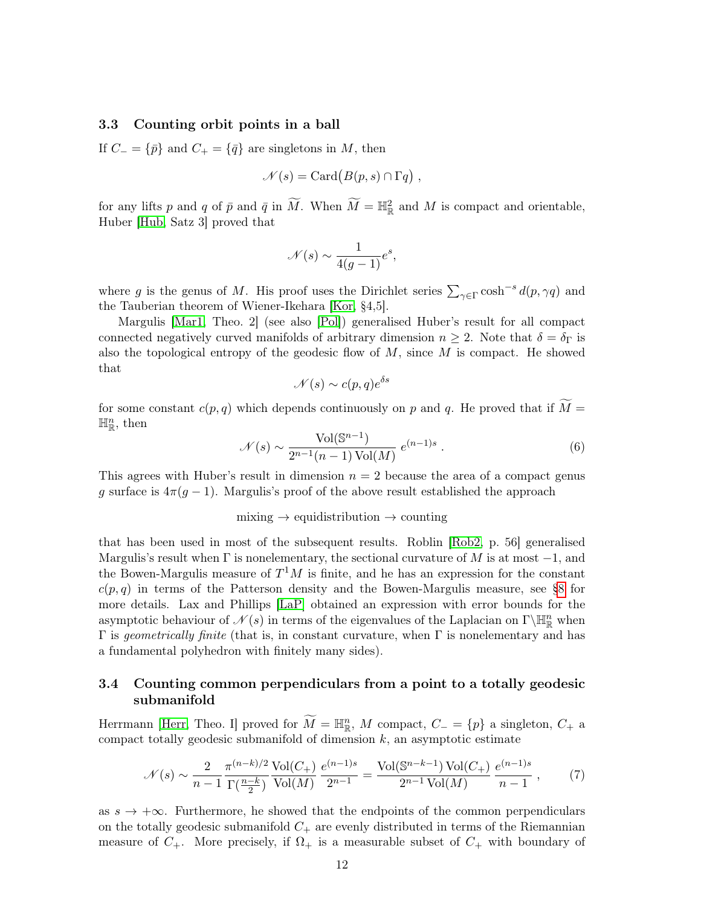### 3.3 Counting orbit points in a ball

If $C_- = \{\bar{p}\}$ and $C_+ = \{\bar{q}\}$ are singletons in $M$, then

$$\mathscr{N}(s) = \operatorname{Card}\big(B(p,s) \cap \Gamma q\big) \,,$$

for any lifts $p$ and $q$ of $\bar{p}$ and $\bar{q}$ in $\widetilde{M}$. When $\widetilde{M} = \mathbb{H}^2_{\mathbb{R}}$ and $M$ is compact and orientable, Huber [Hub, Satz 3] proved that

$$\mathscr{N}(s) \sim \frac{1}{4(g-1)} e^s,$$

where $g$ is the genus of $M$. His proof uses the Dirichlet series $\sum_{\gamma \in \Gamma} \cosh^{-s} d(p, \gamma q)$ and the Tauberian theorem of Wiener-Ikehara [Kor, §4,5].

Margulis [Mar1, Theo. 2] (see also [Pol]) generalised Huber's result for all compact connected negatively curved manifolds of arbitrary dimension $n \geq 2$. Note that $\delta = \delta_\Gamma$ is also the topological entropy of the geodesic flow of $M$, since $M$ is compact. He showed that

$$\mathscr{N}(s) \sim c(p,q) e^{\delta s}$$

for some constant $c(p,q)$ which depends continuously on $p$ and $q$. He proved that if $\widetilde{M} = \mathbb{H}^n_{\mathbb{R}}$, then

$$\mathscr{N}(s) \sim \frac{\operatorname{Vol}(\mathbb{S}^{n-1})}{2^{n-1}(n-1)\operatorname{Vol}(M)}\; e^{(n-1)s} \,. \tag{6}$$

This agrees with Huber's result in dimension $n = 2$ because the area of a compact genus $g$ surface is $4\pi(g-1)$. Margulis's proof of the above result established the approach

$$\text{mixing} \rightarrow \text{equidistribution} \rightarrow \text{counting}$$

that has been used in most of the subsequent results. Roblin [Rob2, p. 56] generalised Margulis's result when $\Gamma$ is nonelementary, the sectional curvature of $M$ is at most $-1$, and the Bowen-Margulis measure of $T^1M$ is finite, and he has an expression for the constant $c(p,q)$ in terms of the Patterson density and the Bowen-Margulis measure, see §8 for more details. Lax and Phillips [LaP] obtained an expression with error bounds for the asymptotic behaviour of $\mathscr{N}(s)$ in terms of the eigenvalues of the Laplacian on $\Gamma\backslash\mathbb{H}^n_{\mathbb{R}}$ when $\Gamma$ is *geometrically finite* (that is, in constant curvature, when $\Gamma$ is nonelementary and has a fundamental polyhedron with finitely many sides).

### 3.4 Counting common perpendiculars from a point to a totally geodesic submanifold

Herrmann [Herr, Theo. I] proved for $\widetilde{M} = \mathbb{H}^n_{\mathbb{R}}$, $M$ compact, $C_- = \{p\}$ a singleton, $C_+$ a compact totally geodesic submanifold of dimension $k$, an asymptotic estimate

$$\mathscr{N}(s) \sim \frac{2}{n-1}\,\frac{\pi^{(n-k)/2}}{\Gamma(\frac{n-k}{2})}\,\frac{\operatorname{Vol}(C_+)}{\operatorname{Vol}(M)}\,\frac{e^{(n-1)s}}{2^{n-1}} = \frac{\operatorname{Vol}(\mathbb{S}^{n-k-1})\operatorname{Vol}(C_+)}{2^{n-1}\operatorname{Vol}(M)}\,\frac{e^{(n-1)s}}{n-1}\,, \tag{7}$$

as $s \to +\infty$. Furthermore, he showed that the endpoints of the common perpendiculars on the totally geodesic submanifold $C_+$ are evenly distributed in terms of the Riemannian measure of $C_+$. More precisely, if $\Omega_+$ is a measurable subset of $C_+$ with boundary of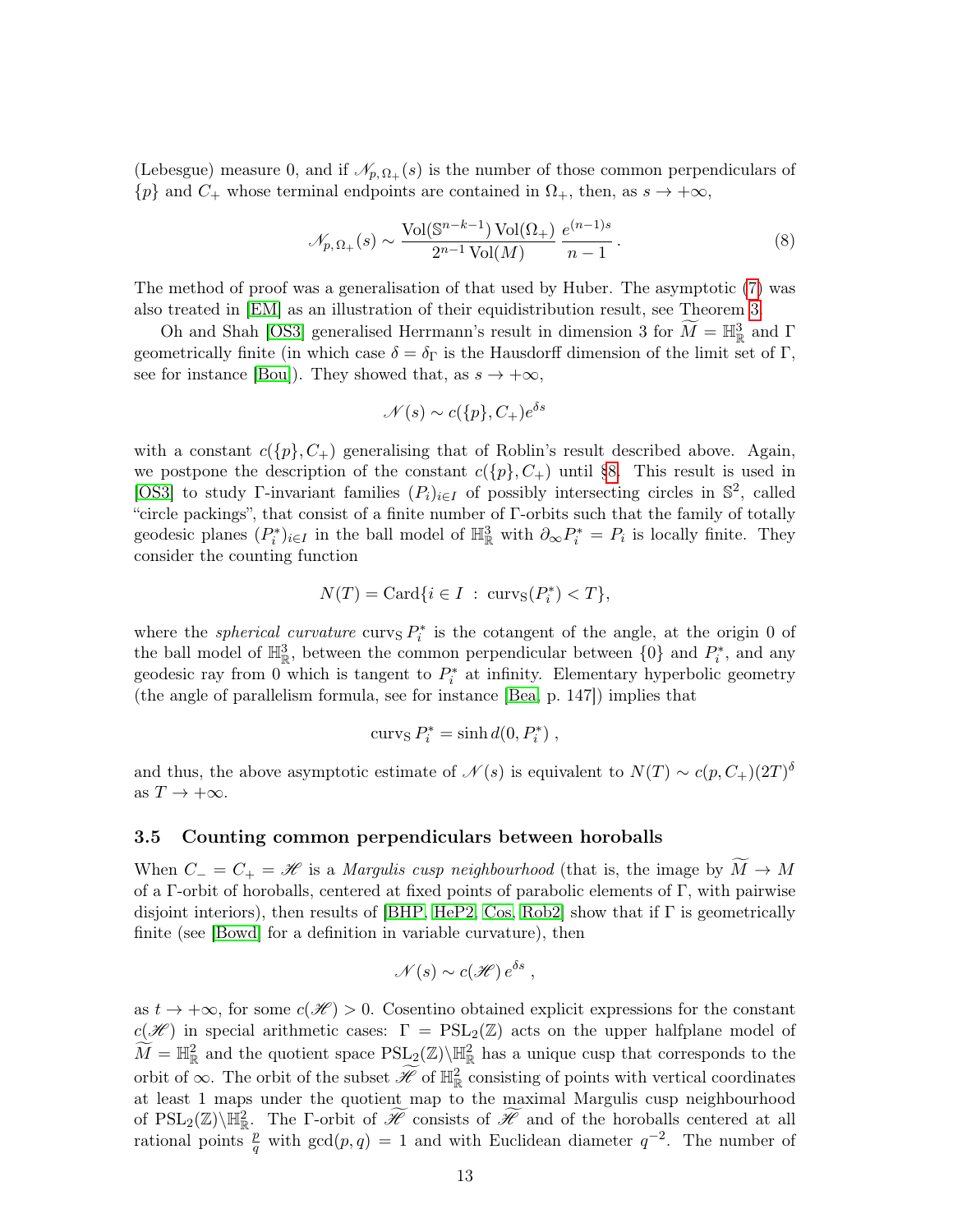(Lebesgue) measure 0, and if $\mathscr{N}_{p,\,\Omega_+}(s)$ is the number of those common perpendiculars of $\{p\}$ and $C_+$ whose terminal endpoints are contained in $\Omega_+$, then, as $s \to +\infty$,

$$\mathscr{N}_{p,\,\Omega_+}(s) \sim \frac{\operatorname{Vol}(\mathbb{S}^{n-k-1})\operatorname{Vol}(\Omega_+)}{2^{n-1}\operatorname{Vol}(M)}\,\frac{e^{(n-1)s}}{n-1}\,. \tag{8}$$

The method of proof was a generalisation of that used by Huber. The asymptotic (7) was also treated in [EM] as an illustration of their equidistribution result, see Theorem 3.

Oh and Shah [OS3] generalised Herrmann's result in dimension 3 for $\widetilde{M} = \mathbb{H}^3_{\mathbb{R}}$ and $\Gamma$ geometrically finite (in which case $\delta = \delta_\Gamma$ is the Hausdorff dimension of the limit set of $\Gamma$, see for instance [Bou]). They showed that, as $s \to +\infty$,

$$\mathscr{N}(s) \sim c(\{p\}, C_+)e^{\delta s}$$

with a constant $c(\{p\}, C_+)$ generalising that of Roblin's result described above. Again, we postpone the description of the constant $c(\{p\}, C_+)$ until §8. This result is used in [OS3] to study $\Gamma$-invariant families $(P_i)_{i\in I}$ of possibly intersecting circles in $\mathbb{S}^2$, called "circle packings", that consist of a finite number of $\Gamma$-orbits such that the family of totally geodesic planes $(P_i^*)_{i\in I}$ in the ball model of $\mathbb{H}^3_{\mathbb{R}}$ with $\partial_\infty P_i^* = P_i$ is locally finite. They consider the counting function

$$N(T) = \operatorname{Card}\{i \in I \;:\; \operatorname{curv}_{\mathbb{S}}(P_i^*) < T\},$$

where the *spherical curvature* $\operatorname{curv}_{\mathbb{S}} P_i^*$ is the cotangent of the angle, at the origin 0 of the ball model of $\mathbb{H}^3_{\mathbb{R}}$, between the common perpendicular between $\{0\}$ and $P_i^*$, and any geodesic ray from 0 which is tangent to $P_i^*$ at infinity. Elementary hyperbolic geometry (the angle of parallelism formula, see for instance [Bea, p. 147]) implies that

$$\operatorname{curv}_{\mathbb{S}} P_i^* = \sinh d(0, P_i^*)\;,$$

and thus, the above asymptotic estimate of $\mathscr{N}(s)$ is equivalent to $N(T) \sim c(p, C_+)(2T)^\delta$ as $T \to +\infty$.

### 3.5 Counting common perpendiculars between horoballs

When $C_- = C_+ = \mathscr{H}$ is a *Margulis cusp neighbourhood* (that is, the image by $\widetilde{M} \to M$ of a $\Gamma$-orbit of horoballs, centered at fixed points of parabolic elements of $\Gamma$, with pairwise disjoint interiors), then results of [BHP, HeP2, Cos, Rob2] show that if $\Gamma$ is geometrically finite (see [Bowd] for a definition in variable curvature), then

$$\mathscr{N}(s) \sim c(\mathscr{H})\, e^{\delta s}\;,$$

as $t \to +\infty$, for some $c(\mathscr{H}) > 0$. Cosentino obtained explicit expressions for the constant $c(\mathscr{H})$ in special arithmetic cases: $\Gamma = \operatorname{PSL}_2(\mathbb{Z})$ acts on the upper halfplane model of $\widetilde{M} = \mathbb{H}^2_{\mathbb{R}}$ and the quotient space $\operatorname{PSL}_2(\mathbb{Z})\backslash\mathbb{H}^2_{\mathbb{R}}$ has a unique cusp that corresponds to the orbit of $\infty$. The orbit of the subset $\widetilde{\mathscr{H}}$ of $\mathbb{H}^2_{\mathbb{R}}$ consisting of points with vertical coordinates at least 1 maps under the quotient map to the maximal Margulis cusp neighbourhood of $\operatorname{PSL}_2(\mathbb{Z})\backslash\mathbb{H}^2_{\mathbb{R}}$. The $\Gamma$-orbit of $\widetilde{\mathscr{H}}$ consists of $\widetilde{\mathscr{H}}$ and of the horoballs centered at all rational points $\frac{p}{q}$ with $\gcd(p, q) = 1$ and with Euclidean diameter $q^{-2}$. The number of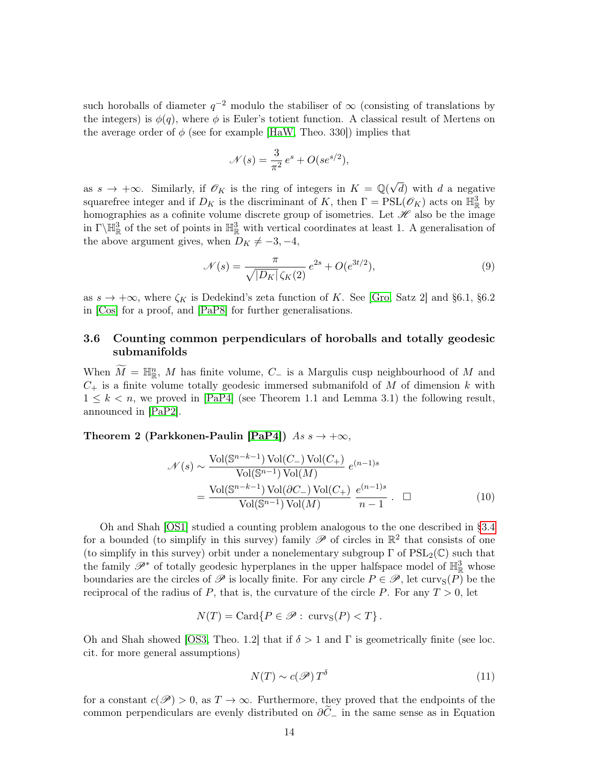such horoballs of diameter $q^{-2}$ modulo the stabiliser of $\infty$ (consisting of translations by the integers) is $\phi(q)$, where $\phi$ is Euler's totient function. A classical result of Mertens on the average order of $\phi$ (see for example [HaW, Theo. 330]) implies that

$$\mathscr{N}(s) = \frac{3}{\pi^2}\, e^s + O(s e^{s/2}),$$

as $s \to +\infty$. Similarly, if $\mathscr{O}_K$ is the ring of integers in $K = \mathbb{Q}(\sqrt{d})$ with $d$ a negative squarefree integer and if $D_K$ is the discriminant of $K$, then $\Gamma = \mathrm{PSL}(\mathscr{O}_K)$ acts on $\mathbb{H}^3_{\mathbb{R}}$ by homographies as a cofinite volume discrete group of isometries. Let $\mathscr{H}$ also be the image in $\Gamma\backslash\mathbb{H}^3_{\mathbb{R}}$ of the set of points in $\mathbb{H}^3_{\mathbb{R}}$ with vertical coordinates at least 1. A generalisation of the above argument gives, when $D_K \neq -3, -4$,

$$\mathscr{N}(s) = \frac{\pi}{\sqrt{|D_K|}\,\zeta_K(2)}\, e^{2s} + O(e^{3t/2}), \tag{9}$$

as $s \to +\infty$, where $\zeta_K$ is Dedekind's zeta function of $K$. See [Gro, Satz 2] and §6.1, §6.2 in [Cos] for a proof, and [PaP8] for further generalisations.

### 3.6 Counting common perpendiculars of horoballs and totally geodesic submanifolds

When $\widetilde{M} = \mathbb{H}^n_{\mathbb{R}}$, $M$ has finite volume, $C_-$ is a Margulis cusp neighbourhood of $M$ and $C_+$ is a finite volume totally geodesic immersed submanifold of $M$ of dimension $k$ with $1 \leq k < n$, we proved in [PaP4] (see Theorem 1.1 and Lemma 3.1) the following result, announced in [PaP2].

**Theorem 2 (Parkkonen-Paulin [PaP4])** *As $s \to +\infty$,*

$$\begin{aligned}
\mathscr{N}(s) &\sim \frac{\mathrm{Vol}(\mathbb{S}^{n-k-1})\,\mathrm{Vol}(C_-)\,\mathrm{Vol}(C_+)}{\mathrm{Vol}(\mathbb{S}^{n-1})\,\mathrm{Vol}(M)}\; e^{(n-1)s} \\
&= \frac{\mathrm{Vol}(\mathbb{S}^{n-k-1})\,\mathrm{Vol}(\partial C_-)\,\mathrm{Vol}(C_+)}{\mathrm{Vol}(\mathbb{S}^{n-1})\,\mathrm{Vol}(M)}\; \frac{e^{(n-1)s}}{n-1}\,. \quad \square
\end{aligned} \tag{10}$$

Oh and Shah [OS1] studied a counting problem analogous to the one described in §3.4 for a bounded (to simplify in this survey) family $\mathscr{P}$ of circles in $\mathbb{R}^2$ that consists of one (to simplify in this survey) orbit under a nonelementary subgroup $\Gamma$ of $\mathrm{PSL}_2(\mathbb{C})$ such that the family $\mathscr{P}^*$ of totally geodesic hyperplanes in the upper halfspace model of $\mathbb{H}^3_{\mathbb{R}}$ whose boundaries are the circles of $\mathscr{P}$ is locally finite. For any circle $P \in \mathscr{P}$, let $\mathrm{curv}_{\mathrm{S}}(P)$ be the reciprocal of the radius of $P$, that is, the curvature of the circle $P$. For any $T > 0$, let

$$N(T) = \mathrm{Card}\{P \in \mathscr{P} :\ \mathrm{curv}_{\mathrm{S}}(P) < T\}\,.$$

Oh and Shah showed [OS3, Theo. 1.2] that if $\delta > 1$ and $\Gamma$ is geometrically finite (see loc. cit. for more general assumptions)

$$N(T) \sim c(\mathscr{P})\, T^{\delta} \tag{11}$$

for a constant $c(\mathscr{P}) > 0$, as $T \to \infty$. Furthermore, they proved that the endpoints of the common perpendiculars are evenly distributed on $\partial\widetilde{C}_-$ in the same sense as in Equation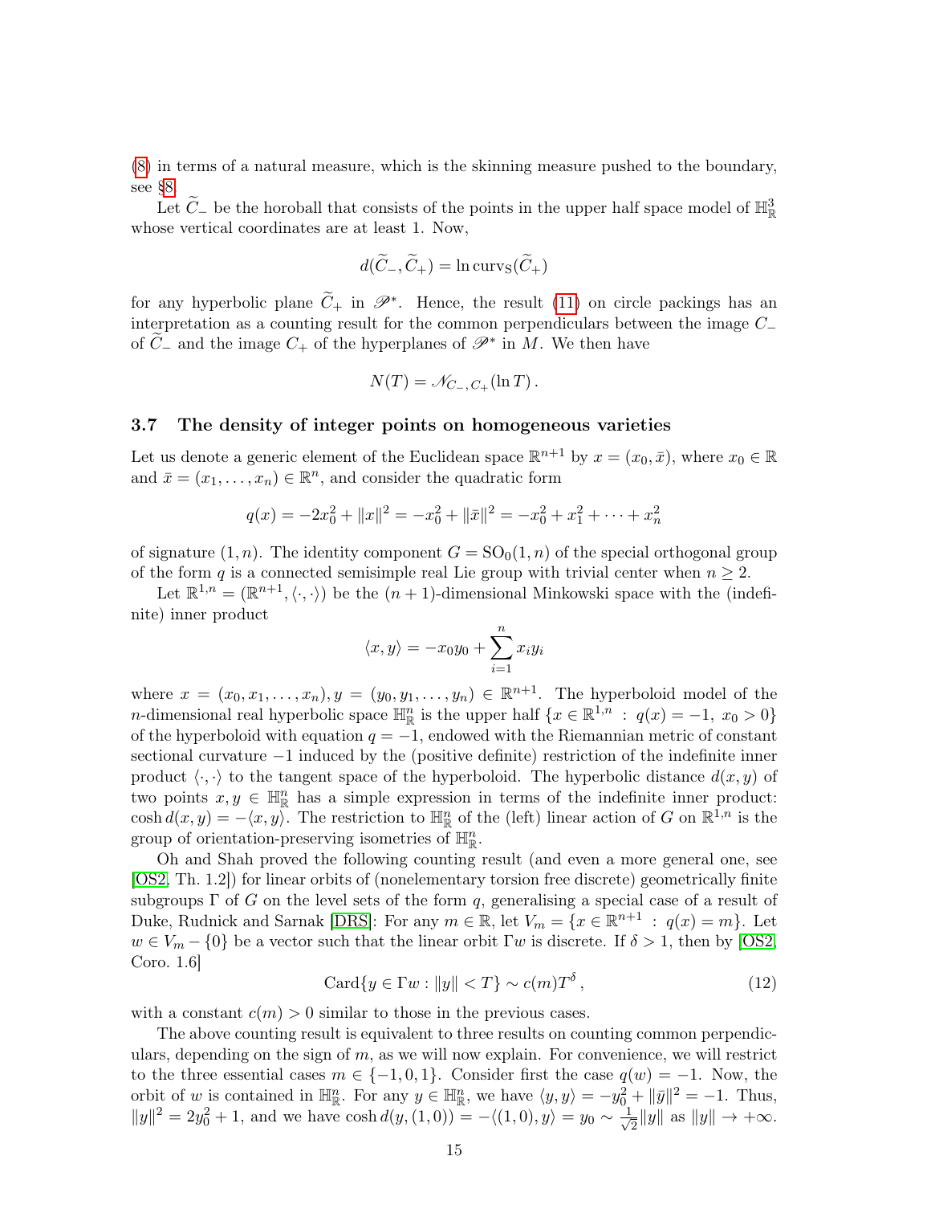(8) in terms of a natural measure, which is the skinning measure pushed to the boundary, see §8.

Let $\widetilde{C}_-$ be the horoball that consists of the points in the upper half space model of $\mathbb{H}^3_{\mathbb{R}}$ whose vertical coordinates are at least 1. Now,

$$d(\widetilde{C}_-, \widetilde{C}_+) = \ln \operatorname{curv}_{\mathrm{S}}(\widetilde{C}_+)$$

for any hyperbolic plane $\widetilde{C}_+$ in $\mathscr{P}^*$. Hence, the result (11) on circle packings has an interpretation as a counting result for the common perpendiculars between the image $C_-$ of $\widetilde{C}_-$ and the image $C_+$ of the hyperplanes of $\mathscr{P}^*$ in $M$. We then have

$$N(T) = \mathscr{N}_{C_-, C_+}(\ln T)\,.$$

### 3.7 The density of integer points on homogeneous varieties

Let us denote a generic element of the Euclidean space $\mathbb{R}^{n+1}$ by $x = (x_0, \bar{x})$, where $x_0 \in \mathbb{R}$ and $\bar{x} = (x_1, \dots, x_n) \in \mathbb{R}^n$, and consider the quadratic form

$$q(x) = -2x_0^2 + \|x\|^2 = -x_0^2 + \|\bar{x}\|^2 = -x_0^2 + x_1^2 + \cdots + x_n^2$$

of signature $(1, n)$. The identity component $G = \mathrm{SO}_0(1, n)$ of the special orthogonal group of the form $q$ is a connected semisimple real Lie group with trivial center when $n \geq 2$.

Let $\mathbb{R}^{1,n} = (\mathbb{R}^{n+1}, \langle \cdot, \cdot \rangle)$ be the $(n+1)$-dimensional Minkowski space with the (indefinite) inner product

$$\langle x, y \rangle = -x_0 y_0 + \sum_{i=1}^{n} x_i y_i$$

where $x = (x_0, x_1, \dots, x_n), y = (y_0, y_1, \dots, y_n) \in \mathbb{R}^{n+1}$. The hyperboloid model of the $n$-dimensional real hyperbolic space $\mathbb{H}^n_{\mathbb{R}}$ is the upper half $\{x \in \mathbb{R}^{1,n} \,:\, q(x) = -1,\ x_0 > 0\}$ of the hyperboloid with equation $q = -1$, endowed with the Riemannian metric of constant sectional curvature $-1$ induced by the (positive definite) restriction of the indefinite inner product $\langle \cdot, \cdot \rangle$ to the tangent space of the hyperboloid. The hyperbolic distance $d(x, y)$ of two points $x, y \in \mathbb{H}^n_{\mathbb{R}}$ has a simple expression in terms of the indefinite inner product: $\cosh d(x, y) = -\langle x, y \rangle$. The restriction to $\mathbb{H}^n_{\mathbb{R}}$ of the (left) linear action of $G$ on $\mathbb{R}^{1,n}$ is the group of orientation-preserving isometries of $\mathbb{H}^n_{\mathbb{R}}$.

Oh and Shah proved the following counting result (and even a more general one, see [OS2, Th. 1.2]) for linear orbits of (nonelementary torsion free discrete) geometrically finite subgroups $\Gamma$ of $G$ on the level sets of the form $q$, generalising a special case of a result of Duke, Rudnick and Sarnak [DRS]: For any $m \in \mathbb{R}$, let $V_m = \{x \in \mathbb{R}^{n+1} \,:\, q(x) = m\}$. Let $w \in V_m - \{0\}$ be a vector such that the linear orbit $\Gamma w$ is discrete. If $\delta > 1$, then by [OS2, Coro. 1.6]

$$\operatorname{Card}\{y \in \Gamma w : \|y\| < T\} \sim c(m) T^{\delta}\,, \tag{12}$$

with a constant $c(m) > 0$ similar to those in the previous cases.

The above counting result is equivalent to three results on counting common perpendiculars, depending on the sign of $m$, as we will now explain. For convenience, we will restrict to the three essential cases $m \in \{-1, 0, 1\}$. Consider first the case $q(w) = -1$. Now, the orbit of $w$ is contained in $\mathbb{H}^n_{\mathbb{R}}$. For any $y \in \mathbb{H}^n_{\mathbb{R}}$, we have $\langle y, y \rangle = -y_0^2 + \|\bar{y}\|^2 = -1$. Thus, $\|y\|^2 = 2y_0^2 + 1$, and we have $\cosh d(y, (1, 0)) = -\langle (1, 0), y \rangle = y_0 \sim \frac{1}{\sqrt{2}} \|y\|$ as $\|y\| \to +\infty$.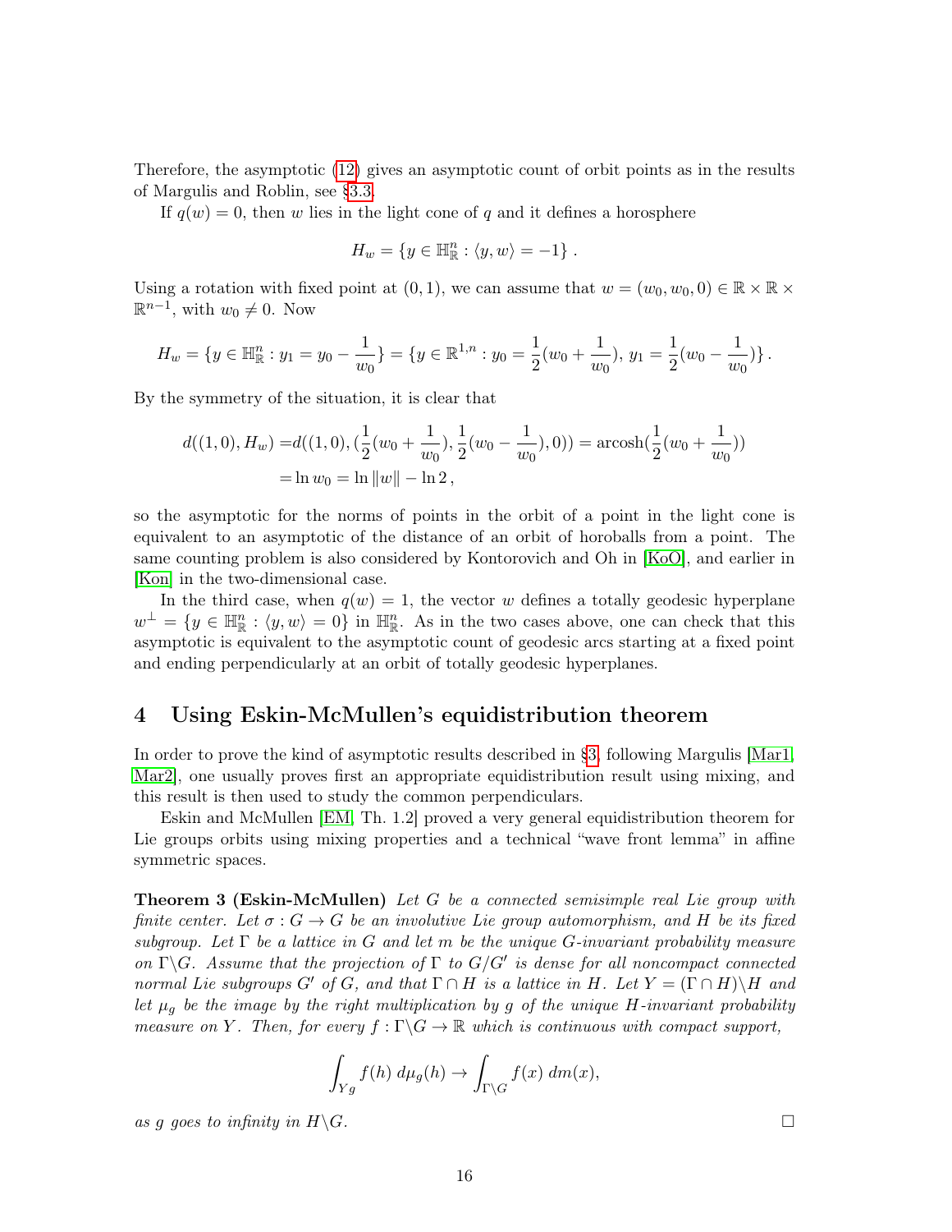Therefore, the asymptotic (12) gives an asymptotic count of orbit points as in the results of Margulis and Roblin, see §3.3.

If $q(w) = 0$, then $w$ lies in the light cone of $q$ and it defines a horosphere

$$H_w = \{y \in \mathbb{H}^n_{\mathbb{R}} : \langle y, w\rangle = -1\}\,.$$

Using a rotation with fixed point at $(0,1)$, we can assume that $w = (w_0, w_0, 0) \in \mathbb{R} \times \mathbb{R} \times \mathbb{R}^{n-1}$, with $w_0 \neq 0$. Now

$$H_w = \{y \in \mathbb{H}^n_{\mathbb{R}} : y_1 = y_0 - \frac{1}{w_0}\} = \{y \in \mathbb{R}^{1,n} : y_0 = \frac{1}{2}(w_0 + \frac{1}{w_0}),\ y_1 = \frac{1}{2}(w_0 - \frac{1}{w_0})\}\,.$$

By the symmetry of the situation, it is clear that

$$\begin{aligned} d((1,0), H_w) =& d((1,0), (\frac{1}{2}(w_0 + \frac{1}{w_0}), \frac{1}{2}(w_0 - \frac{1}{w_0}), 0)) = \operatorname{arcosh}(\frac{1}{2}(w_0 + \frac{1}{w_0})) \\ =& \ln w_0 = \ln \|w\| - \ln 2\,, \end{aligned}$$

so the asymptotic for the norms of points in the orbit of a point in the light cone is equivalent to an asymptotic of the distance of an orbit of horoballs from a point. The same counting problem is also considered by Kontorovich and Oh in [KoO], and earlier in [Kon] in the two-dimensional case.

In the third case, when $q(w) = 1$, the vector $w$ defines a totally geodesic hyperplane $w^\perp = \{y \in \mathbb{H}^n_{\mathbb{R}} : \langle y, w\rangle = 0\}$ in $\mathbb{H}^n_{\mathbb{R}}$. As in the two cases above, one can check that this asymptotic is equivalent to the asymptotic count of geodesic arcs starting at a fixed point and ending perpendicularly at an orbit of totally geodesic hyperplanes.

# 4 Using Eskin-McMullen's equidistribution theorem

In order to prove the kind of asymptotic results described in §3, following Margulis [Mar1, Mar2], one usually proves first an appropriate equidistribution result using mixing, and this result is then used to study the common perpendiculars.

Eskin and McMullen [EM, Th. 1.2] proved a very general equidistribution theorem for Lie groups orbits using mixing properties and a technical "wave front lemma" in affine symmetric spaces.

**Theorem 3 (Eskin-McMullen)** *Let $G$ be a connected semisimple real Lie group with finite center. Let $\sigma : G \to G$ be an involutive Lie group automorphism, and $H$ be its fixed subgroup. Let $\Gamma$ be a lattice in $G$ and let $m$ be the unique $G$-invariant probability measure on $\Gamma\backslash G$. Assume that the projection of $\Gamma$ to $G/G'$ is dense for all noncompact connected normal Lie subgroups $G'$ of $G$, and that $\Gamma \cap H$ is a lattice in $H$. Let $Y = (\Gamma \cap H)\backslash H$ and let $\mu_g$ be the image by the right multiplication by $g$ of the unique $H$-invariant probability measure on $Y$. Then, for every $f : \Gamma\backslash G \to \mathbb{R}$ which is continuous with compact support,*

$$\int_{Yg} f(h)\, d\mu_g(h) \to \int_{\Gamma\backslash G} f(x)\, dm(x),$$

*as $g$ goes to infinity in $H\backslash G$.* □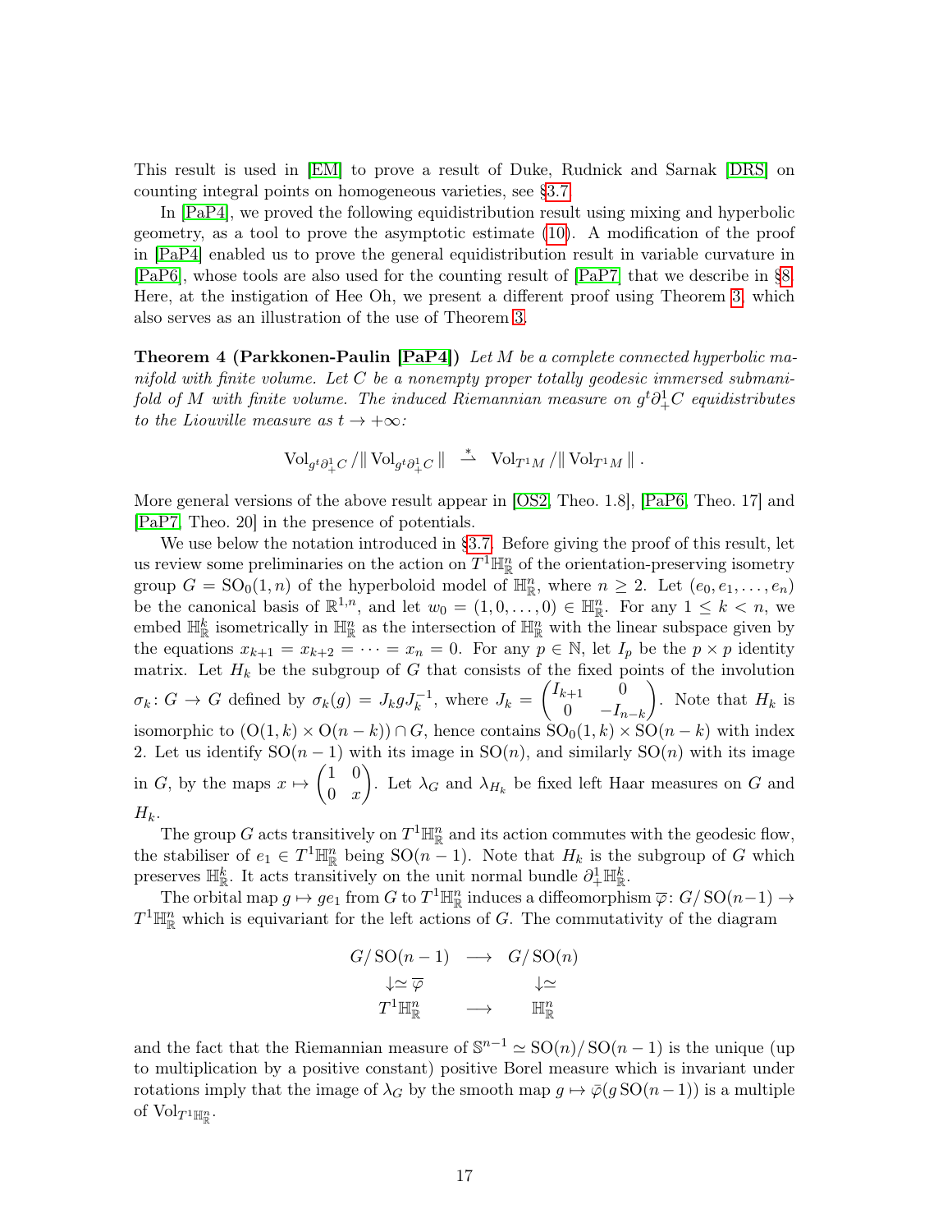This result is used in [EM] to prove a result of Duke, Rudnick and Sarnak [DRS] on counting integral points on homogeneous varieties, see §3.7.

In [PaP4], we proved the following equidistribution result using mixing and hyperbolic geometry, as a tool to prove the asymptotic estimate (10). A modification of the proof in [PaP4] enabled us to prove the general equidistribution result in variable curvature in [PaP6], whose tools are also used for the counting result of [PaP7] that we describe in §8. Here, at the instigation of Hee Oh, we present a different proof using Theorem 3, which also serves as an illustration of the use of Theorem 3.

**Theorem 4 (Parkkonen-Paulin [PaP4])** *Let $M$ be a complete connected hyperbolic manifold with finite volume. Let $C$ be a nonempty proper totally geodesic immersed submanifold of $M$ with finite volume. The induced Riemannian measure on $g^t\partial^1_+ C$ equidistributes to the Liouville measure as $t\to+\infty$:*

$$\operatorname{Vol}_{g^t\partial^1_+ C}/\|\operatorname{Vol}_{g^t\partial^1_+ C}\| \ \overset{*}{\rightharpoonup}\ \operatorname{Vol}_{T^1M}/\|\operatorname{Vol}_{T^1M}\|\,.$$

More general versions of the above result appear in [OS2, Theo. 1.8], [PaP6, Theo. 17] and [PaP7, Theo. 20] in the presence of potentials.

We use below the notation introduced in §3.7. Before giving the proof of this result, let us review some preliminaries on the action on $T^1\mathbb{H}^n_\mathbb{R}$ of the orientation-preserving isometry group $G=\operatorname{SO}_0(1,n)$ of the hyperboloid model of $\mathbb{H}^n_\mathbb{R}$, where $n\geq 2$. Let $(e_0,e_1,\dots,e_n)$ be the canonical basis of $\mathbb{R}^{1,n}$, and let $w_0=(1,0,\dots,0)\in\mathbb{H}^n_\mathbb{R}$. For any $1\leq k<n$, we embed $\mathbb{H}^k_\mathbb{R}$ isometrically in $\mathbb{H}^n_\mathbb{R}$ as the intersection of $\mathbb{H}^n_\mathbb{R}$ with the linear subspace given by the equations $x_{k+1}=x_{k+2}=\dots=x_n=0$. For any $p\in\mathbb{N}$, let $I_p$ be the $p\times p$ identity matrix. Let $H_k$ be the subgroup of $G$ that consists of the fixed points of the involution $\sigma_k\colon G\to G$ defined by $\sigma_k(g)=J_k g J_k^{-1}$, where $J_k=\begin{pmatrix} I_{k+1} & 0\\ 0 & -I_{n-k}\end{pmatrix}$. Note that $H_k$ is isomorphic to $(\operatorname{O}(1,k)\times\operatorname{O}(n-k))\cap G$, hence contains $\operatorname{SO}_0(1,k)\times\operatorname{SO}(n-k)$ with index 2. Let us identify $\operatorname{SO}(n-1)$ with its image in $\operatorname{SO}(n)$, and similarly $\operatorname{SO}(n)$ with its image in $G$, by the maps $x\mapsto\begin{pmatrix}1&0\\0&x\end{pmatrix}$. Let $\lambda_G$ and $\lambda_{H_k}$ be fixed left Haar measures on $G$ and $H_k$.

The group $G$ acts transitively on $T^1\mathbb{H}^n_\mathbb{R}$ and its action commutes with the geodesic flow, the stabiliser of $e_1\in T^1\mathbb{H}^n_\mathbb{R}$ being $\operatorname{SO}(n-1)$. Note that $H_k$ is the subgroup of $G$ which preserves $\mathbb{H}^k_\mathbb{R}$. It acts transitively on the unit normal bundle $\partial^1_+\mathbb{H}^k_\mathbb{R}$.

The orbital map $g\mapsto ge_1$ from $G$ to $T^1\mathbb{H}^n_\mathbb{R}$ induces a diffeomorphism $\overline{\varphi}\colon G/\operatorname{SO}(n-1)\to T^1\mathbb{H}^n_\mathbb{R}$ which is equivariant for the left actions of $G$. The commutativity of the diagram

$$\begin{array}{ccc} G/\operatorname{SO}(n-1) & \longrightarrow & G/\operatorname{SO}(n)\\ \downarrow\simeq\overline{\varphi} & & \downarrow\simeq\\ T^1\mathbb{H}^n_\mathbb{R} & \longrightarrow & \mathbb{H}^n_\mathbb{R}\end{array}$$

and the fact that the Riemannian measure of $\mathbb{S}^{n-1}\simeq\operatorname{SO}(n)/\operatorname{SO}(n-1)$ is the unique (up to multiplication by a positive constant) positive Borel measure which is invariant under rotations imply that the image of $\lambda_G$ by the smooth map $g\mapsto\bar\varphi(g\operatorname{SO}(n-1))$ is a multiple of $\operatorname{Vol}_{T^1\mathbb{H}^n_\mathbb{R}}$.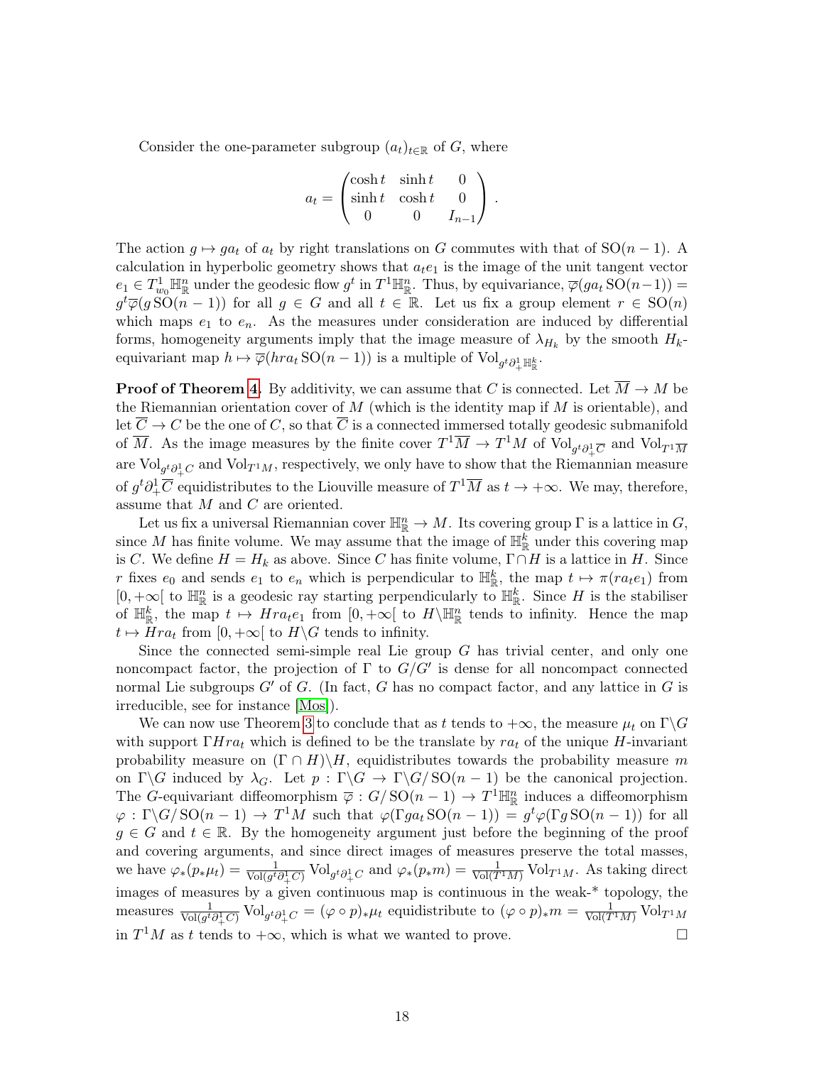Consider the one-parameter subgroup $(a_t)_{t\in\mathbb{R}}$ of $G$, where

$$a_t = \begin{pmatrix} \cosh t & \sinh t & 0 \\ \sinh t & \cosh t & 0 \\ 0 & 0 & I_{n-1} \end{pmatrix}.$$

The action $g \mapsto g a_t$ of $a_t$ by right translations on $G$ commutes with that of $\mathrm{SO}(n-1)$. A calculation in hyperbolic geometry shows that $a_t e_1$ is the image of the unit tangent vector $e_1 \in T^1_{w_0}\mathbb{H}^n_{\mathbb{R}}$ under the geodesic flow $g^t$ in $T^1\mathbb{H}^n_{\mathbb{R}}$. Thus, by equivariance, $\overline{\varphi}(g a_t \mathrm{SO}(n-1)) = g^t \overline{\varphi}(g\,\mathrm{SO}(n-1))$ for all $g \in G$ and all $t \in \mathbb{R}$. Let us fix a group element $r \in \mathrm{SO}(n)$ which maps $e_1$ to $e_n$. As the measures under consideration are induced by differential forms, homogeneity arguments imply that the image measure of $\lambda_{H_k}$ by the smooth $H_k$-equivariant map $h \mapsto \overline{\varphi}(h r a_t \mathrm{SO}(n-1))$ is a multiple of $\mathrm{Vol}_{g^t\partial^1_+\mathbb{H}^k_{\mathbb{R}}}$.

**Proof of Theorem 4.** By additivity, we can assume that $C$ is connected. Let $\overline{M} \to M$ be the Riemannian orientation cover of $M$ (which is the identity map if $M$ is orientable), and let $\overline{C} \to C$ be the one of $C$, so that $\overline{C}$ is a connected immersed totally geodesic submanifold of $\overline{M}$. As the image measures by the finite cover $T^1\overline{M} \to T^1M$ of $\mathrm{Vol}_{g^t\partial^1_+\overline{C}}$ and $\mathrm{Vol}_{T^1\overline{M}}$ are $\mathrm{Vol}_{g^t\partial^1_+C}$ and $\mathrm{Vol}_{T^1M}$, respectively, we only have to show that the Riemannian measure of $g^t\partial^1_+\overline{C}$ equidistributes to the Liouville measure of $T^1\overline{M}$ as $t \to +\infty$. We may, therefore, assume that $M$ and $C$ are oriented.

Let us fix a universal Riemannian cover $\mathbb{H}^n_{\mathbb{R}} \to M$. Its covering group $\Gamma$ is a lattice in $G$, since $M$ has finite volume. We may assume that the image of $\mathbb{H}^k_{\mathbb{R}}$ under this covering map is $C$. We define $H = H_k$ as above. Since $C$ has finite volume, $\Gamma \cap H$ is a lattice in $H$. Since $r$ fixes $e_0$ and sends $e_1$ to $e_n$ which is perpendicular to $\mathbb{H}^k_{\mathbb{R}}$, the map $t \mapsto \pi(r a_t e_1)$ from $[0, +\infty[$ to $\mathbb{H}^n_{\mathbb{R}}$ is a geodesic ray starting perpendicularly to $\mathbb{H}^k_{\mathbb{R}}$. Since $H$ is the stabiliser of $\mathbb{H}^k_{\mathbb{R}}$, the map $t \mapsto H r a_t e_1$ from $[0, +\infty[$ to $H\backslash\mathbb{H}^n_{\mathbb{R}}$ tends to infinity. Hence the map $t \mapsto H r a_t$ from $[0, +\infty[$ to $H\backslash G$ tends to infinity.

Since the connected semi-simple real Lie group $G$ has trivial center, and only one noncompact factor, the projection of $\Gamma$ to $G/G'$ is dense for all noncompact connected normal Lie subgroups $G'$ of $G$. (In fact, $G$ has no compact factor, and any lattice in $G$ is irreducible, see for instance [Mos]).

We can now use Theorem 3 to conclude that as $t$ tends to $+\infty$, the measure $\mu_t$ on $\Gamma\backslash G$ with support $\Gamma H r a_t$ which is defined to be the translate by $r a_t$ of the unique $H$-invariant probability measure on $(\Gamma \cap H)\backslash H$, equidistributes towards the probability measure $m$ on $\Gamma\backslash G$ induced by $\lambda_G$. Let $p : \Gamma\backslash G \to \Gamma\backslash G/\mathrm{SO}(n-1)$ be the canonical projection. The $G$-equivariant diffeomorphism $\overline{\varphi} : G/\mathrm{SO}(n-1) \to T^1\mathbb{H}^n_{\mathbb{R}}$ induces a diffeomorphism $\varphi : \Gamma\backslash G/\mathrm{SO}(n-1) \to T^1M$ such that $\varphi(\Gamma g a_t \mathrm{SO}(n-1)) = g^t\varphi(\Gamma g\,\mathrm{SO}(n-1))$ for all $g \in G$ and $t \in \mathbb{R}$. By the homogeneity argument just before the beginning of the proof and covering arguments, and since direct images of measures preserve the total masses, we have $\varphi_*(p_*\mu_t) = \frac{1}{\mathrm{Vol}(g^t\partial^1_+C)}\mathrm{Vol}_{g^t\partial^1_+C}$ and $\varphi_*(p_*m) = \frac{1}{\mathrm{Vol}(T^1M)}\mathrm{Vol}_{T^1M}$. As taking direct images of measures by a given continuous map is continuous in the weak-* topology, the measures $\frac{1}{\mathrm{Vol}(g^t\partial^1_+C)}\mathrm{Vol}_{g^t\partial^1_+C} = (\varphi\circ p)_*\mu_t$ equidistribute to $(\varphi\circ p)_*m = \frac{1}{\mathrm{Vol}(T^1M)}\mathrm{Vol}_{T^1M}$ in $T^1M$ as $t$ tends to $+\infty$, which is what we wanted to prove. $\square$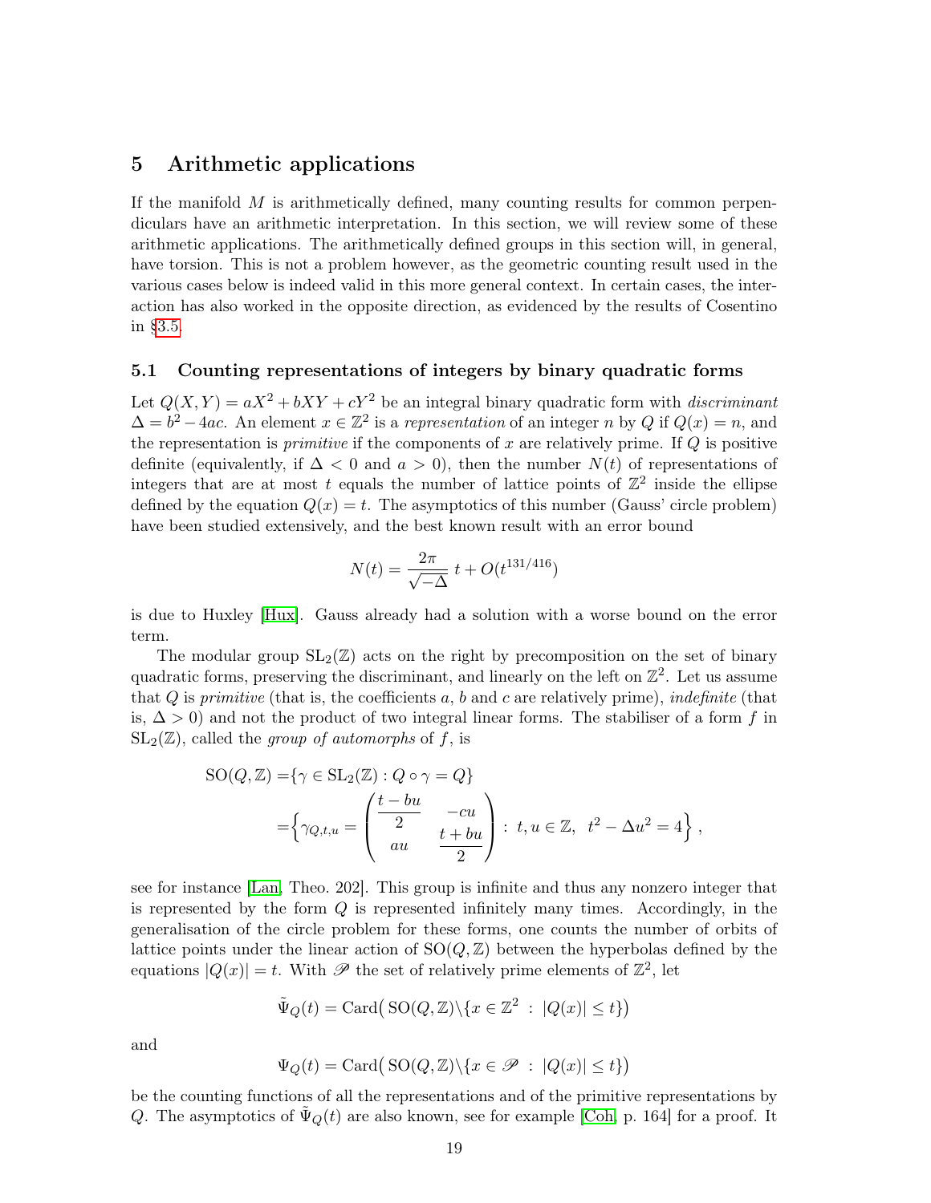## 5 Arithmetic applications

If the manifold $M$ is arithmetically defined, many counting results for common perpendiculars have an arithmetic interpretation. In this section, we will review some of these arithmetic applications. The arithmetically defined groups in this section will, in general, have torsion. This is not a problem however, as the geometric counting result used in the various cases below is indeed valid in this more general context. In certain cases, the interaction has also worked in the opposite direction, as evidenced by the results of Cosentino in §3.5.

### 5.1 Counting representations of integers by binary quadratic forms

Let $Q(X,Y) = aX^2 + bXY + cY^2$ be an integral binary quadratic form with *discriminant* $\Delta = b^2 - 4ac$. An element $x \in \mathbb{Z}^2$ is a *representation* of an integer $n$ by $Q$ if $Q(x) = n$, and the representation is *primitive* if the components of $x$ are relatively prime. If $Q$ is positive definite (equivalently, if $\Delta < 0$ and $a > 0$), then the number $N(t)$ of representations of integers that are at most $t$ equals the number of lattice points of $\mathbb{Z}^2$ inside the ellipse defined by the equation $Q(x) = t$. The asymptotics of this number (Gauss' circle problem) have been studied extensively, and the best known result with an error bound

$$N(t) = \frac{2\pi}{\sqrt{-\Delta}}\, t + O(t^{131/416})$$

is due to Huxley [Hux]. Gauss already had a solution with a worse bound on the error term.

The modular group $\mathrm{SL}_2(\mathbb{Z})$ acts on the right by precomposition on the set of binary quadratic forms, preserving the discriminant, and linearly on the left on $\mathbb{Z}^2$. Let us assume that $Q$ is *primitive* (that is, the coefficients $a$, $b$ and $c$ are relatively prime), *indefinite* (that is, $\Delta > 0$) and not the product of two integral linear forms. The stabiliser of a form $f$ in $\mathrm{SL}_2(\mathbb{Z})$, called the *group of automorphs* of $f$, is

$$\begin{aligned}\mathrm{SO}(Q,\mathbb{Z}) =& \{\gamma \in \mathrm{SL}_2(\mathbb{Z}) : Q \circ \gamma = Q\}\\ =& \Big\{\gamma_{Q,t,u} = \begin{pmatrix} \dfrac{t-bu}{2} & -cu \\ au & \dfrac{t+bu}{2}\end{pmatrix} : \ t,u \in \mathbb{Z},\ \ t^2 - \Delta u^2 = 4\Big\}\,,\end{aligned}$$

see for instance [Lan, Theo. 202]. This group is infinite and thus any nonzero integer that is represented by the form $Q$ is represented infinitely many times. Accordingly, in the generalisation of the circle problem for these forms, one counts the number of orbits of lattice points under the linear action of $\mathrm{SO}(Q,\mathbb{Z})$ between the hyperbolas defined by the equations $|Q(x)| = t$. With $\mathscr{P}$ the set of relatively prime elements of $\mathbb{Z}^2$, let

$$\tilde{\Psi}_Q(t) = \mathrm{Card}\big(\,\mathrm{SO}(Q,\mathbb{Z})\backslash\{x \in \mathbb{Z}^2 \ : \ |Q(x)| \le t\}\big)$$

and

$$\Psi_Q(t) = \mathrm{Card}\big(\,\mathrm{SO}(Q,\mathbb{Z})\backslash\{x \in \mathscr{P} \ : \ |Q(x)| \le t\}\big)$$

be the counting functions of all the representations and of the primitive representations by $Q$. The asymptotics of $\tilde{\Psi}_Q(t)$ are also known, see for example [Coh, p. 164] for a proof. It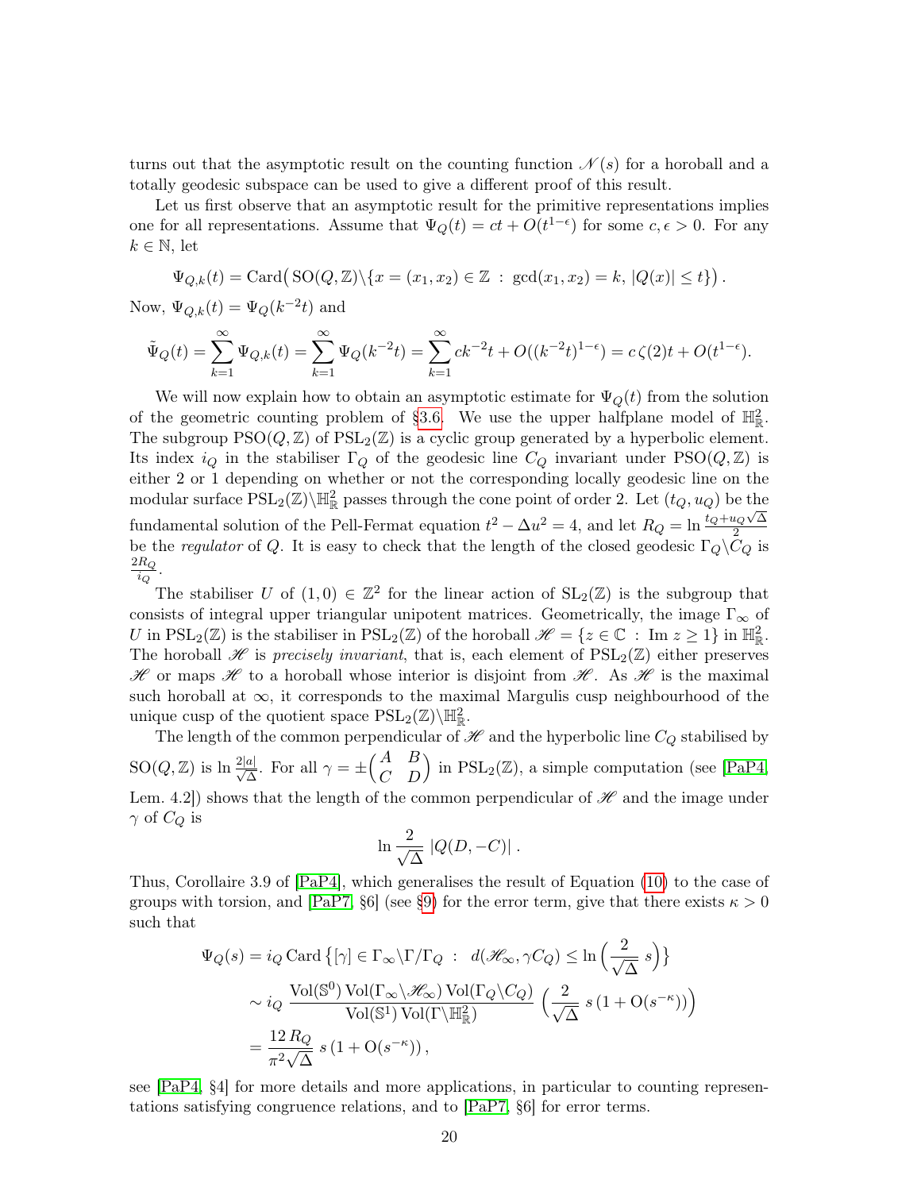turns out that the asymptotic result on the counting function $\mathscr{N}(s)$ for a horoball and a totally geodesic subspace can be used to give a different proof of this result.

Let us first observe that an asymptotic result for the primitive representations implies one for all representations. Assume that $\Psi_Q(t) = ct + O(t^{1-\epsilon})$ for some $c, \epsilon > 0$. For any $k \in \mathbb{N}$, let

$$\Psi_{Q,k}(t) = \operatorname{Card}\big(\operatorname{SO}(Q,\mathbb{Z})\backslash\{x = (x_1, x_2) \in \mathbb{Z} \ : \ \gcd(x_1, x_2) = k, \ |Q(x)| \le t\}\big)\,.$$

Now, $\Psi_{Q,k}(t) = \Psi_Q(k^{-2}t)$ and

$$\tilde{\Psi}_Q(t) = \sum_{k=1}^{\infty} \Psi_{Q,k}(t) = \sum_{k=1}^{\infty} \Psi_Q(k^{-2}t) = \sum_{k=1}^{\infty} ck^{-2}t + O((k^{-2}t)^{1-\epsilon}) = c\,\zeta(2)t + O(t^{1-\epsilon}).$$

We will now explain how to obtain an asymptotic estimate for $\Psi_Q(t)$ from the solution of the geometric counting problem of §3.6. We use the upper halfplane model of $\mathbb{H}^2_{\mathbb{R}}$. The subgroup $\operatorname{PSO}(Q,\mathbb{Z})$ of $\operatorname{PSL}_2(\mathbb{Z})$ is a cyclic group generated by a hyperbolic element. Its index $i_Q$ in the stabiliser $\Gamma_Q$ of the geodesic line $C_Q$ invariant under $\operatorname{PSO}(Q,\mathbb{Z})$ is either 2 or 1 depending on whether or not the corresponding locally geodesic line on the modular surface $\operatorname{PSL}_2(\mathbb{Z})\backslash\mathbb{H}^2_{\mathbb{R}}$ passes through the cone point of order 2. Let $(t_Q, u_Q)$ be the fundamental solution of the Pell-Fermat equation $t^2 - \Delta u^2 = 4$, and let $R_Q = \ln \frac{t_Q + u_Q\sqrt{\Delta}}{2}$ be the *regulator* of $Q$. It is easy to check that the length of the closed geodesic $\Gamma_Q\backslash C_Q$ is $\frac{2R_Q}{i_Q}$.

The stabiliser $U$ of $(1,0) \in \mathbb{Z}^2$ for the linear action of $\operatorname{SL}_2(\mathbb{Z})$ is the subgroup that consists of integral upper triangular unipotent matrices. Geometrically, the image $\Gamma_\infty$ of $U$ in $\operatorname{PSL}_2(\mathbb{Z})$ is the stabiliser in $\operatorname{PSL}_2(\mathbb{Z})$ of the horoball $\mathscr{H} = \{z \in \mathbb{C} \ : \ \operatorname{Im} z \ge 1\}$ in $\mathbb{H}^2_{\mathbb{R}}$. The horoball $\mathscr{H}$ is *precisely invariant*, that is, each element of $\operatorname{PSL}_2(\mathbb{Z})$ either preserves $\mathscr{H}$ or maps $\mathscr{H}$ to a horoball whose interior is disjoint from $\mathscr{H}$. As $\mathscr{H}$ is the maximal such horoball at $\infty$, it corresponds to the maximal Margulis cusp neighbourhood of the unique cusp of the quotient space $\operatorname{PSL}_2(\mathbb{Z})\backslash\mathbb{H}^2_{\mathbb{R}}$.

The length of the common perpendicular of $\mathscr{H}$ and the hyperbolic line $C_Q$ stabilised by $\operatorname{SO}(Q,\mathbb{Z})$ is $\ln \frac{2|a|}{\sqrt{\Delta}}$. For all $\gamma = \pm\begin{pmatrix} A & B \\ C & D\end{pmatrix}$ in $\operatorname{PSL}_2(\mathbb{Z})$, a simple computation (see [PaP4, Lem. 4.2]) shows that the length of the common perpendicular of $\mathscr{H}$ and the image under $\gamma$ of $C_Q$ is

$$\ln \frac{2}{\sqrt{\Delta}}\ |Q(D,-C)|\ .$$

Thus, Corollaire 3.9 of [PaP4], which generalises the result of Equation (10) to the case of groups with torsion, and [PaP7, §6] (see §9 for the error term, give that there exists $\kappa > 0$ such that

$$\begin{aligned}
\Psi_Q(s) &= i_Q \operatorname{Card}\left\{[\gamma] \in \Gamma_\infty\backslash\Gamma/\Gamma_Q \ : \ d(\mathscr{H}_\infty, \gamma C_Q) \le \ln\Big(\frac{2}{\sqrt{\Delta}}\ s\Big)\right\} \\
&\sim i_Q\ \frac{\operatorname{Vol}(\mathbb{S}^0)\operatorname{Vol}(\Gamma_\infty\backslash\mathscr{H}_\infty)\operatorname{Vol}(\Gamma_Q\backslash C_Q)}{\operatorname{Vol}(\mathbb{S}^1)\operatorname{Vol}(\Gamma\backslash\mathbb{H}^2_{\mathbb{R}})}\ \Big(\frac{2}{\sqrt{\Delta}}\ s\,(1 + \mathrm{O}(s^{-\kappa}))\Big) \\
&= \frac{12\,R_Q}{\pi^2\sqrt{\Delta}}\ s\,(1 + \mathrm{O}(s^{-\kappa}))\,,
\end{aligned}$$

see [PaP4, §4] for more details and more applications, in particular to counting representations satisfying congruence relations, and to [PaP7, §6] for error terms.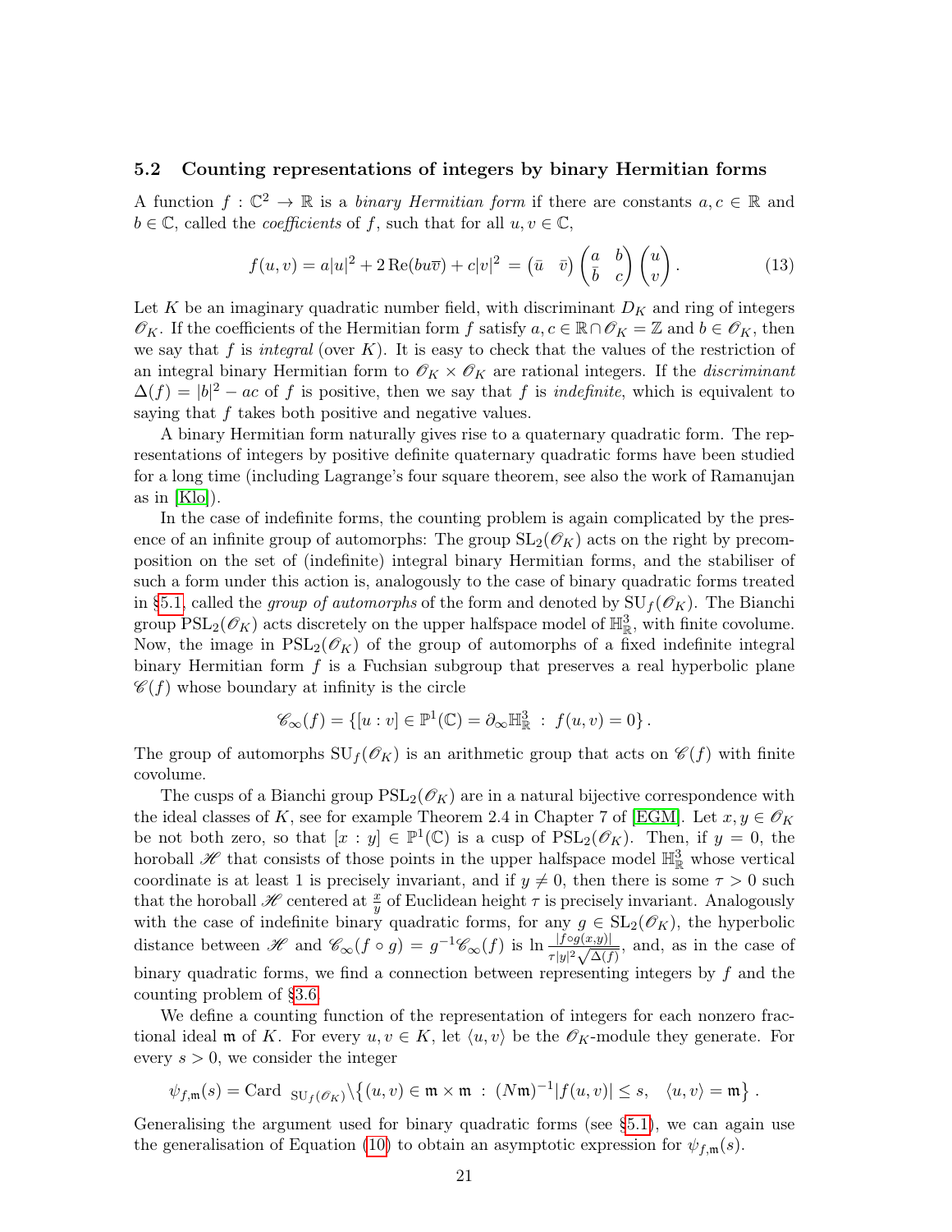### 5.2 Counting representations of integers by binary Hermitian forms

A function $f : \mathbb{C}^2 \to \mathbb{R}$ is a *binary Hermitian form* if there are constants $a, c \in \mathbb{R}$ and $b \in \mathbb{C}$, called the *coefficients* of $f$, such that for all $u, v \in \mathbb{C}$,

$$f(u,v) = a|u|^2 + 2\,\mathrm{Re}(bu\overline{v}) + c|v|^2 = \begin{pmatrix} \bar{u} & \bar{v} \end{pmatrix} \begin{pmatrix} a & b \\ \bar{b} & c \end{pmatrix} \begin{pmatrix} u \\ v \end{pmatrix}. \tag{13}$$

Let $K$ be an imaginary quadratic number field, with discriminant $D_K$ and ring of integers $\mathscr{O}_K$. If the coefficients of the Hermitian form $f$ satisfy $a, c \in \mathbb{R} \cap \mathscr{O}_K = \mathbb{Z}$ and $b \in \mathscr{O}_K$, then we say that $f$ is *integral* (over $K$). It is easy to check that the values of the restriction of an integral binary Hermitian form to $\mathscr{O}_K \times \mathscr{O}_K$ are rational integers. If the *discriminant* $\Delta(f) = |b|^2 - ac$ of $f$ is positive, then we say that $f$ is *indefinite*, which is equivalent to saying that $f$ takes both positive and negative values.

A binary Hermitian form naturally gives rise to a quaternary quadratic form. The representations of integers by positive definite quaternary quadratic forms have been studied for a long time (including Lagrange's four square theorem, see also the work of Ramanujan as in [Klo]).

In the case of indefinite forms, the counting problem is again complicated by the presence of an infinite group of automorphs: The group $\mathrm{SL}_2(\mathscr{O}_K)$ acts on the right by precomposition on the set of (indefinite) integral binary Hermitian forms, and the stabiliser of such a form under this action is, analogously to the case of binary quadratic forms treated in §5.1, called the *group of automorphs* of the form and denoted by $\mathrm{SU}_f(\mathscr{O}_K)$. The Bianchi group $\mathrm{PSL}_2(\mathscr{O}_K)$ acts discretely on the upper halfspace model of $\mathbb{H}^3_{\mathbb{R}}$, with finite covolume. Now, the image in $\mathrm{PSL}_2(\mathscr{O}_K)$ of the group of automorphs of a fixed indefinite integral binary Hermitian form $f$ is a Fuchsian subgroup that preserves a real hyperbolic plane $\mathscr{C}(f)$ whose boundary at infinity is the circle

$$\mathscr{C}_\infty(f) = \{[u:v] \in \mathbb{P}^1(\mathbb{C}) = \partial_\infty \mathbb{H}^3_{\mathbb{R}} \;:\; f(u,v) = 0\}\,.$$

The group of automorphs $\mathrm{SU}_f(\mathscr{O}_K)$ is an arithmetic group that acts on $\mathscr{C}(f)$ with finite covolume.

The cusps of a Bianchi group $\mathrm{PSL}_2(\mathscr{O}_K)$ are in a natural bijective correspondence with the ideal classes of $K$, see for example Theorem 2.4 in Chapter 7 of [EGM]. Let $x, y \in \mathscr{O}_K$ be not both zero, so that $[x : y] \in \mathbb{P}^1(\mathbb{C})$ is a cusp of $\mathrm{PSL}_2(\mathscr{O}_K)$. Then, if $y = 0$, the horoball $\mathscr{H}$ that consists of those points in the upper halfspace model $\mathbb{H}^3_{\mathbb{R}}$ whose vertical coordinate is at least 1 is precisely invariant, and if $y \neq 0$, then there is some $\tau > 0$ such that the horoball $\mathscr{H}$ centered at $\frac{x}{y}$ of Euclidean height $\tau$ is precisely invariant. Analogously with the case of indefinite binary quadratic forms, for any $g \in \mathrm{SL}_2(\mathscr{O}_K)$, the hyperbolic distance between $\mathscr{H}$ and $\mathscr{C}_\infty(f \circ g) = g^{-1}\mathscr{C}_\infty(f)$ is $\ln \frac{|f\circ g(x,y)|}{\tau |y|^2 \sqrt{\Delta(f)}}$, and, as in the case of binary quadratic forms, we find a connection between representing integers by $f$ and the counting problem of §3.6.

We define a counting function of the representation of integers for each nonzero fractional ideal $\mathfrak{m}$ of $K$. For every $u, v \in K$, let $\langle u, v\rangle$ be the $\mathscr{O}_K$-module they generate. For every $s > 0$, we consider the integer

$$\psi_{f,\mathfrak{m}}(s) = \mathrm{Card}\ {}_{\mathrm{SU}_f(\mathscr{O}_K)}\backslash\big\{(u,v) \in \mathfrak{m} \times \mathfrak{m} \;:\; (N\mathfrak{m})^{-1}|f(u,v)| \leq s, \quad \langle u, v\rangle = \mathfrak{m}\big\}\,.$$

Generalising the argument used for binary quadratic forms (see §5.1), we can again use the generalisation of Equation (10) to obtain an asymptotic expression for $\psi_{f,\mathfrak{m}}(s)$.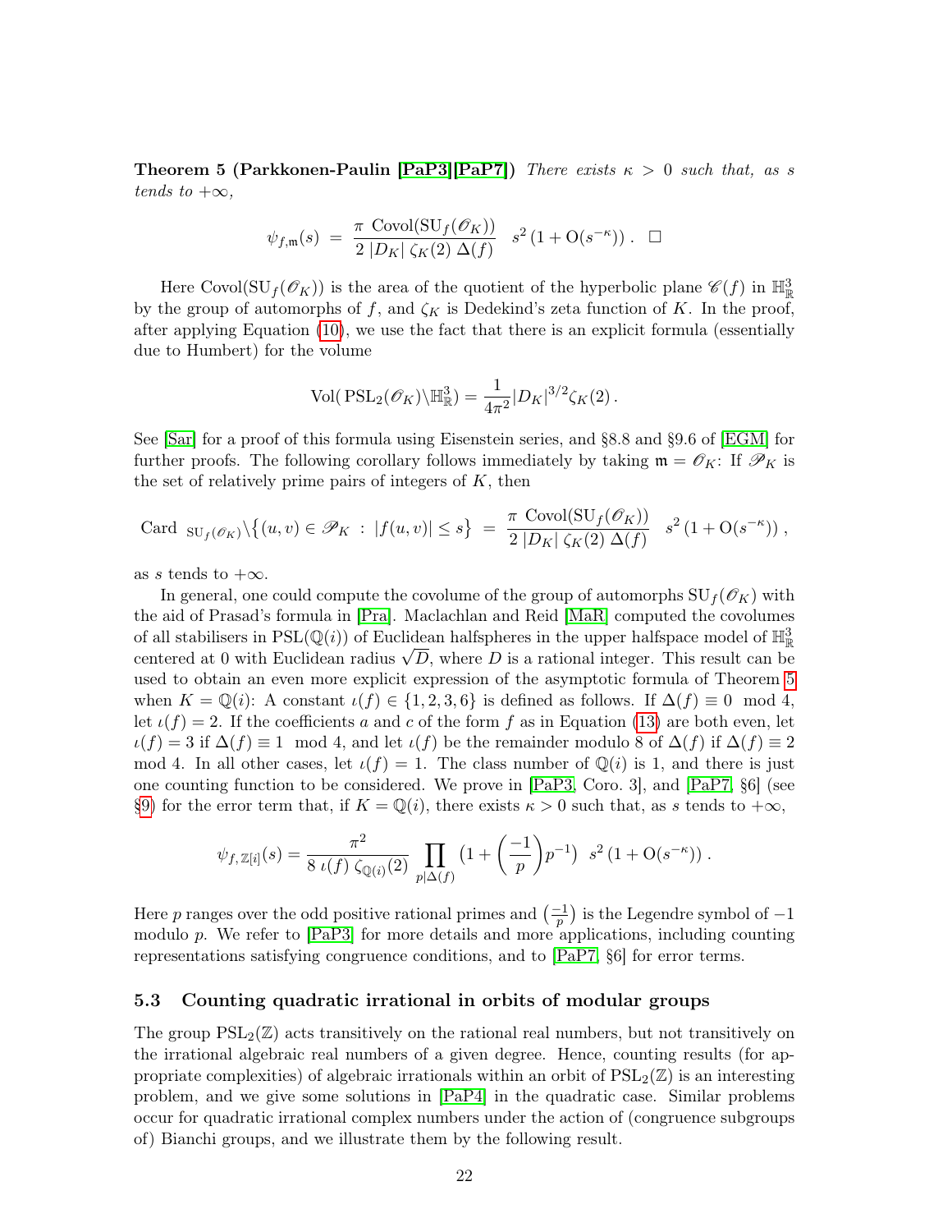**Theorem 5 (Parkkonen-Paulin [PaP3][PaP7])** *There exists $\kappa > 0$ such that, as $s$ tends to $+\infty$,*

$$\psi_{f,\mathfrak{m}}(s) \;=\; \frac{\pi\ \mathrm{Covol}(\mathrm{SU}_f(\mathscr{O}_K))}{2\ |D_K|\ \zeta_K(2)\ \Delta(f)}\quad s^2\,(1+\mathrm{O}(s^{-\kappa}))\ .\quad \Box$$

Here $\mathrm{Covol}(\mathrm{SU}_f(\mathscr{O}_K))$ is the area of the quotient of the hyperbolic plane $\mathscr{C}(f)$ in $\mathbb{H}^3_\mathbb{R}$ by the group of automorphs of $f$, and $\zeta_K$ is Dedekind's zeta function of $K$. In the proof, after applying Equation (10), we use the fact that there is an explicit formula (essentially due to Humbert) for the volume

$$\mathrm{Vol}(\,\mathrm{PSL}_2(\mathscr{O}_K)\backslash\mathbb{H}^3_\mathbb{R}) = \frac{1}{4\pi^2}|D_K|^{3/2}\zeta_K(2)\,.$$

See [Sar] for a proof of this formula using Eisenstein series, and §8.8 and §9.6 of [EGM] for further proofs. The following corollary follows immediately by taking $\mathfrak{m} = \mathscr{O}_K$: If $\mathscr{P}_K$ is the set of relatively prime pairs of integers of $K$, then

$$\mathrm{Card}\ {}_{\mathrm{SU}_f(\mathscr{O}_K)}\backslash\big\{(u,v)\in\mathscr{P}_K\ :\ |f(u,v)|\le s\big\} \;=\; \frac{\pi\ \mathrm{Covol}(\mathrm{SU}_f(\mathscr{O}_K))}{2\ |D_K|\ \zeta_K(2)\ \Delta(f)}\quad s^2\,(1+\mathrm{O}(s^{-\kappa}))\ ,$$

as $s$ tends to $+\infty$.

In general, one could compute the covolume of the group of automorphs $\mathrm{SU}_f(\mathscr{O}_K)$ with the aid of Prasad's formula in [Pra]. Maclachlan and Reid [MaR] computed the covolumes of all stabilisers in $\mathrm{PSL}(\mathbb{Q}(i))$ of Euclidean halfspheres in the upper halfspace model of $\mathbb{H}^3_\mathbb{R}$ centered at 0 with Euclidean radius $\sqrt{D}$, where $D$ is a rational integer. This result can be used to obtain an even more explicit expression of the asymptotic formula of Theorem 5 when $K = \mathbb{Q}(i)$: A constant $\iota(f)\in\{1,2,3,6\}$ is defined as follows. If $\Delta(f)\equiv 0 \mod 4$, let $\iota(f) = 2$. If the coefficients $a$ and $c$ of the form $f$ as in Equation (13) are both even, let $\iota(f) = 3$ if $\Delta(f)\equiv 1 \mod 4$, and let $\iota(f)$ be the remainder modulo 8 of $\Delta(f)$ if $\Delta(f)\equiv 2 \mod 4$. In all other cases, let $\iota(f) = 1$. The class number of $\mathbb{Q}(i)$ is 1, and there is just one counting function to be considered. We prove in [PaP3, Coro. 3], and [PaP7, §6] (see §9) for the error term that, if $K = \mathbb{Q}(i)$, there exists $\kappa > 0$ such that, as $s$ tends to $+\infty$,

$$\psi_{f,\,\mathbb{Z}[i]}(s) = \frac{\pi^2}{8\ \iota(f)\ \zeta_{\mathbb{Q}(i)}(2)}\prod_{p|\Delta(f)}\Big(1+\Big(\frac{-1}{p}\Big)p^{-1}\Big)\ \ s^2\,(1+\mathrm{O}(s^{-\kappa}))\,.$$

Here $p$ ranges over the odd positive rational primes and $\big(\frac{-1}{p}\big)$ is the Legendre symbol of $-1$ modulo $p$. We refer to [PaP3] for more details and more applications, including counting representations satisfying congruence conditions, and to [PaP7, §6] for error terms.

### 5.3 Counting quadratic irrational in orbits of modular groups

The group $\mathrm{PSL}_2(\mathbb{Z})$ acts transitively on the rational real numbers, but not transitively on the irrational algebraic real numbers of a given degree. Hence, counting results (for appropriate complexities) of algebraic irrationals within an orbit of $\mathrm{PSL}_2(\mathbb{Z})$ is an interesting problem, and we give some solutions in [PaP4] in the quadratic case. Similar problems occur for quadratic irrational complex numbers under the action of (congruence subgroups of) Bianchi groups, and we illustrate them by the following result.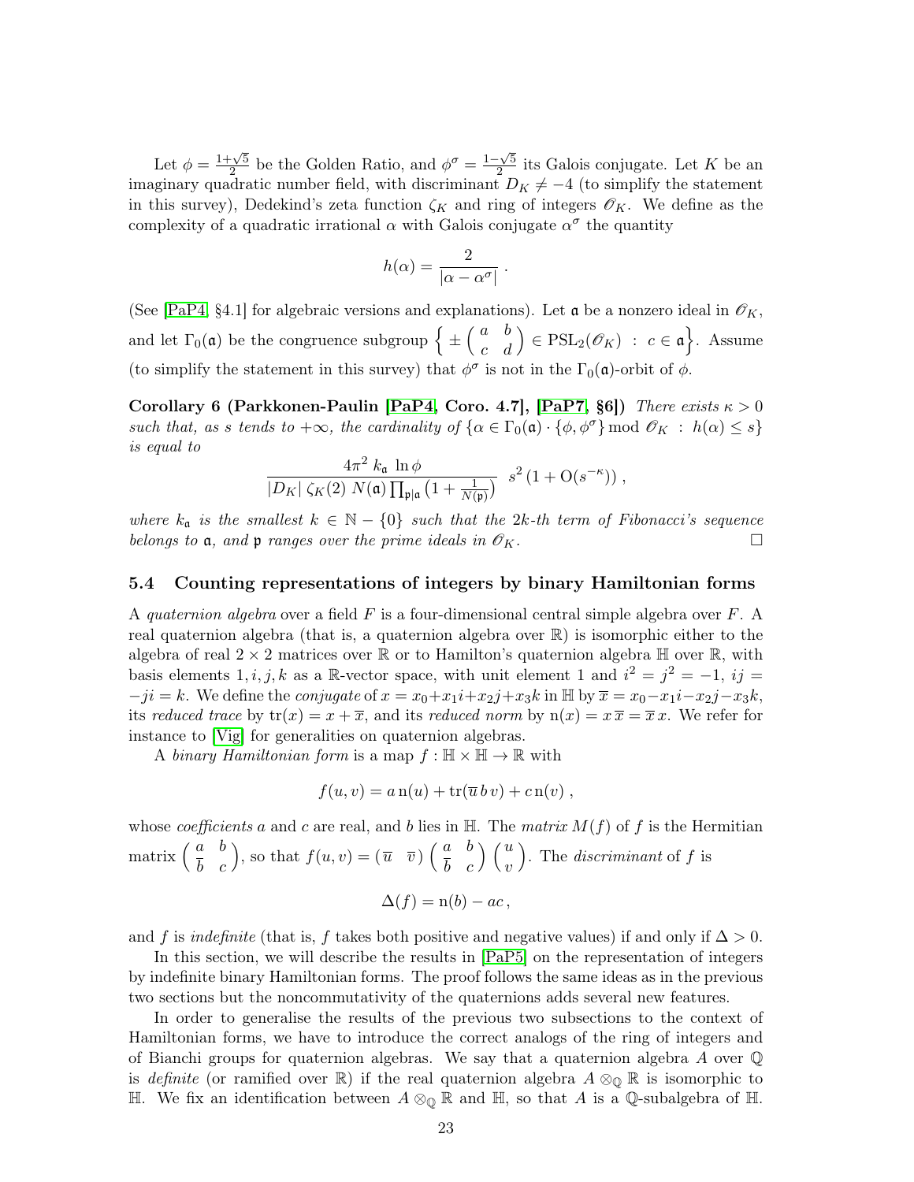Let $\phi = \frac{1+\sqrt{5}}{2}$ be the Golden Ratio, and $\phi^\sigma = \frac{1-\sqrt{5}}{2}$ its Galois conjugate. Let $K$ be an imaginary quadratic number field, with discriminant $D_K \neq -4$ (to simplify the statement in this survey), Dedekind's zeta function $\zeta_K$ and ring of integers $\mathscr{O}_K$. We define as the complexity of a quadratic irrational $\alpha$ with Galois conjugate $\alpha^\sigma$ the quantity

$$h(\alpha) = \frac{2}{|\alpha - \alpha^\sigma|} .$$

(See [PaP4, §4.1] for algebraic versions and explanations). Let $\mathfrak{a}$ be a nonzero ideal in $\mathscr{O}_K$, and let $\Gamma_0(\mathfrak{a})$ be the congruence subgroup $\Big\{ \pm \begin{pmatrix} a & b \\ c & d \end{pmatrix} \in \mathrm{PSL}_2(\mathscr{O}_K) \;:\; c \in \mathfrak{a} \Big\}$. Assume (to simplify the statement in this survey) that $\phi^\sigma$ is not in the $\Gamma_0(\mathfrak{a})$-orbit of $\phi$.

**Corollary 6 (Parkkonen-Paulin [PaP4, Coro. 4.7], [PaP7, §6])** *There exists $\kappa > 0$ such that, as $s$ tends to $+\infty$, the cardinality of $\{\alpha \in \Gamma_0(\mathfrak{a}) \cdot \{\phi, \phi^\sigma\} \bmod \mathscr{O}_K \;:\; h(\alpha) \leq s\}$ is equal to*

$$\frac{4\pi^2 \; k_{\mathfrak{a}} \; \ln \phi}{|D_K| \; \zeta_K(2) \; N(\mathfrak{a}) \prod_{\mathfrak{p}|\mathfrak{a}} \big(1 + \frac{1}{N(\mathfrak{p})}\big)} \;\; s^2 \, (1 + \mathrm{O}(s^{-\kappa})) \, ,$$

*where $k_{\mathfrak{a}}$ is the smallest $k \in \mathbb{N} - \{0\}$ such that the $2k$-th term of Fibonacci's sequence belongs to $\mathfrak{a}$, and $\mathfrak{p}$ ranges over the prime ideals in $\mathscr{O}_K$.* □

### 5.4 Counting representations of integers by binary Hamiltonian forms

A *quaternion algebra* over a field $F$ is a four-dimensional central simple algebra over $F$. A real quaternion algebra (that is, a quaternion algebra over $\mathbb{R}$) is isomorphic either to the algebra of real $2 \times 2$ matrices over $\mathbb{R}$ or to Hamilton's quaternion algebra $\mathbb{H}$ over $\mathbb{R}$, with basis elements $1, i, j, k$ as a $\mathbb{R}$-vector space, with unit element 1 and $i^2 = j^2 = -1$, $ij = -ji = k$. We define the *conjugate* of $x = x_0 + x_1 i + x_2 j + x_3 k$ in $\mathbb{H}$ by $\overline{x} = x_0 - x_1 i - x_2 j - x_3 k$, its *reduced trace* by $\mathrm{tr}(x) = x + \overline{x}$, and its *reduced norm* by $\mathrm{n}(x) = x\,\overline{x} = \overline{x}\,x$. We refer for instance to [Vig] for generalities on quaternion algebras.

A *binary Hamiltonian form* is a map $f : \mathbb{H} \times \mathbb{H} \to \mathbb{R}$ with

$$f(u, v) = a\,\mathrm{n}(u) + \mathrm{tr}(\overline{u}\,b\,v) + c\,\mathrm{n}(v) \, ,$$

whose *coefficients* $a$ and $c$ are real, and $b$ lies in $\mathbb{H}$. The *matrix* $M(f)$ of $f$ is the Hermitian matrix $\begin{pmatrix} a & b \\ \overline{b} & c \end{pmatrix}$, so that $f(u, v) = \begin{pmatrix} \overline{u} & \overline{v} \end{pmatrix} \begin{pmatrix} a & b \\ \overline{b} & c \end{pmatrix} \begin{pmatrix} u \\ v \end{pmatrix}$. The *discriminant* of $f$ is

$$\Delta(f) = \mathrm{n}(b) - ac \, ,$$

and $f$ is *indefinite* (that is, $f$ takes both positive and negative values) if and only if $\Delta > 0$.

In this section, we will describe the results in [PaP5] on the representation of integers by indefinite binary Hamiltonian forms. The proof follows the same ideas as in the previous two sections but the noncommutativity of the quaternions adds several new features.

In order to generalise the results of the previous two subsections to the context of Hamiltonian forms, we have to introduce the correct analogs of the ring of integers and of Bianchi groups for quaternion algebras. We say that a quaternion algebra $A$ over $\mathbb{Q}$ is *definite* (or ramified over $\mathbb{R}$) if the real quaternion algebra $A \otimes_{\mathbb{Q}} \mathbb{R}$ is isomorphic to $\mathbb{H}$. We fix an identification between $A \otimes_{\mathbb{Q}} \mathbb{R}$ and $\mathbb{H}$, so that $A$ is a $\mathbb{Q}$-subalgebra of $\mathbb{H}$.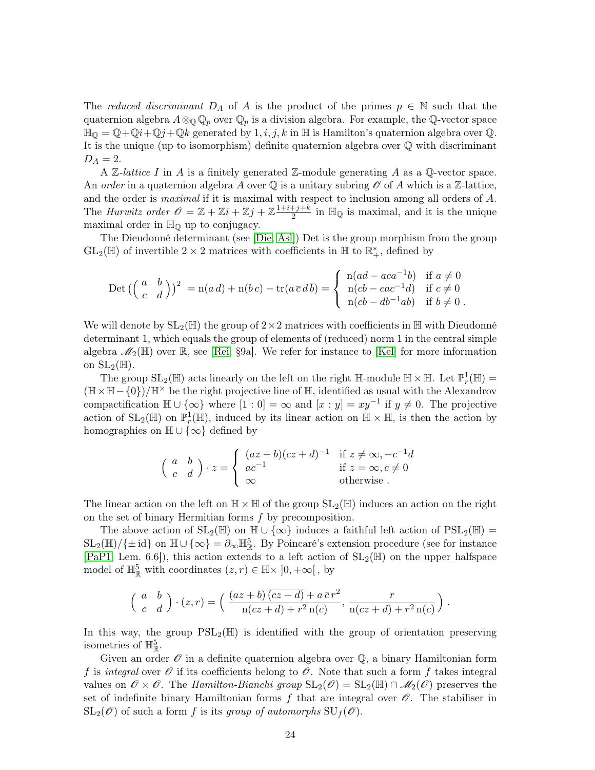The *reduced discriminant* $D_A$ of $A$ is the product of the primes $p \in \mathbb{N}$ such that the quaternion algebra $A \otimes_{\mathbb{Q}} \mathbb{Q}_p$ over $\mathbb{Q}_p$ is a division algebra. For example, the $\mathbb{Q}$-vector space $\mathbb{H}_{\mathbb{Q}} = \mathbb{Q} + \mathbb{Q}i + \mathbb{Q}j + \mathbb{Q}k$ generated by $1, i, j, k$ in $\mathbb{H}$ is Hamilton's quaternion algebra over $\mathbb{Q}$. It is the unique (up to isomorphism) definite quaternion algebra over $\mathbb{Q}$ with discriminant $D_A = 2$.

A $\mathbb{Z}$-*lattice* $I$ in $A$ is a finitely generated $\mathbb{Z}$-module generating $A$ as a $\mathbb{Q}$-vector space. An *order* in a quaternion algebra $A$ over $\mathbb{Q}$ is a unitary subring $\mathscr{O}$ of $A$ which is a $\mathbb{Z}$-lattice, and the order is *maximal* if it is maximal with respect to inclusion among all orders of $A$. The *Hurwitz order* $\mathscr{O} = \mathbb{Z} + \mathbb{Z}i + \mathbb{Z}j + \mathbb{Z}\frac{1+i+j+k}{2}$ in $\mathbb{H}_{\mathbb{Q}}$ is maximal, and it is the unique maximal order in $\mathbb{H}_{\mathbb{Q}}$ up to conjugacy.

The Dieudonné determinant (see [Die, Asl]) Det is the group morphism from the group $\mathrm{GL}_2(\mathbb{H})$ of invertible $2 \times 2$ matrices with coefficients in $\mathbb{H}$ to $\mathbb{R}_+^*$, defined by

$$\mathrm{Det}\left(\begin{pmatrix} a & b \\ c & d \end{pmatrix}\right)^2 = \mathrm{n}(a\,d) + \mathrm{n}(b\,c) - \mathrm{tr}(a\,\overline{c}\,d\,\overline{b}) = \begin{cases} \mathrm{n}(ad - aca^{-1}b) & \text{if } a \neq 0 \\ \mathrm{n}(cb - cac^{-1}d) & \text{if } c \neq 0 \\ \mathrm{n}(cb - db^{-1}ab) & \text{if } b \neq 0\,. \end{cases}$$

We will denote by $\mathrm{SL}_2(\mathbb{H})$ the group of $2 \times 2$ matrices with coefficients in $\mathbb{H}$ with Dieudonné determinant 1, which equals the group of elements of (reduced) norm 1 in the central simple algebra $\mathscr{M}_2(\mathbb{H})$ over $\mathbb{R}$, see [Rei, §9a]. We refer for instance to [Kel] for more information on $\mathrm{SL}_2(\mathbb{H})$.

The group $\mathrm{SL}_2(\mathbb{H})$ acts linearly on the left on the right $\mathbb{H}$-module $\mathbb{H} \times \mathbb{H}$. Let $\mathbb{P}_r^1(\mathbb{H}) = (\mathbb{H} \times \mathbb{H} - \{0\})/\mathbb{H}^\times$ be the right projective line of $\mathbb{H}$, identified as usual with the Alexandrov compactification $\mathbb{H} \cup \{\infty\}$ where $[1:0] = \infty$ and $[x:y] = xy^{-1}$ if $y \neq 0$. The projective action of $\mathrm{SL}_2(\mathbb{H})$ on $\mathbb{P}_r^1(\mathbb{H})$, induced by its linear action on $\mathbb{H} \times \mathbb{H}$, is then the action by homographies on $\mathbb{H} \cup \{\infty\}$ defined by

$$\begin{pmatrix} a & b \\ c & d \end{pmatrix} \cdot z = \begin{cases} (az+b)(cz+d)^{-1} & \text{if } z \neq \infty, -c^{-1}d \\ ac^{-1} & \text{if } z = \infty, c \neq 0 \\ \infty & \text{otherwise}\,. \end{cases}$$

The linear action on the left on $\mathbb{H} \times \mathbb{H}$ of the group $\mathrm{SL}_2(\mathbb{H})$ induces an action on the right on the set of binary Hermitian forms $f$ by precomposition.

The above action of $\mathrm{SL}_2(\mathbb{H})$ on $\mathbb{H} \cup \{\infty\}$ induces a faithful left action of $\mathrm{PSL}_2(\mathbb{H}) = \mathrm{SL}_2(\mathbb{H})/\{\pm \mathrm{id}\}$ on $\mathbb{H} \cup \{\infty\} = \partial_\infty \mathbb{H}^5_{\mathbb{R}}$. By Poincaré's extension procedure (see for instance [PaP1, Lem. 6.6]), this action extends to a left action of $\mathrm{SL}_2(\mathbb{H})$ on the upper halfspace model of $\mathbb{H}^5_{\mathbb{R}}$ with coordinates $(z,r) \in \mathbb{H} \times \,]0, +\infty[\,$, by

$$\begin{pmatrix} a & b \\ c & d \end{pmatrix} \cdot (z,r) = \left( \frac{(az+b)\,\overline{(cz+d)} + a\,\overline{c}\,r^2}{\mathrm{n}(cz+d) + r^2\,\mathrm{n}(c)}, \frac{r}{\mathrm{n}(cz+d) + r^2\,\mathrm{n}(c)} \right).$$

In this way, the group $\mathrm{PSL}_2(\mathbb{H})$ is identified with the group of orientation preserving isometries of $\mathbb{H}^5_{\mathbb{R}}$.

Given an order $\mathscr{O}$ in a definite quaternion algebra over $\mathbb{Q}$, a binary Hamiltonian form $f$ is *integral* over $\mathscr{O}$ if its coefficients belong to $\mathscr{O}$. Note that such a form $f$ takes integral values on $\mathscr{O} \times \mathscr{O}$. The *Hamilton-Bianchi group* $\mathrm{SL}_2(\mathscr{O}) = \mathrm{SL}_2(\mathbb{H}) \cap \mathscr{M}_2(\mathscr{O})$ preserves the set of indefinite binary Hamiltonian forms $f$ that are integral over $\mathscr{O}$. The stabiliser in $\mathrm{SL}_2(\mathscr{O})$ of such a form $f$ is its *group of automorphs* $\mathrm{SU}_f(\mathscr{O})$.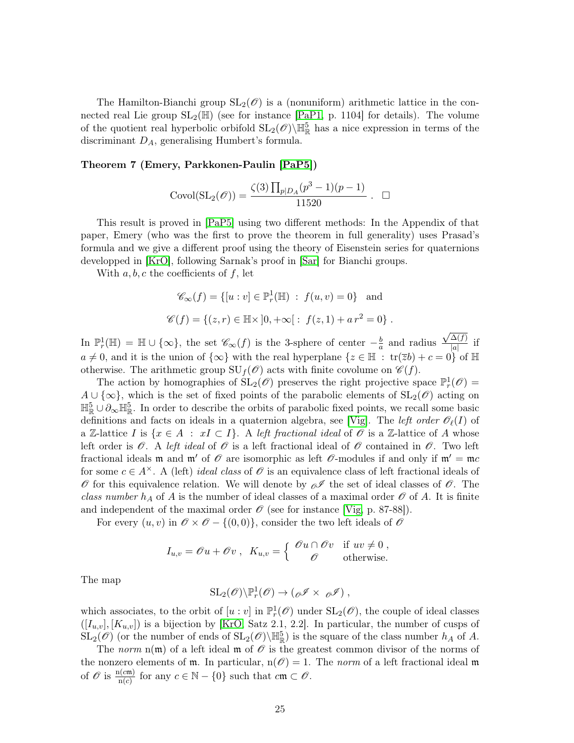The Hamilton-Bianchi group $\mathrm{SL}_2(\mathscr{O})$ is a (nonuniform) arithmetic lattice in the connected real Lie group $\mathrm{SL}_2(\mathbb{H})$ (see for instance [PaP1, p. 1104] for details). The volume of the quotient real hyperbolic orbifold $\mathrm{SL}_2(\mathscr{O})\backslash\mathbb{H}^5_{\mathbb{R}}$ has a nice expression in terms of the discriminant $D_A$, generalising Humbert's formula.

**Theorem 7 (Emery, Parkkonen-Paulin [PaP5])**

$$\mathrm{Covol}(\mathrm{SL}_2(\mathscr{O})) = \frac{\zeta(3)\prod_{p|D_A}(p^3-1)(p-1)}{11520}\ . \quad \square$$

This result is proved in [PaP5] using two different methods: In the Appendix of that paper, Emery (who was the first to prove the theorem in full generality) uses Prasad's formula and we give a different proof using the theory of Eisenstein series for quaternions developped in [KrO], following Sarnak's proof in [Sar] for Bianchi groups.

With $a, b, c$ the coefficients of $f$, let

$$\mathscr{C}_\infty(f) = \{[u:v]\in\mathbb{P}^1_r(\mathbb{H})\ :\ f(u,v)=0\}\quad\text{and}$$

$$\mathscr{C}(f) = \{(z,r)\in\mathbb{H}\times\,]0,+\infty[\ :\ f(z,1)+a\,r^2=0\}\ .$$

In $\mathbb{P}^1_r(\mathbb{H}) = \mathbb{H}\cup\{\infty\}$, the set $\mathscr{C}_\infty(f)$ is the 3-sphere of center $-\frac{b}{a}$ and radius $\frac{\sqrt{\Delta(f)}}{|a|}$ if $a\neq 0$, and it is the union of $\{\infty\}$ with the real hyperplane $\{z\in\mathbb{H}\ :\ \mathrm{tr}(\overline{z}b)+c=0\}$ of $\mathbb{H}$ otherwise. The arithmetic group $\mathrm{SU}_f(\mathscr{O})$ acts with finite covolume on $\mathscr{C}(f)$.

The action by homographies of $\mathrm{SL}_2(\mathscr{O})$ preserves the right projective space $\mathbb{P}^1_r(\mathscr{O}) = A\cup\{\infty\}$, which is the set of fixed points of the parabolic elements of $\mathrm{SL}_2(\mathscr{O})$ acting on $\mathbb{H}^5_{\mathbb{R}}\cup\partial_\infty\mathbb{H}^5_{\mathbb{R}}$. In order to describe the orbits of parabolic fixed points, we recall some basic definitions and facts on ideals in a quaternion algebra, see [Vig]. The *left order* $\mathscr{O}_\ell(I)$ of a $\mathbb{Z}$-lattice $I$ is $\{x\in A\ :\ xI\subset I\}$. A *left fractional ideal* of $\mathscr{O}$ is a $\mathbb{Z}$-lattice of $A$ whose left order is $\mathscr{O}$. A *left ideal* of $\mathscr{O}$ is a left fractional ideal of $\mathscr{O}$ contained in $\mathscr{O}$. Two left fractional ideals $\mathfrak{m}$ and $\mathfrak{m}'$ of $\mathscr{O}$ are isomorphic as left $\mathscr{O}$-modules if and only if $\mathfrak{m}' = \mathfrak{m}c$ for some $c\in A^\times$. A (left) *ideal class* of $\mathscr{O}$ is an equivalence class of left fractional ideals of $\mathscr{O}$ for this equivalence relation. We will denote by ${}_{\mathscr{O}}\mathscr{I}$ the set of ideal classes of $\mathscr{O}$. The *class number* $h_A$ of $A$ is the number of ideal classes of a maximal order $\mathscr{O}$ of $A$. It is finite and independent of the maximal order $\mathscr{O}$ (see for instance [Vig, p. 87-88]).

For every $(u,v)$ in $\mathscr{O}\times\mathscr{O}-\{(0,0)\}$, consider the two left ideals of $\mathscr{O}$

$$I_{u,v} = \mathscr{O}u+\mathscr{O}v\ ,\quad K_{u,v} = \begin{cases}\mathscr{O}u\cap\mathscr{O}v & \text{if } uv\neq 0\ ,\\ \mathscr{O} & \text{otherwise.}\end{cases}$$

The map

$$\mathrm{SL}_2(\mathscr{O})\backslash\mathbb{P}^1_r(\mathscr{O})\to({}_{\mathscr{O}}\mathscr{I}\times{}_{\mathscr{O}}\mathscr{I})\ ,$$

which associates, to the orbit of $[u:v]$ in $\mathbb{P}^1_r(\mathscr{O})$ under $\mathrm{SL}_2(\mathscr{O})$, the couple of ideal classes $([I_{u,v}],[K_{u,v}])$ is a bijection by [KrO, Satz 2.1, 2.2]. In particular, the number of cusps of $\mathrm{SL}_2(\mathscr{O})$ (or the number of ends of $\mathrm{SL}_2(\mathscr{O})\backslash\mathbb{H}^5_{\mathbb{R}}$) is the square of the class number $h_A$ of $A$.

The *norm* $\mathrm{n}(\mathfrak{m})$ of a left ideal $\mathfrak{m}$ of $\mathscr{O}$ is the greatest common divisor of the norms of the nonzero elements of $\mathfrak{m}$. In particular, $\mathrm{n}(\mathscr{O})=1$. The *norm* of a left fractional ideal $\mathfrak{m}$ of $\mathscr{O}$ is $\frac{\mathrm{n}(c\mathfrak{m})}{\mathrm{n}(c)}$ for any $c\in\mathbb{N}-\{0\}$ such that $c\mathfrak{m}\subset\mathscr{O}$.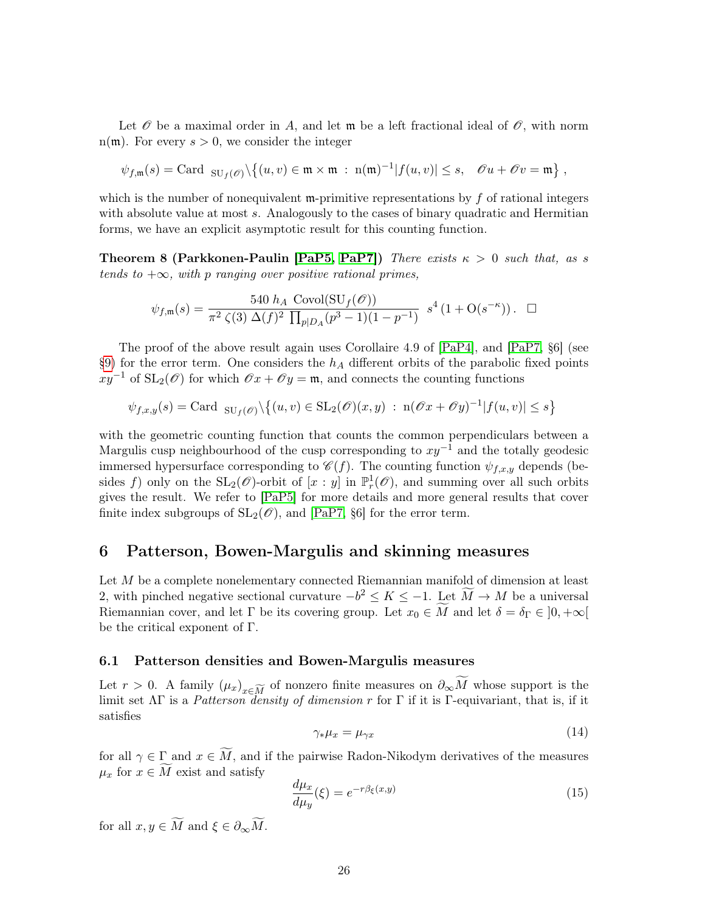Let $\mathscr{O}$ be a maximal order in $A$, and let $\mathfrak{m}$ be a left fractional ideal of $\mathscr{O}$, with norm $\mathrm{n}(\mathfrak{m})$. For every $s > 0$, we consider the integer

$$\psi_{f,\mathfrak{m}}(s) = \mathrm{Card}\ {}_{\mathrm{SU}_f(\mathscr{O})}\backslash\big\{(u,v) \in \mathfrak{m} \times \mathfrak{m}\ :\ \mathrm{n}(\mathfrak{m})^{-1}|f(u,v)| \leq s, \quad \mathscr{O}u + \mathscr{O}v = \mathfrak{m}\big\}\ ,$$

which is the number of nonequivalent $\mathfrak{m}$-primitive representations by $f$ of rational integers with absolute value at most $s$. Analogously to the cases of binary quadratic and Hermitian forms, we have an explicit asymptotic result for this counting function.

**Theorem 8 (Parkkonen-Paulin [PaP5, PaP7])** *There exists $\kappa > 0$ such that, as $s$ tends to $+\infty$, with $p$ ranging over positive rational primes,*

$$\psi_{f,\mathfrak{m}}(s) = \frac{540\ h_A\ \mathrm{Covol}(\mathrm{SU}_f(\mathscr{O}))}{\pi^2\ \zeta(3)\ \Delta(f)^2\ \prod_{p|D_A}(p^3-1)(1-p^{-1})}\ s^4\,(1 + \mathrm{O}(s^{-\kappa}))\,.\quad \square$$

The proof of the above result again uses Corollaire 4.9 of [PaP4], and [PaP7, §6] (see §9) for the error term. One considers the $h_A$ different orbits of the parabolic fixed points $xy^{-1}$ of $\mathrm{SL}_2(\mathscr{O})$ for which $\mathscr{O}x + \mathscr{O}y = \mathfrak{m}$, and connects the counting functions

$$\psi_{f,x,y}(s) = \mathrm{Card}\ {}_{\mathrm{SU}_f(\mathscr{O})}\backslash\big\{(u,v) \in \mathrm{SL}_2(\mathscr{O})(x,y)\ :\ \mathrm{n}(\mathscr{O}x + \mathscr{O}y)^{-1}|f(u,v)| \leq s\big\}$$

with the geometric counting function that counts the common perpendiculars between a Margulis cusp neighbourhood of the cusp corresponding to $xy^{-1}$ and the totally geodesic immersed hypersurface corresponding to $\mathscr{C}(f)$. The counting function $\psi_{f,x,y}$ depends (besides $f$) only on the $\mathrm{SL}_2(\mathscr{O})$-orbit of $[x:y]$ in $\mathbb{P}^1_r(\mathscr{O})$, and summing over all such orbits gives the result. We refer to [PaP5] for more details and more general results that cover finite index subgroups of $\mathrm{SL}_2(\mathscr{O})$, and [PaP7, §6] for the error term.

# 6 Patterson, Bowen-Margulis and skinning measures

Let $M$ be a complete nonelementary connected Riemannian manifold of dimension at least 2, with pinched negative sectional curvature $-b^2 \leq K \leq -1$. Let $\widetilde{M} \to M$ be a universal Riemannian cover, and let $\Gamma$ be its covering group. Let $x_0 \in \widetilde{M}$ and let $\delta = \delta_\Gamma \in\ ]0,+\infty[$ be the critical exponent of $\Gamma$.

## 6.1 Patterson densities and Bowen-Margulis measures

Let $r > 0$. A family $(\mu_x)_{x\in\widetilde{M}}$ of nonzero finite measures on $\partial_\infty\widetilde{M}$ whose support is the limit set $\Lambda\Gamma$ is a *Patterson density of dimension* $r$ for $\Gamma$ if it is $\Gamma$-equivariant, that is, if it satisfies

$$\gamma_*\mu_x = \mu_{\gamma x} \tag{14}$$

for all $\gamma \in \Gamma$ and $x \in \widetilde{M}$, and if the pairwise Radon-Nikodym derivatives of the measures $\mu_x$ for $x \in \widetilde{M}$ exist and satisfy

$$\frac{d\mu_x}{d\mu_y}(\xi) = e^{-r\beta_\xi(x,y)} \tag{15}$$

for all $x, y \in \widetilde{M}$ and $\xi \in \partial_\infty\widetilde{M}$.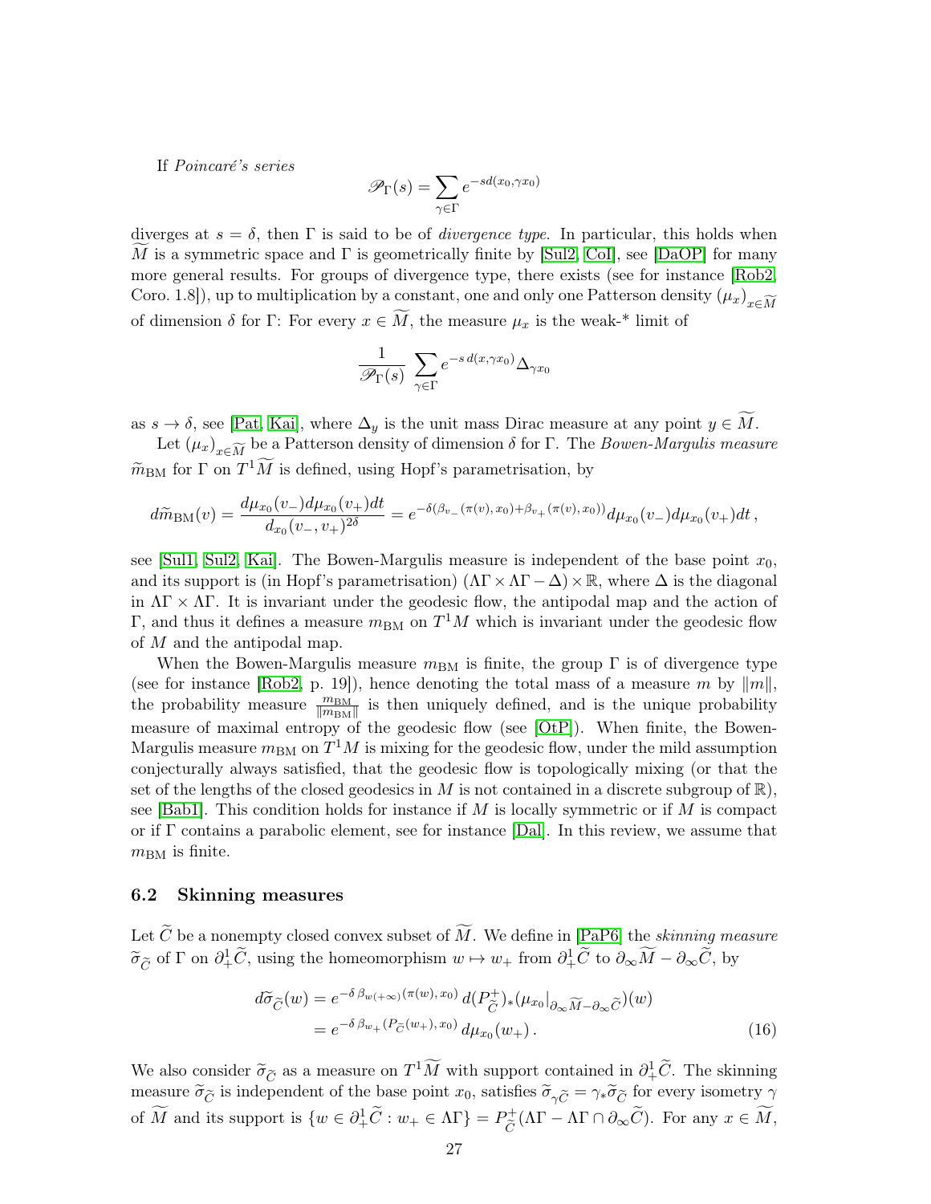If *Poincaré's series*

$$\mathscr{P}_\Gamma(s) = \sum_{\gamma \in \Gamma} e^{-sd(x_0, \gamma x_0)}$$

diverges at $s = \delta$, then $\Gamma$ is said to be of *divergence type*. In particular, this holds when $\widetilde{M}$ is a symmetric space and $\Gamma$ is geometrically finite by [Sul2, CoI], see [DaOP] for many more general results. For groups of divergence type, there exists (see for instance [Rob2, Coro. 1.8]), up to multiplication by a constant, one and only one Patterson density $(\mu_x)_{x \in \widetilde{M}}$ of dimension $\delta$ for $\Gamma$: For every $x \in \widetilde{M}$, the measure $\mu_x$ is the weak-* limit of

$$\frac{1}{\mathscr{P}_\Gamma(s)} \sum_{\gamma \in \Gamma} e^{-s\, d(x, \gamma x_0)} \Delta_{\gamma x_0}$$

as $s \to \delta$, see [Pat, Kai], where $\Delta_y$ is the unit mass Dirac measure at any point $y \in \widetilde{M}$.

Let $(\mu_x)_{x \in \widetilde{M}}$ be a Patterson density of dimension $\delta$ for $\Gamma$. The *Bowen-Margulis measure* $\widetilde{m}_{\rm BM}$ for $\Gamma$ on $T^1\widetilde{M}$ is defined, using Hopf's parametrisation, by

$$d\widetilde{m}_{\rm BM}(v) = \frac{d\mu_{x_0}(v_-) d\mu_{x_0}(v_+) dt}{d_{x_0}(v_-, v_+)^{2\delta}} = e^{-\delta(\beta_{v_-}(\pi(v), x_0) + \beta_{v_+}(\pi(v), x_0))} d\mu_{x_0}(v_-) d\mu_{x_0}(v_+) dt\,,$$

see [Sul1, Sul2, Kai]. The Bowen-Margulis measure is independent of the base point $x_0$, and its support is (in Hopf's parametrisation) $(\Lambda\Gamma \times \Lambda\Gamma - \Delta) \times \mathbb{R}$, where $\Delta$ is the diagonal in $\Lambda\Gamma \times \Lambda\Gamma$. It is invariant under the geodesic flow, the antipodal map and the action of $\Gamma$, and thus it defines a measure $m_{\rm BM}$ on $T^1M$ which is invariant under the geodesic flow of $M$ and the antipodal map.

When the Bowen-Margulis measure $m_{\rm BM}$ is finite, the group $\Gamma$ is of divergence type (see for instance [Rob2, p. 19]), hence denoting the total mass of a measure $m$ by $\|m\|$, the probability measure $\frac{m_{\rm BM}}{\|m_{\rm BM}\|}$ is then uniquely defined, and is the unique probability measure of maximal entropy of the geodesic flow (see [OtP]). When finite, the Bowen-Margulis measure $m_{\rm BM}$ on $T^1M$ is mixing for the geodesic flow, under the mild assumption conjecturally always satisfied, that the geodesic flow is topologically mixing (or that the set of the lengths of the closed geodesics in $M$ is not contained in a discrete subgroup of $\mathbb{R}$), see [Bab1]. This condition holds for instance if $M$ is locally symmetric or if $M$ is compact or if $\Gamma$ contains a parabolic element, see for instance [Dal]. In this review, we assume that $m_{\rm BM}$ is finite.

## 6.2 Skinning measures

Let $\widetilde{C}$ be a nonempty closed convex subset of $\widetilde{M}$. We define in [PaP6] the *skinning measure* $\widetilde{\sigma}_{\widetilde{C}}$ of $\Gamma$ on $\partial^1_+\widetilde{C}$, using the homeomorphism $w \mapsto w_+$ from $\partial^1_+\widetilde{C}$ to $\partial_\infty\widetilde{M} - \partial_\infty\widetilde{C}$, by

$$\begin{aligned} d\widetilde{\sigma}_{\widetilde{C}}(w) &= e^{-\delta\, \beta_{w(+\infty)}(\pi(w), x_0)}\, d(P^+_{\widetilde{C}})_*(\mu_{x_0}|_{\partial_\infty\widetilde{M} - \partial_\infty\widetilde{C}})(w) \\ &= e^{-\delta\, \beta_{w_+}(P_{\widetilde{C}}(w_+), x_0)}\, d\mu_{x_0}(w_+)\,. \end{aligned} \tag{16}$$

We also consider $\widetilde{\sigma}_{\widetilde{C}}$ as a measure on $T^1\widetilde{M}$ with support contained in $\partial^1_+\widetilde{C}$. The skinning measure $\widetilde{\sigma}_{\widetilde{C}}$ is independent of the base point $x_0$, satisfies $\widetilde{\sigma}_{\gamma\widetilde{C}} = \gamma_*\widetilde{\sigma}_{\widetilde{C}}$ for every isometry $\gamma$ of $\widetilde{M}$ and its support is $\{w \in \partial^1_+\widetilde{C} : w_+ \in \Lambda\Gamma\} = P^+_{\widetilde{C}}(\Lambda\Gamma - \Lambda\Gamma \cap \partial_\infty\widetilde{C})$. For any $x \in \widetilde{M}$,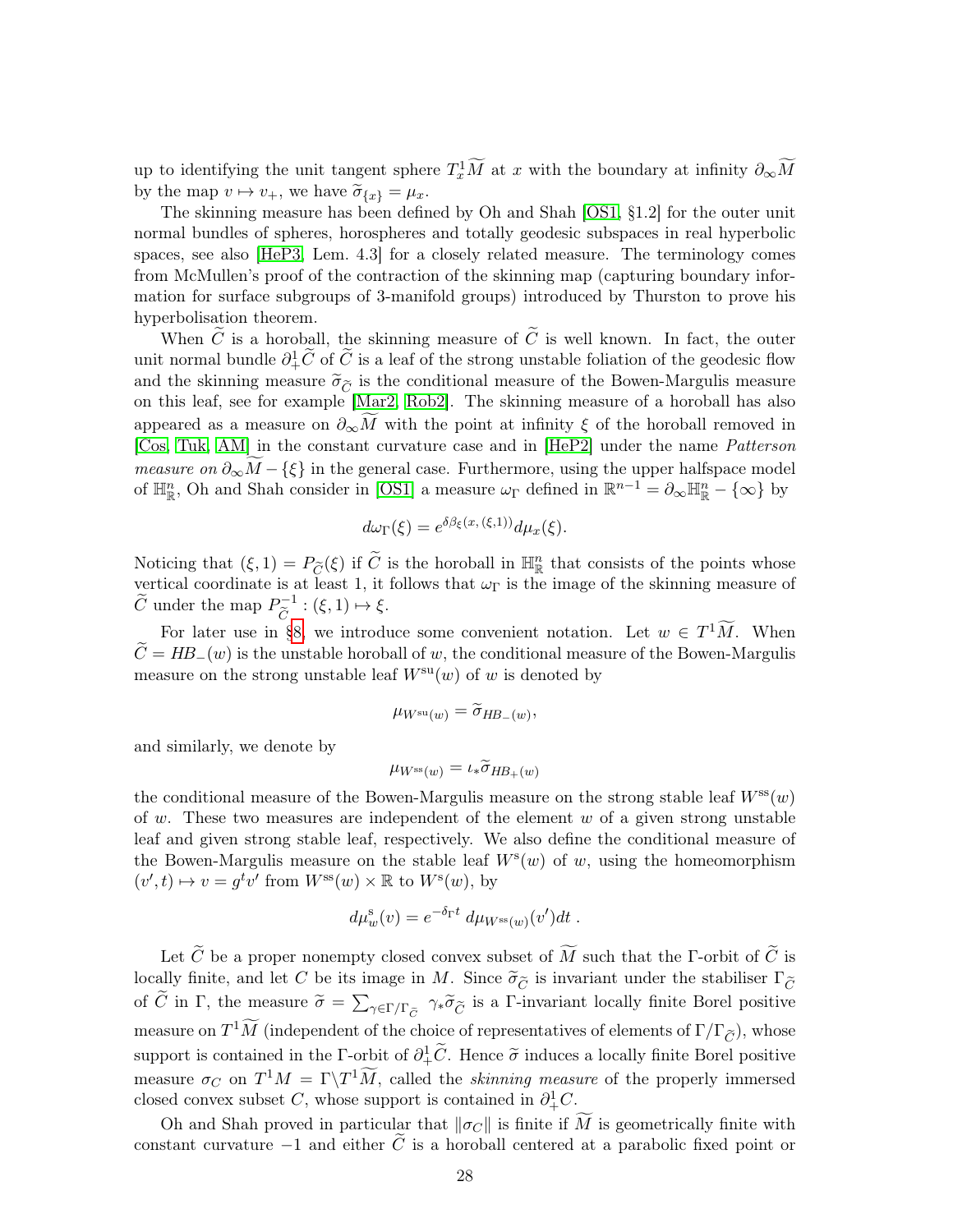up to identifying the unit tangent sphere $T^1_x\widetilde{M}$ at $x$ with the boundary at infinity $\partial_\infty\widetilde{M}$ by the map $v \mapsto v_+$, we have $\widetilde{\sigma}_{\{x\}} = \mu_x$.

The skinning measure has been defined by Oh and Shah [OS1, §1.2] for the outer unit normal bundles of spheres, horospheres and totally geodesic subspaces in real hyperbolic spaces, see also [HeP3, Lem. 4.3] for a closely related measure. The terminology comes from McMullen's proof of the contraction of the skinning map (capturing boundary information for surface subgroups of 3-manifold groups) introduced by Thurston to prove his hyperbolisation theorem.

When $\widetilde{C}$ is a horoball, the skinning measure of $\widetilde{C}$ is well known. In fact, the outer unit normal bundle $\partial^1_+\widetilde{C}$ of $\widetilde{C}$ is a leaf of the strong unstable foliation of the geodesic flow and the skinning measure $\widetilde{\sigma}_{\widetilde{C}}$ is the conditional measure of the Bowen-Margulis measure on this leaf, see for example [Mar2, Rob2]. The skinning measure of a horoball has also appeared as a measure on $\partial_\infty\widetilde{M}$ with the point at infinity $\xi$ of the horoball removed in [Cos, Tuk, AM] in the constant curvature case and in [HeP2] under the name *Patterson measure on* $\partial_\infty\widetilde{M} - \{\xi\}$ in the general case. Furthermore, using the upper halfspace model of $\mathbb{H}^n_\mathbb{R}$, Oh and Shah consider in [OS1] a measure $\omega_\Gamma$ defined in $\mathbb{R}^{n-1} = \partial_\infty\mathbb{H}^n_\mathbb{R} - \{\infty\}$ by

$$d\omega_\Gamma(\xi) = e^{\delta\beta_\xi(x,\,(\xi,1))}d\mu_x(\xi).$$

Noticing that $(\xi, 1) = P_{\widetilde{C}}(\xi)$ if $\widetilde{C}$ is the horoball in $\mathbb{H}^n_\mathbb{R}$ that consists of the points whose vertical coordinate is at least 1, it follows that $\omega_\Gamma$ is the image of the skinning measure of $\widetilde{C}$ under the map $P^{-1}_{\widetilde{C}} : (\xi, 1) \mapsto \xi$.

For later use in §8, we introduce some convenient notation. Let $w \in T^1\widetilde{M}$. When $\widetilde{C} = HB_-(w)$ is the unstable horoball of $w$, the conditional measure of the Bowen-Margulis measure on the strong unstable leaf $W^{\rm su}(w)$ of $w$ is denoted by

$$\mu_{W^{\rm su}(w)} = \widetilde{\sigma}_{HB_-(w)},$$

and similarly, we denote by

$$\mu_{W^{\rm ss}(w)} = \iota_*\widetilde{\sigma}_{HB_+(w)}$$

the conditional measure of the Bowen-Margulis measure on the strong stable leaf $W^{\rm ss}(w)$ of $w$. These two measures are independent of the element $w$ of a given strong unstable leaf and given strong stable leaf, respectively. We also define the conditional measure of the Bowen-Margulis measure on the stable leaf $W^{\rm s}(w)$ of $w$, using the homeomorphism $(v', t) \mapsto v = g^t v'$ from $W^{\rm ss}(w) \times \mathbb{R}$ to $W^{\rm s}(w)$, by

$$d\mu^{\rm s}_w(v) = e^{-\delta_\Gamma t}\, d\mu_{W^{\rm ss}(w)}(v')dt\ .$$

Let $\widetilde{C}$ be a proper nonempty closed convex subset of $\widetilde{M}$ such that the $\Gamma$-orbit of $\widetilde{C}$ is locally finite, and let $C$ be its image in $M$. Since $\widetilde{\sigma}_{\widetilde{C}}$ is invariant under the stabiliser $\Gamma_{\widetilde{C}}$ of $\widetilde{C}$ in $\Gamma$, the measure $\widetilde{\sigma} = \sum_{\gamma\in\Gamma/\Gamma_{\widetilde{C}}} \gamma_*\widetilde{\sigma}_{\widetilde{C}}$ is a $\Gamma$-invariant locally finite Borel positive measure on $T^1\widetilde{M}$ (independent of the choice of representatives of elements of $\Gamma/\Gamma_{\widetilde{C}}$), whose support is contained in the $\Gamma$-orbit of $\partial^1_+\widetilde{C}$. Hence $\widetilde{\sigma}$ induces a locally finite Borel positive measure $\sigma_C$ on $T^1M = \Gamma\backslash T^1\widetilde{M}$, called the *skinning measure* of the properly immersed closed convex subset $C$, whose support is contained in $\partial^1_+C$.

Oh and Shah proved in particular that $\|\sigma_C\|$ is finite if $\widetilde{M}$ is geometrically finite with constant curvature $-1$ and either $\widetilde{C}$ is a horoball centered at a parabolic fixed point or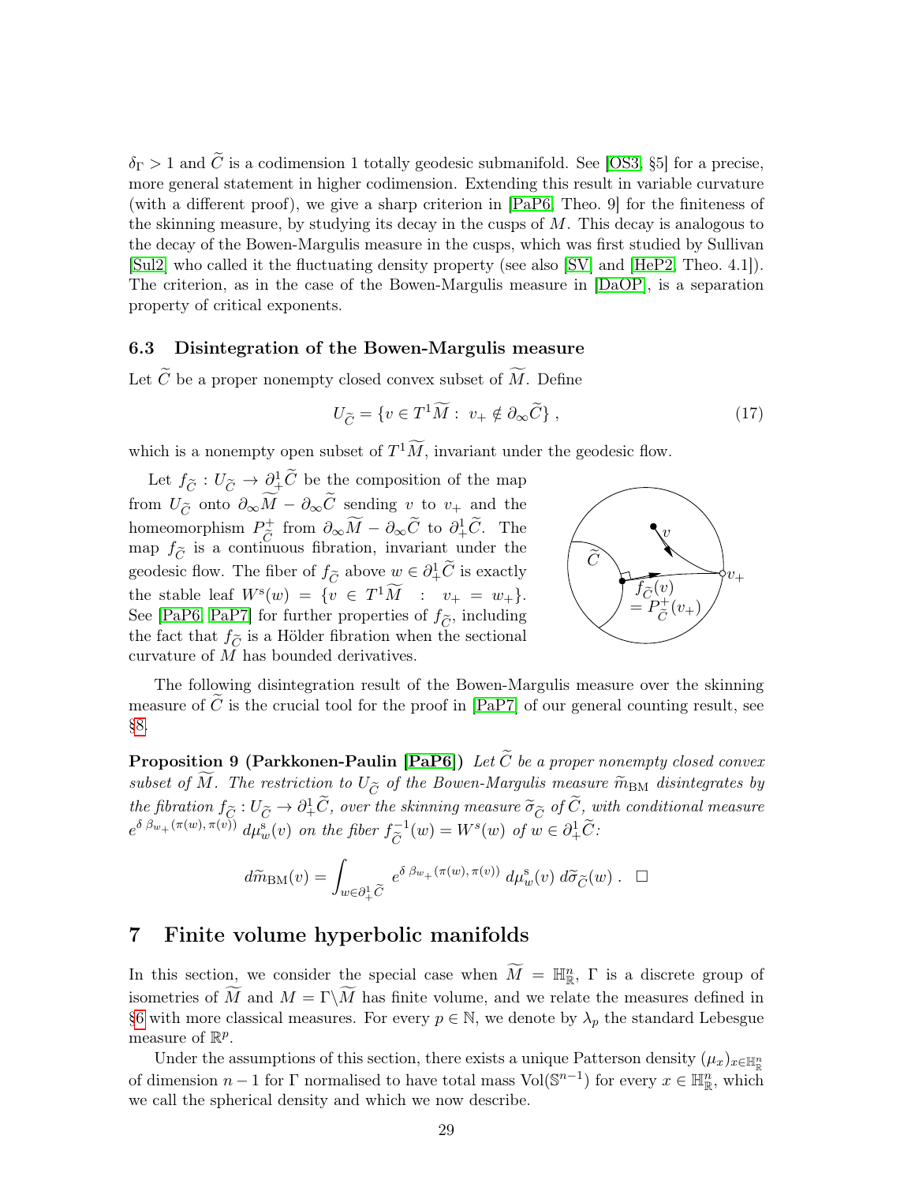$\delta_\Gamma > 1$ and $\widetilde{C}$ is a codimension 1 totally geodesic submanifold. See [OS3, §5] for a precise, more general statement in higher codimension. Extending this result in variable curvature (with a different proof), we give a sharp criterion in [PaP6, Theo. 9] for the finiteness of the skinning measure, by studying its decay in the cusps of $M$. This decay is analogous to the decay of the Bowen-Margulis measure in the cusps, which was first studied by Sullivan [Sul2] who called it the fluctuating density property (see also [SV] and [HeP2, Theo. 4.1]). The criterion, as in the case of the Bowen-Margulis measure in [DaOP], is a separation property of critical exponents.

### 6.3 Disintegration of the Bowen-Margulis measure

Let $\widetilde{C}$ be a proper nonempty closed convex subset of $\widetilde{M}$. Define

$$U_{\widetilde{C}} = \{v \in T^1\widetilde{M} :\ v_+ \notin \partial_\infty \widetilde{C}\}\ , \tag{17}$$

which is a nonempty open subset of $T^1\widetilde{M}$, invariant under the geodesic flow.

Let $f_{\widetilde{C}} : U_{\widetilde{C}} \to \partial^1_+ \widetilde{C}$ be the composition of the map from $U_{\widetilde{C}}$ onto $\partial_\infty \widetilde{M} - \partial_\infty \widetilde{C}$ sending $v$ to $v_+$ and the homeomorphism $P^+_{\widetilde{C}}$ from $\partial_\infty \widetilde{M} - \partial_\infty \widetilde{C}$ to $\partial^1_+ \widetilde{C}$. The map $f_{\widetilde{C}}$ is a continuous fibration, invariant under the geodesic flow. The fiber of $f_{\widetilde{C}}$ above $w \in \partial^1_+ \widetilde{C}$ is exactly the stable leaf $W^{\rm s}(w) = \{v \in T^1\widetilde{M} \ :\ v_+ = w_+\}$. See [PaP6, PaP7] for further properties of $f_{\widetilde{C}}$, including the fact that $f_{\widetilde{C}}$ is a Hölder fibration when the sectional curvature of $M$ has bounded derivatives.

The following disintegration result of the Bowen-Margulis measure over the skinning measure of $\widetilde{C}$ is the crucial tool for the proof in [PaP7] of our general counting result, see §8.

**Proposition 9 (Parkkonen-Paulin [PaP6])** *Let $\widetilde{C}$ be a proper nonempty closed convex subset of $\widetilde{M}$. The restriction to $U_{\widetilde{C}}$ of the Bowen-Margulis measure $\widetilde{m}_{\rm BM}$ disintegrates by the fibration $f_{\widetilde{C}} : U_{\widetilde{C}} \to \partial^1_+ \widetilde{C}$, over the skinning measure $\widetilde{\sigma}_{\widetilde{C}}$ of $\widetilde{C}$, with conditional measure $e^{\delta\, \beta_{w_+}(\pi(w),\, \pi(v))}\, d\mu^{\rm s}_w(v)$ on the fiber $f^{-1}_{\widetilde{C}}(w) = W^s(w)$ of $w \in \partial^1_+ \widetilde{C}$:*

$$d\widetilde{m}_{\rm BM}(v) = \int_{w \in \partial^1_+ \widetilde{C}} e^{\delta\, \beta_{w_+}(\pi(w),\, \pi(v))}\, d\mu^{\rm s}_w(v)\, d\widetilde{\sigma}_{\widetilde{C}}(w)\ . \quad \Box$$

## 7 Finite volume hyperbolic manifolds

In this section, we consider the special case when $\widetilde{M} = \mathbb{H}^n_{\mathbb{R}}$, $\Gamma$ is a discrete group of isometries of $\widetilde{M}$ and $M = \Gamma \backslash \widetilde{M}$ has finite volume, and we relate the measures defined in §6 with more classical measures. For every $p \in \mathbb{N}$, we denote by $\lambda_p$ the standard Lebesgue measure of $\mathbb{R}^p$.

Under the assumptions of this section, there exists a unique Patterson density $(\mu_x)_{x \in \mathbb{H}^n_{\mathbb{R}}}$ of dimension $n-1$ for $\Gamma$ normalised to have total mass $\mathrm{Vol}(\mathbb{S}^{n-1})$ for every $x \in \mathbb{H}^n_{\mathbb{R}}$, which we call the spherical density and which we now describe.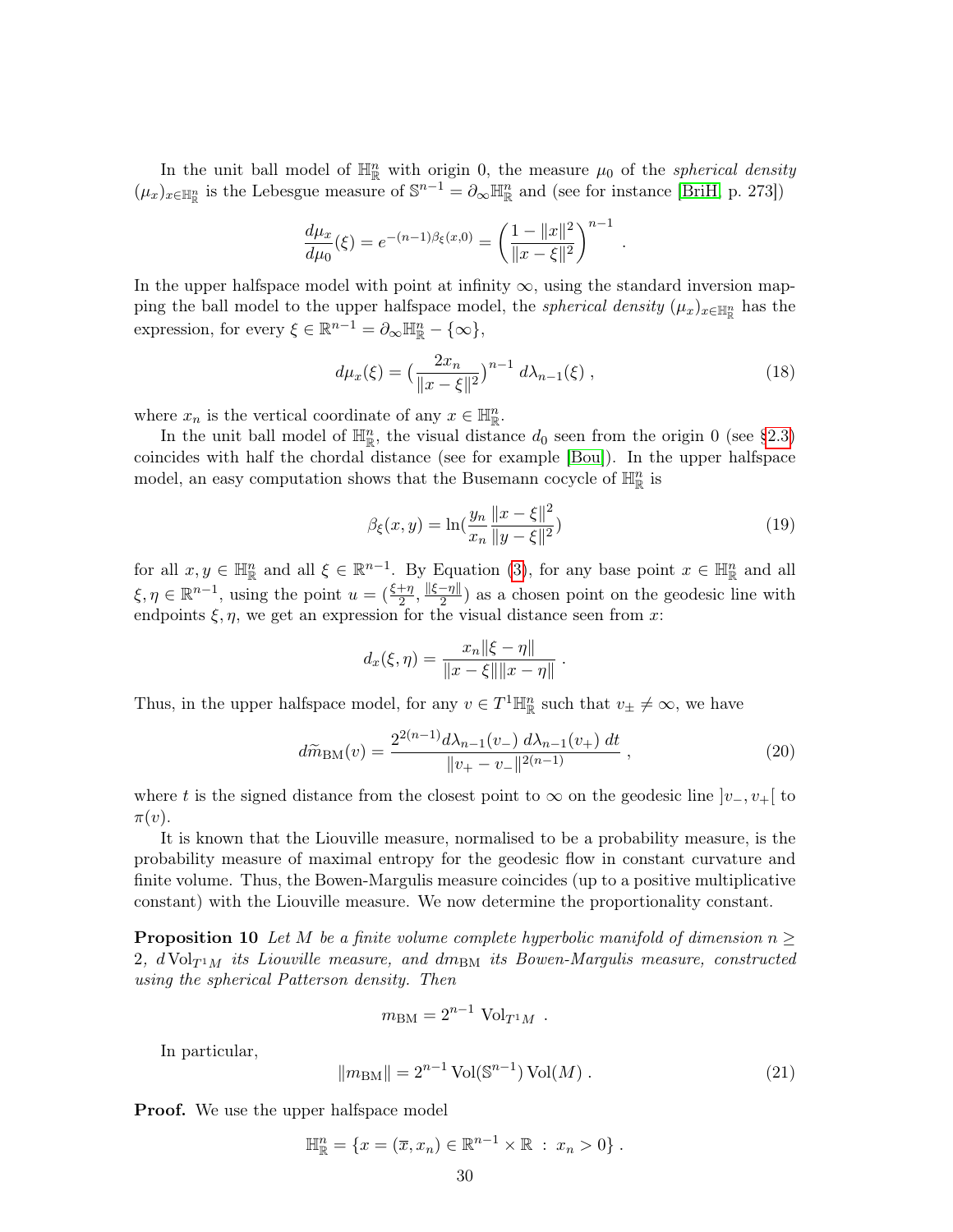In the unit ball model of $\mathbb{H}^n_\mathbb{R}$ with origin 0, the measure $\mu_0$ of the *spherical density* $(\mu_x)_{x\in\mathbb{H}^n_\mathbb{R}}$ is the Lebesgue measure of $\mathbb{S}^{n-1} = \partial_\infty\mathbb{H}^n_\mathbb{R}$ and (see for instance [BriH, p. 273])

$$\frac{d\mu_x}{d\mu_0}(\xi) = e^{-(n-1)\beta_\xi(x,0)} = \left(\frac{1-\|x\|^2}{\|x-\xi\|^2}\right)^{n-1} .$$

In the upper halfspace model with point at infinity $\infty$, using the standard inversion mapping the ball model to the upper halfspace model, the *spherical density* $(\mu_x)_{x\in\mathbb{H}^n_\mathbb{R}}$ has the expression, for every $\xi \in \mathbb{R}^{n-1} = \partial_\infty\mathbb{H}^n_\mathbb{R} - \{\infty\}$,

$$d\mu_x(\xi) = \big(\frac{2x_n}{\|x-\xi\|^2}\big)^{n-1}\, d\lambda_{n-1}(\xi)\ , \tag{18}$$

where $x_n$ is the vertical coordinate of any $x \in \mathbb{H}^n_\mathbb{R}$.

In the unit ball model of $\mathbb{H}^n_\mathbb{R}$, the visual distance $d_0$ seen from the origin 0 (see §2.3) coincides with half the chordal distance (see for example [Bou]). In the upper halfspace model, an easy computation shows that the Busemann cocycle of $\mathbb{H}^n_\mathbb{R}$ is

$$\beta_\xi(x,y) = \ln\big(\frac{y_n}{x_n}\frac{\|x-\xi\|^2}{\|y-\xi\|^2}\big) \tag{19}$$

for all $x, y \in \mathbb{H}^n_\mathbb{R}$ and all $\xi \in \mathbb{R}^{n-1}$. By Equation (3), for any base point $x \in \mathbb{H}^n_\mathbb{R}$ and all $\xi, \eta \in \mathbb{R}^{n-1}$, using the point $u = (\frac{\xi+\eta}{2}, \frac{\|\xi-\eta\|}{2})$ as a chosen point on the geodesic line with endpoints $\xi, \eta$, we get an expression for the visual distance seen from $x$:

$$d_x(\xi,\eta) = \frac{x_n\|\xi-\eta\|}{\|x-\xi\|\|x-\eta\|}\ .$$

Thus, in the upper halfspace model, for any $v \in T^1\mathbb{H}^n_\mathbb{R}$ such that $v_\pm \neq \infty$, we have

$$d\widetilde{m}_{\rm BM}(v) = \frac{2^{2(n-1)}d\lambda_{n-1}(v_-)\, d\lambda_{n-1}(v_+)\, dt}{\|v_+ - v_-\|^{2(n-1)}}\ , \tag{20}$$

where $t$ is the signed distance from the closest point to $\infty$ on the geodesic line $]v_-, v_+[$ to $\pi(v)$.

It is known that the Liouville measure, normalised to be a probability measure, is the probability measure of maximal entropy for the geodesic flow in constant curvature and finite volume. Thus, the Bowen-Margulis measure coincides (up to a positive multiplicative constant) with the Liouville measure. We now determine the proportionality constant.

**Proposition 10** *Let $M$ be a finite volume complete hyperbolic manifold of dimension $n \geq 2$, $d\,{\rm Vol}_{T^1M}$ its Liouville measure, and $dm_{\rm BM}$ its Bowen-Margulis measure, constructed using the spherical Patterson density. Then*

$$m_{\rm BM} = 2^{n-1}\ {\rm Vol}_{T^1M}\ .$$

In particular,

$$\|m_{\rm BM}\| = 2^{n-1}\,{\rm Vol}(\mathbb{S}^{n-1})\,{\rm Vol}(M)\ . \tag{21}$$

**Proof.** We use the upper halfspace model

$$\mathbb{H}^n_\mathbb{R} = \{x = (\overline{x}, x_n) \in \mathbb{R}^{n-1}\times\mathbb{R}\ :\ x_n > 0\}\ .$$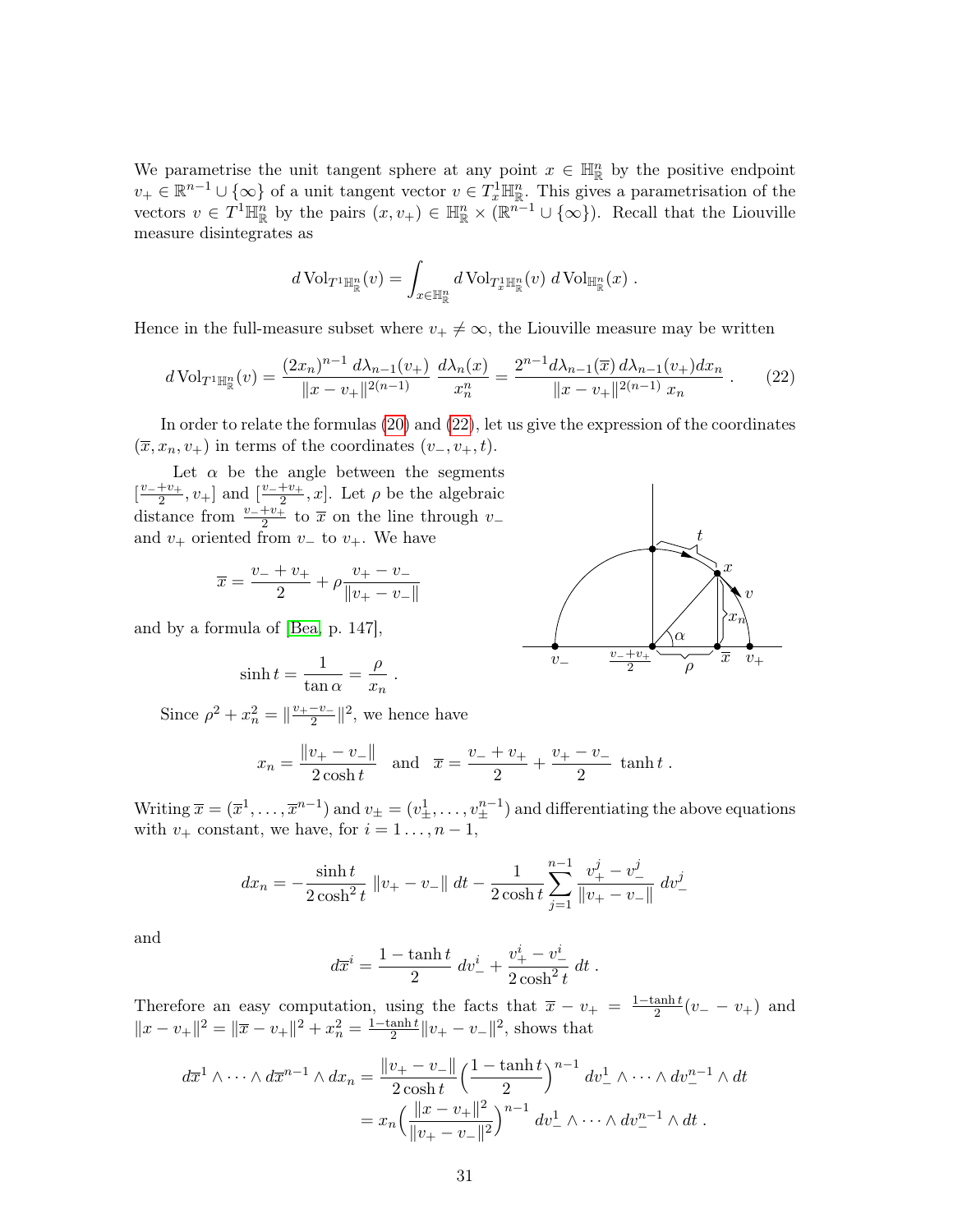We parametrise the unit tangent sphere at any point $x \in \mathbb{H}^n_{\mathbb{R}}$ by the positive endpoint $v_+ \in \mathbb{R}^{n-1} \cup \{\infty\}$ of a unit tangent vector $v \in T^1_x\mathbb{H}^n_{\mathbb{R}}$. This gives a parametrisation of the vectors $v \in T^1\mathbb{H}^n_{\mathbb{R}}$ by the pairs $(x, v_+) \in \mathbb{H}^n_{\mathbb{R}} \times (\mathbb{R}^{n-1} \cup \{\infty\})$. Recall that the Liouville measure disintegrates as

$$d\,\mathrm{Vol}_{T^1\mathbb{H}^n_{\mathbb{R}}}(v) = \int_{x \in \mathbb{H}^n_{\mathbb{R}}} d\,\mathrm{Vol}_{T^1_x\mathbb{H}^n_{\mathbb{R}}}(v)\; d\,\mathrm{Vol}_{\mathbb{H}^n_{\mathbb{R}}}(x)\;.$$

Hence in the full-measure subset where $v_+ \neq \infty$, the Liouville measure may be written

$$d\,\mathrm{Vol}_{T^1\mathbb{H}^n_{\mathbb{R}}}(v) = \frac{(2x_n)^{n-1}\, d\lambda_{n-1}(v_+)}{\|x - v_+\|^{2(n-1)}}\;\frac{d\lambda_n(x)}{x_n^n} = \frac{2^{n-1} d\lambda_{n-1}(\overline{x})\, d\lambda_{n-1}(v_+) dx_n}{\|x - v_+\|^{2(n-1)}\, x_n}\;. \qquad (22)$$

In order to relate the formulas (20) and (22), let us give the expression of the coordinates $(\overline{x}, x_n, v_+)$ in terms of the coordinates $(v_-, v_+, t)$.

Let $\alpha$ be the angle between the segments $[\frac{v_-+v_+}{2}, v_+]$ and $[\frac{v_-+v_+}{2}, x]$. Let $\rho$ be the algebraic distance from $\frac{v_-+v_+}{2}$ to $\overline{x}$ on the line through $v_-$ and $v_+$ oriented from $v_-$ to $v_+$. We have

$$\overline{x} = \frac{v_- + v_+}{2} + \rho\frac{v_+ - v_-}{\|v_+ - v_-\|}$$

and by a formula of [Bea, p. 147],

$$\sinh t = \frac{1}{\tan\alpha} = \frac{\rho}{x_n}\;.$$

Since $\rho^2 + x_n^2 = \|\frac{v_+ - v_-}{2}\|^2$, we hence have

$$x_n = \frac{\|v_+ - v_-\|}{2\cosh t} \quad \text{and} \quad \overline{x} = \frac{v_- + v_+}{2} + \frac{v_+ - v_-}{2}\;\tanh t\;.$$

Writing $\overline{x} = (\overline{x}^1, \ldots, \overline{x}^{n-1})$ and $v_\pm = (v_\pm^1, \ldots, v_\pm^{n-1})$ and differentiating the above equations with $v_+$ constant, we have, for $i = 1\ldots, n-1$,

$$dx_n = -\frac{\sinh t}{2\cosh^2 t}\;\|v_+ - v_-\|\;dt - \frac{1}{2\cosh t}\sum_{j=1}^{n-1}\frac{v_+^j - v_-^j}{\|v_+ - v_-\|}\;dv_-^j$$

and

$$d\overline{x}^i = \frac{1 - \tanh t}{2}\;dv_-^i + \frac{v_+^i - v_-^i}{2\cosh^2 t}\;dt\;.$$

Therefore an easy computation, using the facts that $\overline{x} - v_+ = \frac{1-\tanh t}{2}(v_- - v_+)$ and $\|x - v_+\|^2 = \|\overline{x} - v_+\|^2 + x_n^2 = \frac{1-\tanh t}{2}\|v_+ - v_-\|^2$, shows that

$$\begin{aligned} d\overline{x}^1 \wedge \cdots \wedge d\overline{x}^{n-1} \wedge dx_n &= \frac{\|v_+ - v_-\|}{2\cosh t}\Big(\frac{1 - \tanh t}{2}\Big)^{n-1}\;dv_-^1 \wedge \cdots \wedge dv_-^{n-1} \wedge dt \\ &= x_n\Big(\frac{\|x - v_+\|^2}{\|v_+ - v_-\|^2}\Big)^{n-1}\;dv_-^1 \wedge \cdots \wedge dv_-^{n-1} \wedge dt\;. \end{aligned}$$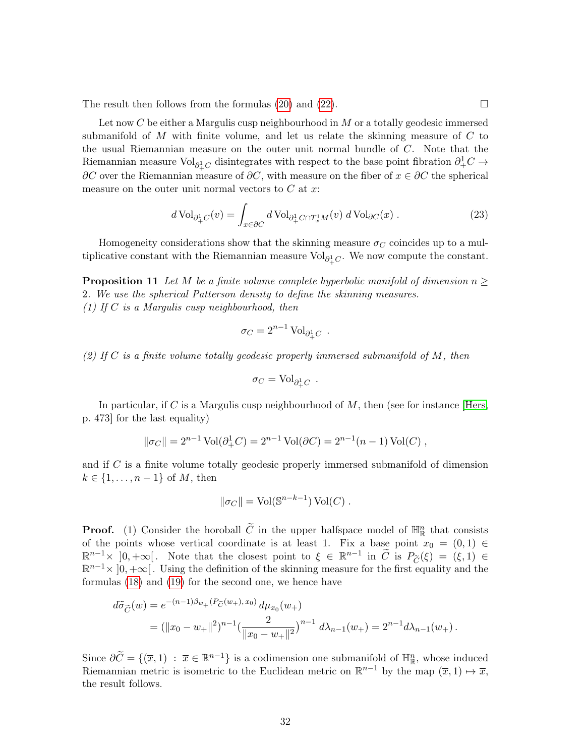The result then follows from the formulas (20) and (22). $\square$

Let now $C$ be either a Margulis cusp neighbourhood in $M$ or a totally geodesic immersed submanifold of $M$ with finite volume, and let us relate the skinning measure of $C$ to the usual Riemannian measure on the outer unit normal bundle of $C$. Note that the Riemannian measure $\operatorname{Vol}_{\partial^1_+ C}$ disintegrates with respect to the base point fibration $\partial^1_+ C \to \partial C$ over the Riemannian measure of $\partial C$, with measure on the fiber of $x \in \partial C$ the spherical measure on the outer unit normal vectors to $C$ at $x$:

$$d\operatorname{Vol}_{\partial^1_+ C}(v) = \int_{x\in\partial C} d\operatorname{Vol}_{\partial^1_+ C\cap T^1_x M}(v)\; d\operatorname{Vol}_{\partial C}(x)\;. \tag{23}$$

Homogeneity considerations show that the skinning measure $\sigma_C$ coincides up to a multiplicative constant with the Riemannian measure $\operatorname{Vol}_{\partial^1_+ C}$. We now compute the constant.

**Proposition 11** *Let $M$ be a finite volume complete hyperbolic manifold of dimension $n \geq 2$. We use the spherical Patterson density to define the skinning measures.*
*(1) If $C$ is a Margulis cusp neighbourhood, then*

$$\sigma_C = 2^{n-1}\operatorname{Vol}_{\partial^1_+ C}\;.$$

*(2) If $C$ is a finite volume totally geodesic properly immersed submanifold of $M$, then*

$$\sigma_C = \operatorname{Vol}_{\partial^1_+ C}\;.$$

In particular, if $C$ is a Margulis cusp neighbourhood of $M$, then (see for instance [Hers, p. 473] for the last equality)

$$\|\sigma_C\| = 2^{n-1}\operatorname{Vol}(\partial^1_+ C) = 2^{n-1}\operatorname{Vol}(\partial C) = 2^{n-1}(n-1)\operatorname{Vol}(C)\;,$$

and if $C$ is a finite volume totally geodesic properly immersed submanifold of dimension $k \in \{1,\dots,n-1\}$ of $M$, then

$$\|\sigma_C\| = \operatorname{Vol}(\mathbb{S}^{n-k-1})\operatorname{Vol}(C)\;.$$

**Proof.** (1) Consider the horoball $\widetilde{C}$ in the upper halfspace model of $\mathbb{H}^n_{\mathbb{R}}$ that consists of the points whose vertical coordinate is at least 1. Fix a base point $x_0 = (0,1) \in \mathbb{R}^{n-1}\times\,]0,+\infty[$. Note that the closest point to $\xi \in \mathbb{R}^{n-1}$ in $\widetilde{C}$ is $P_{\widetilde{C}}(\xi) = (\xi,1) \in \mathbb{R}^{n-1}\times\,]0,+\infty[$. Using the definition of the skinning measure for the first equality and the formulas (18) and (19) for the second one, we hence have

$$\begin{aligned}
d\widetilde{\sigma}_{\widetilde{C}}(w) &= e^{-(n-1)\beta_{w_+}(P_{\widetilde{C}}(w_+),\,x_0)}\,d\mu_{x_0}(w_+)\\
&= (\|x_0 - w_+\|^2)^{n-1}\Big(\frac{2}{\|x_0-w_+\|^2}\Big)^{n-1}\,d\lambda_{n-1}(w_+) = 2^{n-1}d\lambda_{n-1}(w_+)\,.
\end{aligned}$$

Since $\partial\widetilde{C} = \{(\overline{x},1)\;:\;\overline{x}\in\mathbb{R}^{n-1}\}$ is a codimension one submanifold of $\mathbb{H}^n_{\mathbb{R}}$, whose induced Riemannian metric is isometric to the Euclidean metric on $\mathbb{R}^{n-1}$ by the map $(\overline{x},1)\mapsto\overline{x}$, the result follows.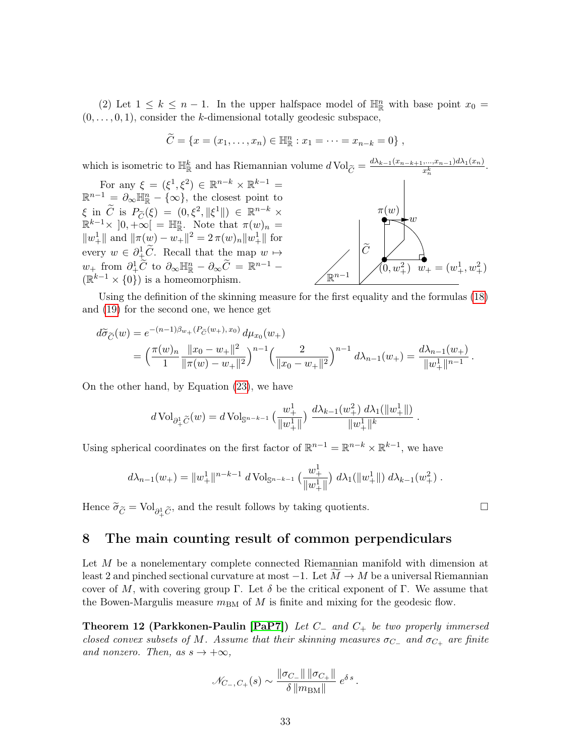(2) Let $1 \leq k \leq n-1$. In the upper halfspace model of $\mathbb{H}^n_\mathbb{R}$ with base point $x_0 = (0, \dots, 0, 1)$, consider the $k$-dimensional totally geodesic subspace,

$$\widetilde{C} = \{x = (x_1, \dots, x_n) \in \mathbb{H}^n_\mathbb{R} : x_1 = \dots = x_{n-k} = 0\} ,$$

which is isometric to $\mathbb{H}^k_\mathbb{R}$ and has Riemannian volume $d\operatorname{Vol}_{\widetilde{C}} = \frac{d\lambda_{k-1}(x_{n-k+1}, \dots, x_{n-1}) d\lambda_1(x_n)}{x_n^k}$.

For any $\xi = (\xi^1, \xi^2) \in \mathbb{R}^{n-k} \times \mathbb{R}^{k-1} = \mathbb{R}^{n-1} = \partial_\infty \mathbb{H}^n_\mathbb{R} - \{\infty\}$, the closest point to $\xi$ in $\widetilde{C}$ is $P_{\widetilde{C}}(\xi) = (0, \xi^2, \|\xi^1\|) \in \mathbb{R}^{n-k} \times \mathbb{R}^{k-1} \times ]0, +\infty[ = \mathbb{H}^n_\mathbb{R}$. Note that $\pi(w)_n = \|w^1_+\|$ and $\|\pi(w) - w_+\|^2 = 2\,\pi(w)_n \|w^1_+\|$ for every $w \in \partial^1_+ \widetilde{C}$. Recall that the map $w \mapsto w_+$ from $\partial^1_+ \widetilde{C}$ to $\partial_\infty \mathbb{H}^n_\mathbb{R} - \partial_\infty \widetilde{C} = \mathbb{R}^{n-1} - (\mathbb{R}^{k-1} \times \{0\})$ is a homeomorphism.

Using the definition of the skinning measure for the first equality and the formulas (18) and (19) for the second one, we hence get

$$\begin{aligned}
d\widetilde{\sigma}_{\widetilde{C}}(w) &= e^{-(n-1)\beta_{w_+}(P_{\widetilde{C}}(w_+), x_0)}\, d\mu_{x_0}(w_+) \\
&= \Big(\frac{\pi(w)_n}{1} \frac{\|x_0 - w_+\|^2}{\|\pi(w) - w_+\|^2}\Big)^{n-1} \Big(\frac{2}{\|x_0 - w_+\|^2}\Big)^{n-1} d\lambda_{n-1}(w_+) = \frac{d\lambda_{n-1}(w_+)}{\|w^1_+\|^{n-1}} .
\end{aligned}$$

On the other hand, by Equation (23), we have

$$d\operatorname{Vol}_{\partial^1_+ \widetilde{C}}(w) = d\operatorname{Vol}_{\mathbb{S}^{n-k-1}}\big(\frac{w^1_+}{\|w^1_+\|}\big) \,\frac{d\lambda_{k-1}(w^2_+)\, d\lambda_1(\|w^1_+\|)}{\|w^1_+\|^k} .$$

Using spherical coordinates on the first factor of $\mathbb{R}^{n-1} = \mathbb{R}^{n-k} \times \mathbb{R}^{k-1}$, we have

$$d\lambda_{n-1}(w_+) = \|w^1_+\|^{n-k-1}\, d\operatorname{Vol}_{\mathbb{S}^{n-k-1}}\big(\frac{w^1_+}{\|w^1_+\|}\big)\, d\lambda_1(\|w^1_+\|)\, d\lambda_{k-1}(w^2_+) .$$

Hence $\widetilde{\sigma}_{\widetilde{C}} = \operatorname{Vol}_{\partial^1_+ \widetilde{C}}$, and the result follows by taking quotients. $\square$

## 8 The main counting result of common perpendiculars

Let $M$ be a nonelementary complete connected Riemannian manifold with dimension at least 2 and pinched sectional curvature at most $-1$. Let $\widetilde{M} \to M$ be a universal Riemannian cover of $M$, with covering group $\Gamma$. Let $\delta$ be the critical exponent of $\Gamma$. We assume that the Bowen-Margulis measure $m_{\rm BM}$ of $M$ is finite and mixing for the geodesic flow.

**Theorem 12 (Parkkonen-Paulin [PaP7])** *Let $C_-$ and $C_+$ be two properly immersed closed convex subsets of $M$. Assume that their skinning measures $\sigma_{C_-}$ and $\sigma_{C_+}$ are finite and nonzero. Then, as $s \to +\infty$,*

$$\mathscr{N}_{C_-, C_+}(s) \sim \frac{\|\sigma_{C_-}\|\, \|\sigma_{C_+}\|}{\delta\, \|m_{\rm BM}\|}\, e^{\delta\, s} .$$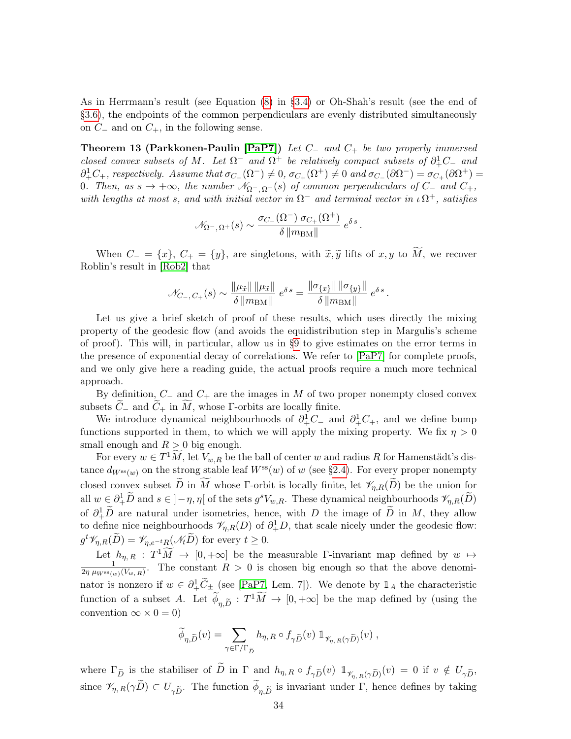As in Herrmann's result (see Equation (8) in §3.4) or Oh-Shah's result (see the end of §3.6), the endpoints of the common perpendiculars are evenly distributed simultaneously on $C_-$ and on $C_+$, in the following sense.

**Theorem 13 (Parkkonen-Paulin [PaP7])** *Let $C_-$ and $C_+$ be two properly immersed closed convex subsets of $M$. Let $\Omega^-$ and $\Omega^+$ be relatively compact subsets of $\partial^1_+ C_-$ and $\partial^1_+ C_+$, respectively. Assume that $\sigma_{C_-}(\Omega^-) \neq 0$, $\sigma_{C_+}(\Omega^+) \neq 0$ and $\sigma_{C_-}(\partial\Omega^-) = \sigma_{C_+}(\partial\Omega^+) = 0$. Then, as $s \to +\infty$, the number $\mathscr{N}_{\Omega^-,\Omega^+}(s)$ of common perpendiculars of $C_-$ and $C_+$, with lengths at most $s$, and with initial vector in $\Omega^-$ and terminal vector in $\iota\,\Omega^+$, satisfies*

$$\mathscr{N}_{\Omega^-,\Omega^+}(s) \sim \frac{\sigma_{C_-}(\Omega^-)\ \sigma_{C_+}(\Omega^+)}{\delta\, \|m_{\rm BM}\|}\ e^{\delta\, s}\,.$$

When $C_- = \{x\}$, $C_+ = \{y\}$, are singletons, with $\widetilde{x}, \widetilde{y}$ lifts of $x, y$ to $\widetilde{M}$, we recover Roblin's result in [Rob2] that

$$\mathscr{N}_{C_-,C_+}(s) \sim \frac{\|\mu_{\widetilde{x}}\|\ \|\mu_{\widetilde{x}}\|}{\delta\, \|m_{\rm BM}\|}\ e^{\delta\, s} = \frac{\|\sigma_{\{x\}}\|\ \|\sigma_{\{y\}}\|}{\delta\, \|m_{\rm BM}\|}\ e^{\delta\, s}\,.$$

Let us give a brief sketch of proof of these results, which uses directly the mixing property of the geodesic flow (and avoids the equidistribution step in Margulis's scheme of proof). This will, in particular, allow us in §9 to give estimates on the error terms in the presence of exponential decay of correlations. We refer to [PaP7] for complete proofs, and we only give here a reading guide, the actual proofs require a much more technical approach.

By definition, $C_-$ and $C_+$ are the images in $M$ of two proper nonempty closed convex subsets $\widetilde{C}_-$ and $\widetilde{C}_+$ in $\widetilde{M}$, whose $\Gamma$-orbits are locally finite.

We introduce dynamical neighbourhoods of $\partial^1_+ C_-$ and $\partial^1_+ C_+$, and we define bump functions supported in them, to which we will apply the mixing property. We fix $\eta > 0$ small enough and $R > 0$ big enough.

For every $w \in T^1\widetilde{M}$, let $V_{w,R}$ be the ball of center $w$ and radius $R$ for Hamenstädt's distance $d_{W^{\rm ss}(w)}$ on the strong stable leaf $W^{\rm ss}(w)$ of $w$ (see §2.4). For every proper nonempty closed convex subset $\widetilde{D}$ in $\widetilde{M}$ whose $\Gamma$-orbit is locally finite, let $\mathscr{V}_{\eta,R}(\widetilde{D})$ be the union for all $w \in \partial^1_+\widetilde{D}$ and $s \in\, ]-\eta, \eta[$ of the sets $g^s V_{w,R}$. These dynamical neighbourhoods $\mathscr{V}_{\eta,R}(\widetilde{D})$ of $\partial^1_+\widetilde{D}$ are natural under isometries, hence, with $D$ the image of $\widetilde{D}$ in $M$, they allow to define nice neighbourhoods $\mathscr{V}_{\eta,R}(D)$ of $\partial^1_+ D$, that scale nicely under the geodesic flow: $g^t \mathscr{V}_{\eta,R}(\widetilde{D}) = \mathscr{V}_{\eta,e^{-t}R}(\mathscr{N}_t\widetilde{D})$ for every $t \geq 0$.

Let $h_{\eta,\,R} : T^1\widetilde{M} \to [0, +\infty]$ be the measurable $\Gamma$-invariant map defined by $w \mapsto \frac{1}{2\eta\ \mu_{W^{\rm ss}(w)}(V_{w,\,R})}$. The constant $R > 0$ is chosen big enough so that the above denominator is nonzero if $w \in \partial^1_+\widetilde{C}_\pm$ (see [PaP7, Lem. 7]). We denote by $\mathbb{1}_A$ the characteristic function of a subset $A$. Let $\widetilde{\phi}_{\eta,\widetilde{D}} : T^1\widetilde{M} \to [0, +\infty]$ be the map defined by (using the convention $\infty \times 0 = 0$)

$$\widetilde{\phi}_{\eta,\widetilde{D}}(v) = \sum_{\gamma\in\Gamma/\Gamma_{\widetilde{D}}} h_{\eta,\,R} \circ f_{\gamma\widetilde{D}}(v)\ \mathbb{1}_{\mathscr{V}_{\eta,\,R}(\gamma\widetilde{D})}(v)\ ,$$

where $\Gamma_{\widetilde{D}}$ is the stabiliser of $\widetilde{D}$ in $\Gamma$ and $h_{\eta,\,R} \circ f_{\gamma\widetilde{D}}(v)\ \mathbb{1}_{\mathscr{V}_{\eta,\,R}(\gamma\widetilde{D})}(v) = 0$ if $v \notin U_{\gamma\widetilde{D}}$, since $\mathscr{V}_{\eta,\,R}(\gamma\widetilde{D}) \subset U_{\gamma\widetilde{D}}$. The function $\widetilde{\phi}_{\eta,\widetilde{D}}$ is invariant under $\Gamma$, hence defines by taking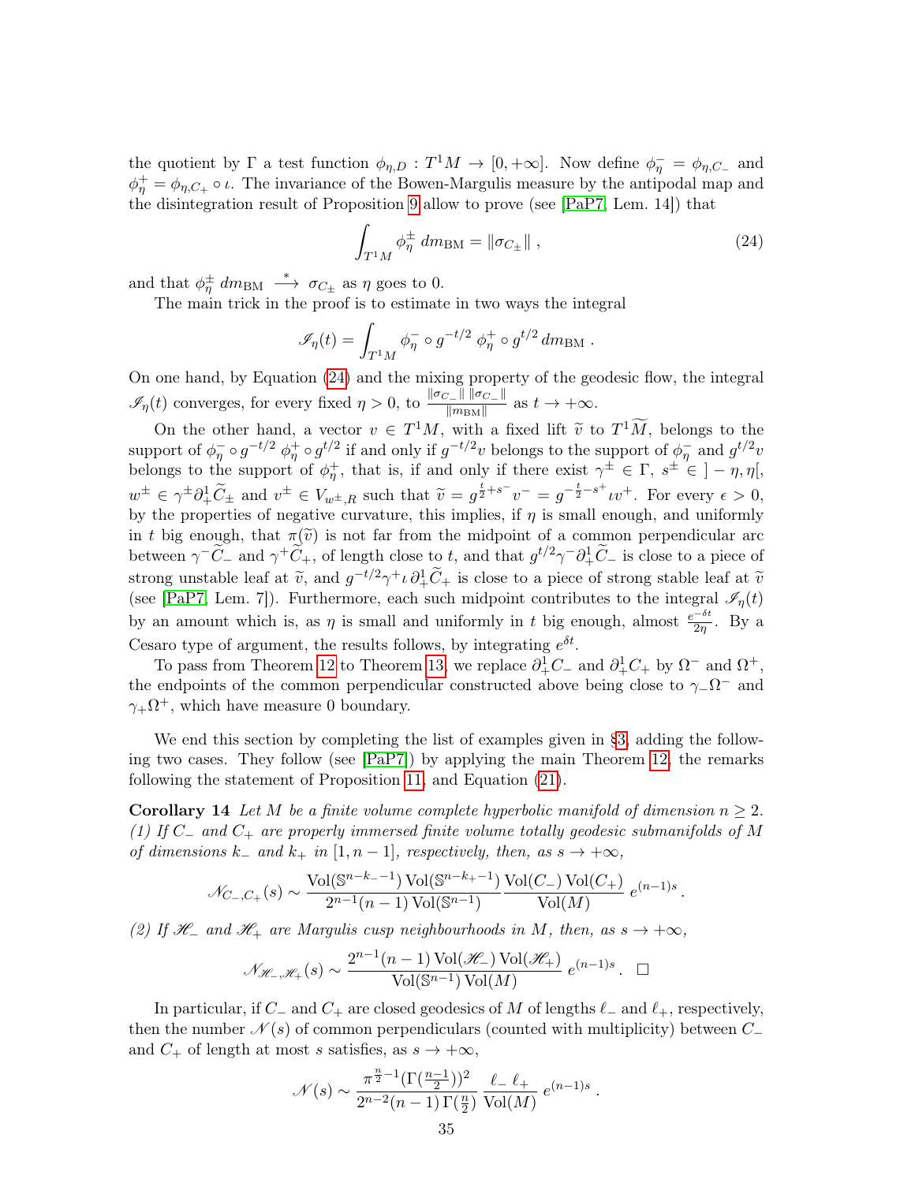the quotient by $\Gamma$ a test function $\phi_{\eta,D} : T^1M \to [0,+\infty]$. Now define $\phi^-_\eta = \phi_{\eta,C_-}$ and $\phi^+_\eta = \phi_{\eta,C_+} \circ \iota$. The invariance of the Bowen-Margulis measure by the antipodal map and the disintegration result of Proposition 9 allow to prove (see [PaP7, Lem. 14]) that

$$\int_{T^1M} \phi^\pm_\eta \, dm_{\rm BM} = \|\sigma_{C_\pm}\| \,, \tag{24}$$

and that $\phi^\pm_\eta \, dm_{\rm BM} \overset{*}{\longrightarrow} \sigma_{C_\pm}$ as $\eta$ goes to 0.

The main trick in the proof is to estimate in two ways the integral

$$\mathscr{I}_\eta(t) = \int_{T^1M} \phi^-_\eta \circ g^{-t/2} \; \phi^+_\eta \circ g^{t/2} \, dm_{\rm BM} \,.$$

On one hand, by Equation (24) and the mixing property of the geodesic flow, the integral $\mathscr{I}_\eta(t)$ converges, for every fixed $\eta > 0$, to $\frac{\|\sigma_{C_-}\| \, \|\sigma_{C_-}\|}{\|m_{\rm BM}\|}$ as $t \to +\infty$.

On the other hand, a vector $v \in T^1M$, with a fixed lift $\widetilde{v}$ to $T^1\widetilde{M}$, belongs to the support of $\phi^-_\eta \circ g^{-t/2} \; \phi^+_\eta \circ g^{t/2}$ if and only if $g^{-t/2}v$ belongs to the support of $\phi^-_\eta$ and $g^{t/2}v$ belongs to the support of $\phi^+_\eta$, that is, if and only if there exist $\gamma^\pm \in \Gamma$, $s^\pm \in \,]-\eta,\eta[$, $w^\pm \in \gamma^\pm \partial^1_+ \widetilde{C}_\pm$ and $v^\pm \in V_{w^\pm,R}$ such that $\widetilde{v} = g^{\frac{t}{2}+s^-} v^- = g^{-\frac{t}{2}-s^+} \iota v^+$. For every $\epsilon > 0$, by the properties of negative curvature, this implies, if $\eta$ is small enough, and uniformly in $t$ big enough, that $\pi(\widetilde{v})$ is not far from the midpoint of a common perpendicular arc between $\gamma^-\widetilde{C}_-$ and $\gamma^+\widetilde{C}_+$, of length close to $t$, and that $g^{t/2}\gamma^-\partial^1_+\widetilde{C}_-$ is close to a piece of strong unstable leaf at $\widetilde{v}$, and $g^{-t/2}\gamma^+\iota\,\partial^1_+\widetilde{C}_+$ is close to a piece of strong stable leaf at $\widetilde{v}$ (see [PaP7, Lem. 7]). Furthermore, each such midpoint contributes to the integral $\mathscr{I}_\eta(t)$ by an amount which is, as $\eta$ is small and uniformly in $t$ big enough, almost $\frac{e^{-\delta t}}{2\eta}$. By a Cesaro type of argument, the results follows, by integrating $e^{\delta t}$.

To pass from Theorem 12 to Theorem 13, we replace $\partial^1_+C_-$ and $\partial^1_+C_+$ by $\Omega^-$ and $\Omega^+$, the endpoints of the common perpendicular constructed above being close to $\gamma_-\Omega^-$ and $\gamma_+\Omega^+$, which have measure 0 boundary.

We end this section by completing the list of examples given in §3, adding the following two cases. They follow (see [PaP7]) by applying the main Theorem 12, the remarks following the statement of Proposition 11, and Equation (21).

**Corollary 14** *Let $M$ be a finite volume complete hyperbolic manifold of dimension $n \geq 2$.*
*(1) If $C_-$ and $C_+$ are properly immersed finite volume totally geodesic submanifolds of $M$ of dimensions $k_-$ and $k_+$ in $[1, n-1]$, respectively, then, as $s \to +\infty$,*

$$\mathscr{N}_{C_-,C_+}(s) \sim \frac{\operatorname{Vol}(\mathbb{S}^{n-k_--1})\operatorname{Vol}(\mathbb{S}^{n-k_+-1})}{2^{n-1}(n-1)\operatorname{Vol}(\mathbb{S}^{n-1})}\,\frac{\operatorname{Vol}(C_-)\operatorname{Vol}(C_+)}{\operatorname{Vol}(M)}\;e^{(n-1)s}\,.$$

*(2) If $\mathscr{H}_-$ and $\mathscr{H}_+$ are Margulis cusp neighbourhoods in $M$, then, as $s \to +\infty$,*

$$\mathscr{N}_{\mathscr{H}_-,\mathscr{H}_+}(s) \sim \frac{2^{n-1}(n-1)\operatorname{Vol}(\mathscr{H}_-)\operatorname{Vol}(\mathscr{H}_+)}{\operatorname{Vol}(\mathbb{S}^{n-1})\operatorname{Vol}(M)}\;e^{(n-1)s}\,. \quad \square$$

In particular, if $C_-$ and $C_+$ are closed geodesics of $M$ of lengths $\ell_-$ and $\ell_+$, respectively, then the number $\mathscr{N}(s)$ of common perpendiculars (counted with multiplicity) between $C_-$ and $C_+$ of length at most $s$ satisfies, as $s \to +\infty$,

$$\mathscr{N}(s) \sim \frac{\pi^{\frac{n}{2}-1}(\Gamma(\frac{n-1}{2}))^2}{2^{n-2}(n-1)\,\Gamma(\frac{n}{2})}\,\frac{\ell_-\;\ell_+}{\operatorname{Vol}(M)}\;e^{(n-1)s}\,.$$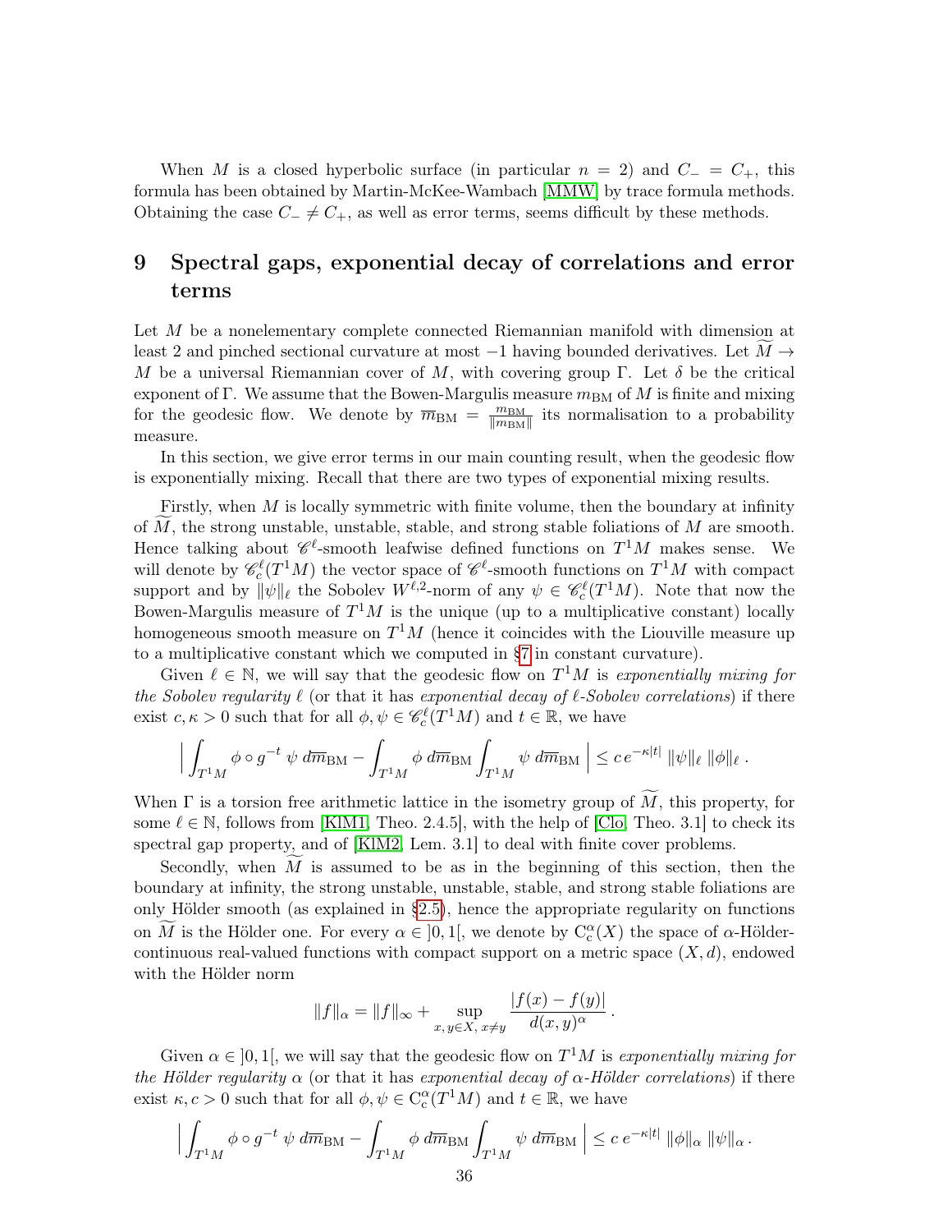When $M$ is a closed hyperbolic surface (in particular $n = 2$) and $C_- = C_+$, this formula has been obtained by Martin-McKee-Wambach [MMW] by trace formula methods. Obtaining the case $C_- \neq C_+$, as well as error terms, seems difficult by these methods.

# 9 Spectral gaps, exponential decay of correlations and error terms

Let $M$ be a nonelementary complete connected Riemannian manifold with dimension at least 2 and pinched sectional curvature at most $-1$ having bounded derivatives. Let $\widetilde{M} \to M$ be a universal Riemannian cover of $M$, with covering group $\Gamma$. Let $\delta$ be the critical exponent of $\Gamma$. We assume that the Bowen-Margulis measure $m_{\rm BM}$ of $M$ is finite and mixing for the geodesic flow. We denote by $\overline{m}_{\rm BM} = \frac{m_{\rm BM}}{\|m_{\rm BM}\|}$ its normalisation to a probability measure.

In this section, we give error terms in our main counting result, when the geodesic flow is exponentially mixing. Recall that there are two types of exponential mixing results.

Firstly, when $M$ is locally symmetric with finite volume, then the boundary at infinity of $\widetilde{M}$, the strong unstable, unstable, stable, and strong stable foliations of $M$ are smooth. Hence talking about $\mathscr{C}^\ell$-smooth leafwise defined functions on $T^1M$ makes sense. We will denote by $\mathscr{C}_c^\ell(T^1M)$ the vector space of $\mathscr{C}^\ell$-smooth functions on $T^1M$ with compact support and by $\|\psi\|_\ell$ the Sobolev $W^{\ell,2}$-norm of any $\psi \in \mathscr{C}_c^\ell(T^1M)$. Note that now the Bowen-Margulis measure of $T^1M$ is the unique (up to a multiplicative constant) locally homogeneous smooth measure on $T^1M$ (hence it coincides with the Liouville measure up to a multiplicative constant which we computed in §7 in constant curvature).

Given $\ell \in \mathbb{N}$, we will say that the geodesic flow on $T^1M$ is *exponentially mixing for the Sobolev regularity* $\ell$ (or that it has *exponential decay of* $\ell$*-Sobolev correlations*) if there exist $c, \kappa > 0$ such that for all $\phi, \psi \in \mathscr{C}_c^\ell(T^1M)$ and $t \in \mathbb{R}$, we have

$$\Big| \int_{T^1M} \phi \circ g^{-t} \, \psi \; d\overline{m}_{\rm BM} - \int_{T^1M} \phi \; d\overline{m}_{\rm BM} \int_{T^1M} \psi \; d\overline{m}_{\rm BM} \Big| \leq c\, e^{-\kappa|t|} \; \|\psi\|_\ell \; \|\phi\|_\ell \, .$$

When $\Gamma$ is a torsion free arithmetic lattice in the isometry group of $\widetilde{M}$, this property, for some $\ell \in \mathbb{N}$, follows from [KlM1, Theo. 2.4.5], with the help of [Clo, Theo. 3.1] to check its spectral gap property, and of [KlM2, Lem. 3.1] to deal with finite cover problems.

Secondly, when $\widetilde{M}$ is assumed to be as in the beginning of this section, then the boundary at infinity, the strong unstable, unstable, stable, and strong stable foliations are only Hölder smooth (as explained in §2.5), hence the appropriate regularity on functions on $\widetilde{M}$ is the Hölder one. For every $\alpha \in \,]0,1[$, we denote by ${\rm C}_{\rm c}^\alpha(X)$ the space of $\alpha$-Hölder-continuous real-valued functions with compact support on a metric space $(X,d)$, endowed with the Hölder norm

$$\|f\|_\alpha = \|f\|_\infty + \sup_{x,\,y\in X,\; x\neq y} \frac{|f(x)-f(y)|}{d(x,y)^\alpha} \, .$$

Given $\alpha \in \,]0,1[$, we will say that the geodesic flow on $T^1M$ is *exponentially mixing for the Hölder regularity* $\alpha$ (or that it has *exponential decay of* $\alpha$*-Hölder correlations*) if there exist $\kappa, c > 0$ such that for all $\phi, \psi \in {\rm C}_{\rm c}^\alpha(T^1M)$ and $t \in \mathbb{R}$, we have

$$\Big| \int_{T^1M} \phi \circ g^{-t} \, \psi \; d\overline{m}_{\rm BM} - \int_{T^1M} \phi \; d\overline{m}_{\rm BM} \int_{T^1M} \psi \; d\overline{m}_{\rm BM} \Big| \leq c\; e^{-\kappa|t|} \; \|\phi\|_\alpha \; \|\psi\|_\alpha \, .$$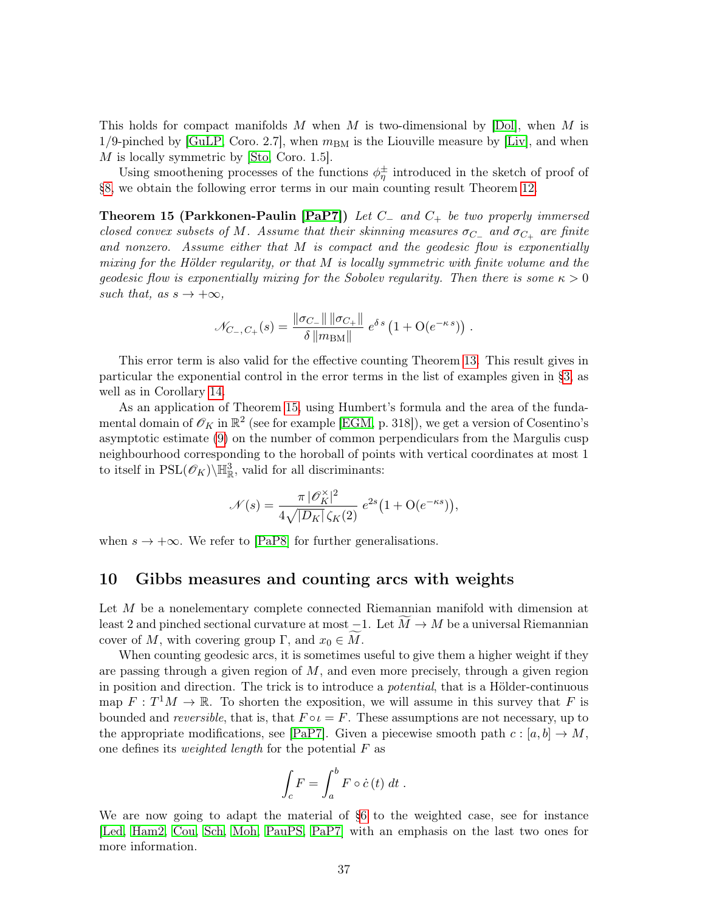This holds for compact manifolds $M$ when $M$ is two-dimensional by [Dol], when $M$ is 1/9-pinched by [GuLP, Coro. 2.7], when $m_{\rm BM}$ is the Liouville measure by [Liv], and when $M$ is locally symmetric by [Sto, Coro. 1.5].

Using smoothening processes of the functions $\phi_\eta^\pm$ introduced in the sketch of proof of §8, we obtain the following error terms in our main counting result Theorem 12.

**Theorem 15 (Parkkonen-Paulin [PaP7])** *Let $C_-$ and $C_+$ be two properly immersed closed convex subsets of $M$. Assume that their skinning measures $\sigma_{C_-}$ and $\sigma_{C_+}$ are finite and nonzero. Assume either that $M$ is compact and the geodesic flow is exponentially mixing for the Hölder regularity, or that $M$ is locally symmetric with finite volume and the geodesic flow is exponentially mixing for the Sobolev regularity. Then there is some $\kappa > 0$ such that, as $s \to +\infty$,*

$$\mathscr{N}_{C_-,C_+}(s) = \frac{\|\sigma_{C_-}\|\,\|\sigma_{C_+}\|}{\delta\,\|m_{\rm BM}\|}\; e^{\delta\, s}\left(1 + \mathrm{O}(e^{-\kappa\, s})\right).$$

This error term is also valid for the effective counting Theorem 13. This result gives in particular the exponential control in the error terms in the list of examples given in §3, as well as in Corollary 14.

As an application of Theorem 15, using Humbert's formula and the area of the fundamental domain of $\mathscr{O}_K$ in $\mathbb{R}^2$ (see for example [EGM, p. 318]), we get a version of Cosentino's asymptotic estimate (9) on the number of common perpendiculars from the Margulis cusp neighbourhood corresponding to the horoball of points with vertical coordinates at most 1 to itself in $\mathrm{PSL}(\mathscr{O}_K)\backslash\mathbb{H}^3_{\mathbb{R}}$, valid for all discriminants:

$$\mathscr{N}(s) = \frac{\pi\,|\mathscr{O}_K^\times|^2}{4\sqrt{|D_K|}\,\zeta_K(2)}\; e^{2s}\big(1 + \mathrm{O}(e^{-\kappa s})\big),$$

when $s \to +\infty$. We refer to [PaP8] for further generalisations.

## 10 Gibbs measures and counting arcs with weights

Let $M$ be a nonelementary complete connected Riemannian manifold with dimension at least 2 and pinched sectional curvature at most $-1$. Let $\widetilde{M} \to M$ be a universal Riemannian cover of $M$, with covering group $\Gamma$, and $x_0 \in \widetilde{M}$.

When counting geodesic arcs, it is sometimes useful to give them a higher weight if they are passing through a given region of $M$, and even more precisely, through a given region in position and direction. The trick is to introduce a *potential*, that is a Hölder-continuous map $F : T^1M \to \mathbb{R}$. To shorten the exposition, we will assume in this survey that $F$ is bounded and *reversible*, that is, that $F \circ \iota = F$. These assumptions are not necessary, up to the appropriate modifications, see [PaP7]. Given a piecewise smooth path $c : [a, b] \to M$, one defines its *weighted length* for the potential $F$ as

$$\int_c F = \int_a^b F \circ \dot{c}\,(t)\; dt\,.$$

We are now going to adapt the material of §6 to the weighted case, see for instance [Led, Ham2, Cou, Sch, Moh, PauPS, PaP7] with an emphasis on the last two ones for more information.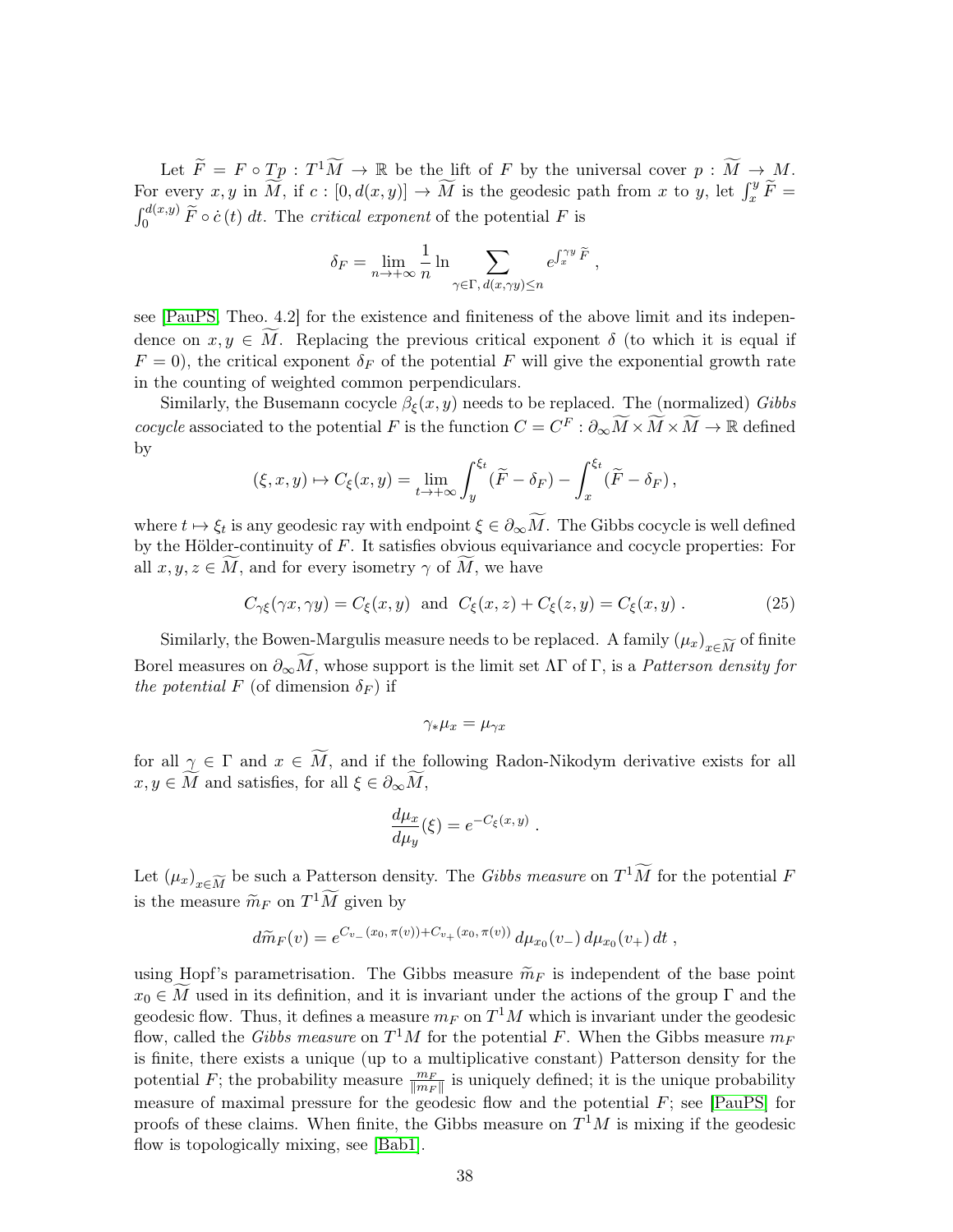Let $\widetilde{F} = F \circ Tp : T^1\widetilde{M} \to \mathbb{R}$ be the lift of $F$ by the universal cover $p : \widetilde{M} \to M$. For every $x, y$ in $\widetilde{M}$, if $c : [0, d(x,y)] \to \widetilde{M}$ is the geodesic path from $x$ to $y$, let $\int_x^y \widetilde{F} = \int_0^{d(x,y)} \widetilde{F} \circ \dot{c}\,(t)\; dt$. The *critical exponent* of the potential $F$ is

$$\delta_F = \lim_{n\to+\infty} \frac{1}{n} \ln \sum_{\gamma\in\Gamma,\, d(x,\gamma y)\leq n} e^{\int_x^{\gamma y} \widetilde{F}}\;,$$

see [PauPS, Theo. 4.2] for the existence and finiteness of the above limit and its independence on $x, y \in \widetilde{M}$. Replacing the previous critical exponent $\delta$ (to which it is equal if $F = 0$), the critical exponent $\delta_F$ of the potential $F$ will give the exponential growth rate in the counting of weighted common perpendiculars.

Similarly, the Busemann cocycle $\beta_\xi(x, y)$ needs to be replaced. The (normalized) *Gibbs cocycle* associated to the potential $F$ is the function $C = C^F : \partial_\infty\widetilde{M} \times \widetilde{M} \times \widetilde{M} \to \mathbb{R}$ defined by

$$(\xi, x, y) \mapsto C_\xi(x, y) = \lim_{t\to+\infty} \int_y^{\xi_t} (\widetilde{F} - \delta_F) - \int_x^{\xi_t} (\widetilde{F} - \delta_F)\,,$$

where $t \mapsto \xi_t$ is any geodesic ray with endpoint $\xi \in \partial_\infty\widetilde{M}$. The Gibbs cocycle is well defined by the Hölder-continuity of $F$. It satisfies obvious equivariance and cocycle properties: For all $x, y, z \in \widetilde{M}$, and for every isometry $\gamma$ of $\widetilde{M}$, we have

$$C_{\gamma\xi}(\gamma x, \gamma y) = C_\xi(x, y) \;\text{ and }\; C_\xi(x, z) + C_\xi(z, y) = C_\xi(x, y)\,. \tag{25}$$

Similarly, the Bowen-Margulis measure needs to be replaced. A family $(\mu_x)_{x\in\widetilde{M}}$ of finite Borel measures on $\partial_\infty\widetilde{M}$, whose support is the limit set $\Lambda\Gamma$ of $\Gamma$, is a *Patterson density for the potential* $F$ (of dimension $\delta_F$) if

$$\gamma_*\mu_x = \mu_{\gamma x}$$

for all $\gamma \in \Gamma$ and $x \in \widetilde{M}$, and if the following Radon-Nikodym derivative exists for all $x, y \in \widetilde{M}$ and satisfies, for all $\xi \in \partial_\infty\widetilde{M}$,

$$\frac{d\mu_x}{d\mu_y}(\xi) = e^{-C_\xi(x,\,y)}\;.$$

Let $(\mu_x)_{x\in\widetilde{M}}$ be such a Patterson density. The *Gibbs measure* on $T^1\widetilde{M}$ for the potential $F$ is the measure $\widetilde{m}_F$ on $T^1\widetilde{M}$ given by

$$d\widetilde{m}_F(v) = e^{C_{v_-}(x_0,\,\pi(v)) + C_{v_+}(x_0,\,\pi(v))}\, d\mu_{x_0}(v_-)\, d\mu_{x_0}(v_+)\, dt\;,$$

using Hopf's parametrisation. The Gibbs measure $\widetilde{m}_F$ is independent of the base point $x_0 \in \widetilde{M}$ used in its definition, and it is invariant under the actions of the group $\Gamma$ and the geodesic flow. Thus, it defines a measure $m_F$ on $T^1M$ which is invariant under the geodesic flow, called the *Gibbs measure* on $T^1M$ for the potential $F$. When the Gibbs measure $m_F$ is finite, there exists a unique (up to a multiplicative constant) Patterson density for the potential $F$; the probability measure $\frac{m_F}{\|m_F\|}$ is uniquely defined; it is the unique probability measure of maximal pressure for the geodesic flow and the potential $F$; see [PauPS] for proofs of these claims. When finite, the Gibbs measure on $T^1M$ is mixing if the geodesic flow is topologically mixing, see [Bab1].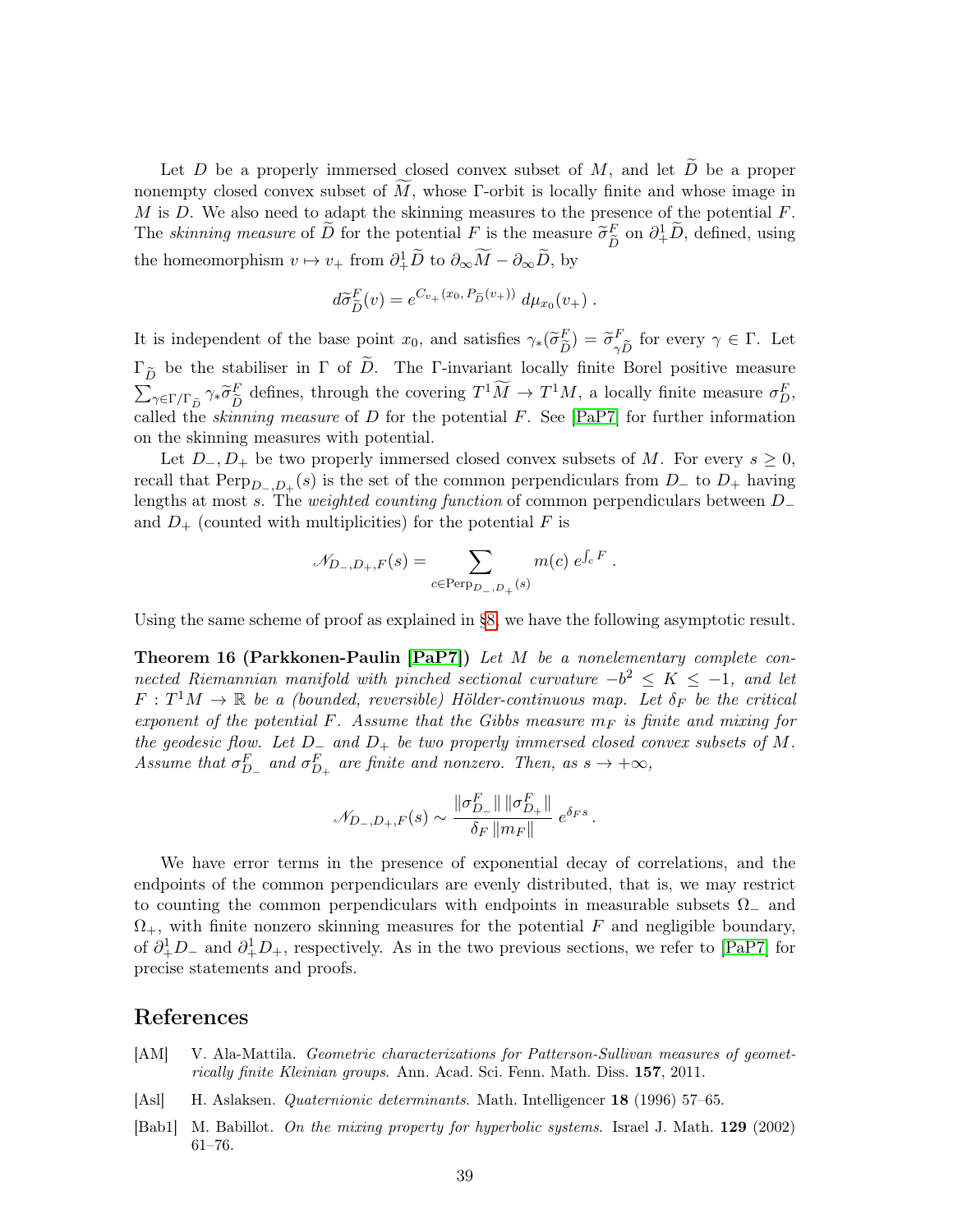Let $D$ be a properly immersed closed convex subset of $M$, and let $\widetilde{D}$ be a proper nonempty closed convex subset of $\widetilde{M}$, whose $\Gamma$-orbit is locally finite and whose image in $M$ is $D$. We also need to adapt the skinning measures to the presence of the potential $F$. The *skinning measure* of $\widetilde{D}$ for the potential $F$ is the measure $\widetilde{\sigma}^F_{\widetilde{D}}$ on $\partial^1_+\widetilde{D}$, defined, using the homeomorphism $v \mapsto v_+$ from $\partial^1_+\widetilde{D}$ to $\partial_\infty\widetilde{M} - \partial_\infty\widetilde{D}$, by

$$d\widetilde{\sigma}^F_{\widetilde{D}}(v) = e^{C_{v_+}(x_0,\, P_{\widetilde{D}}(v_+))}\; d\mu_{x_0}(v_+)\ .$$

It is independent of the base point $x_0$, and satisfies $\gamma_*(\widetilde{\sigma}^F_{\widetilde{D}}) = \widetilde{\sigma}^F_{\gamma\widetilde{D}}$ for every $\gamma \in \Gamma$. Let $\Gamma_{\widetilde{D}}$ be the stabiliser in $\Gamma$ of $\widetilde{D}$. The $\Gamma$-invariant locally finite Borel positive measure $\sum_{\gamma\in\Gamma/\Gamma_{\widetilde{D}}} \gamma_*\widetilde{\sigma}^F_{\widetilde{D}}$ defines, through the covering $T^1\widetilde{M} \to T^1M$, a locally finite measure $\sigma^F_D$, called the *skinning measure* of $D$ for the potential $F$. See [PaP7] for further information on the skinning measures with potential.

Let $D_-, D_+$ be two properly immersed closed convex subsets of $M$. For every $s \geq 0$, recall that $\mathrm{Perp}_{D_-,D_+}(s)$ is the set of the common perpendiculars from $D_-$ to $D_+$ having lengths at most $s$. The *weighted counting function* of common perpendiculars between $D_-$ and $D_+$ (counted with multiplicities) for the potential $F$ is

$$\mathscr{N}_{D_-,D_+,F}(s) = \sum_{c\in \mathrm{Perp}_{D_-,D_+}(s)} m(c)\; e^{\int_c F}\ .$$

Using the same scheme of proof as explained in §8, we have the following asymptotic result.

**Theorem 16 (Parkkonen-Paulin [PaP7])** *Let $M$ be a nonelementary complete connected Riemannian manifold with pinched sectional curvature $-b^2 \leq K \leq -1$, and let $F : T^1M \to \mathbb{R}$ be a (bounded, reversible) Hölder-continuous map. Let $\delta_F$ be the critical exponent of the potential $F$. Assume that the Gibbs measure $m_F$ is finite and mixing for the geodesic flow. Let $D_-$ and $D_+$ be two properly immersed closed convex subsets of $M$. Assume that $\sigma^F_{D_-}$ and $\sigma^F_{D_+}$ are finite and nonzero. Then, as $s \to +\infty$,*

$$\mathscr{N}_{D_-,D_+,F}(s) \sim \frac{\|\sigma^F_{D_-}\|\,\|\sigma^F_{D_+}\|}{\delta_F\,\|m_F\|}\; e^{\delta_F s}\,.$$

We have error terms in the presence of exponential decay of correlations, and the endpoints of the common perpendiculars are evenly distributed, that is, we may restrict to counting the common perpendiculars with endpoints in measurable subsets $\Omega_-$ and $\Omega_+$, with finite nonzero skinning measures for the potential $F$ and negligible boundary, of $\partial^1_+D_-$ and $\partial^1_+D_+$, respectively. As in the two previous sections, we refer to [PaP7] for precise statements and proofs.

## References

[AM] V. Ala-Mattila. *Geometric characterizations for Patterson-Sullivan measures of geometrically finite Kleinian groups.* Ann. Acad. Sci. Fenn. Math. Diss. **157**, 2011.

[Asl] H. Aslaksen. *Quaternionic determinants*. Math. Intelligencer **18** (1996) 57–65.

[Bab1] M. Babillot. *On the mixing property for hyperbolic systems*. Israel J. Math. **129** (2002) 61–76.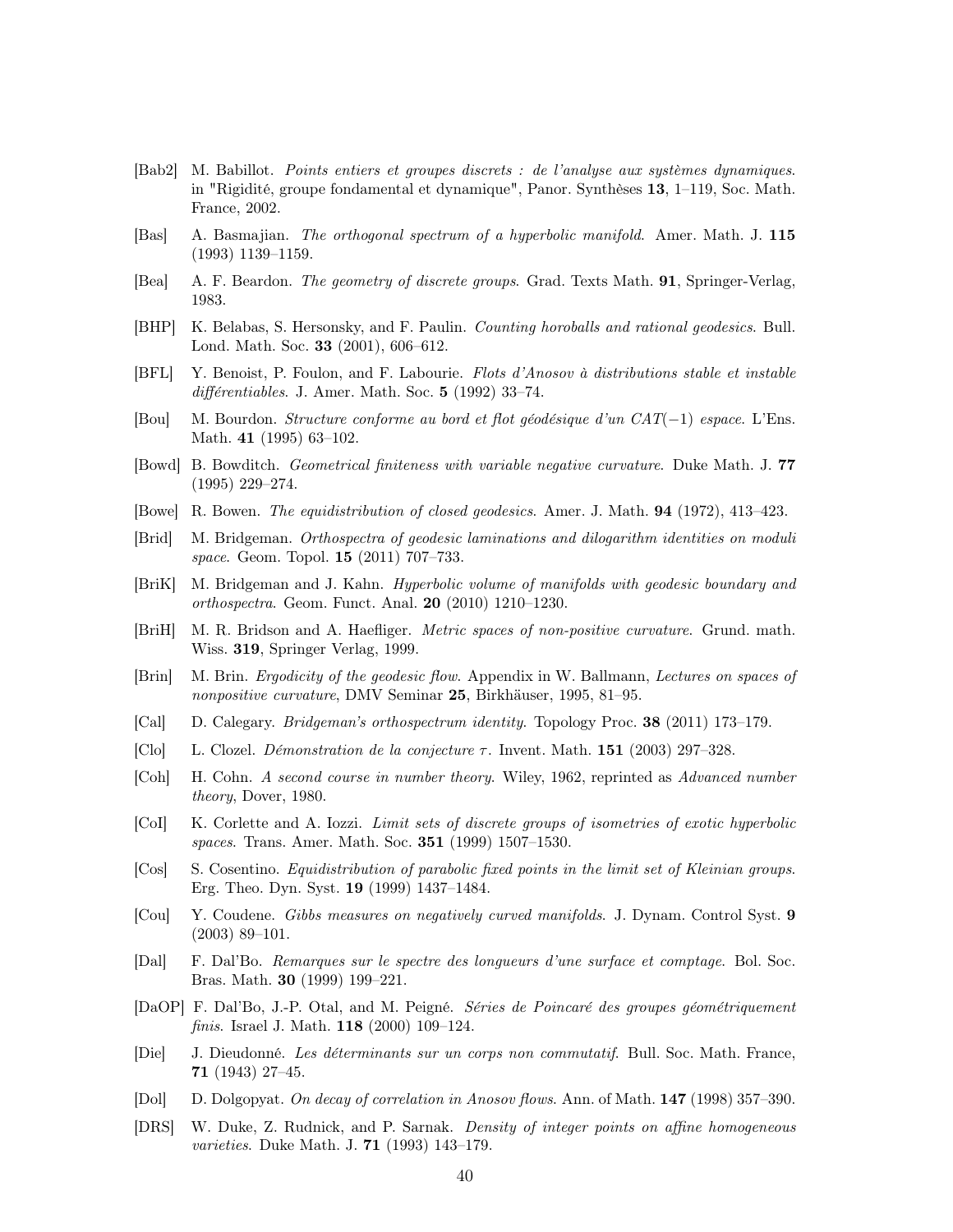[Bab2] M. Babillot. *Points entiers et groupes discrets : de l'analyse aux systèmes dynamiques*. in "Rigidité, groupe fondamental et dynamique", Panor. Synthèses **13**, 1–119, Soc. Math. France, 2002.

[Bas] A. Basmajian. *The orthogonal spectrum of a hyperbolic manifold*. Amer. Math. J. **115** (1993) 1139–1159.

[Bea] A. F. Beardon. *The geometry of discrete groups*. Grad. Texts Math. **91**, Springer-Verlag, 1983.

[BHP] K. Belabas, S. Hersonsky, and F. Paulin. *Counting horoballs and rational geodesics*. Bull. Lond. Math. Soc. **33** (2001), 606–612.

[BFL] Y. Benoist, P. Foulon, and F. Labourie. *Flots d'Anosov à distributions stable et instable différentiables*. J. Amer. Math. Soc. **5** (1992) 33–74.

[Bou] M. Bourdon. *Structure conforme au bord et flot géodésique d'un CAT$(-1)$ espace*. L'Ens. Math. **41** (1995) 63–102.

[Bowd] B. Bowditch. *Geometrical finiteness with variable negative curvature*. Duke Math. J. **77** (1995) 229–274.

[Bowe] R. Bowen. *The equidistribution of closed geodesics*. Amer. J. Math. **94** (1972), 413–423.

[Brid] M. Bridgeman. *Orthospectra of geodesic laminations and dilogarithm identities on moduli space*. Geom. Topol. **15** (2011) 707–733.

[BriK] M. Bridgeman and J. Kahn. *Hyperbolic volume of manifolds with geodesic boundary and orthospectra*. Geom. Funct. Anal. **20** (2010) 1210–1230.

[BriH] M. R. Bridson and A. Haefliger. *Metric spaces of non-positive curvature*. Grund. math. Wiss. **319**, Springer Verlag, 1999.

[Brin] M. Brin. *Ergodicity of the geodesic flow*. Appendix in W. Ballmann, *Lectures on spaces of nonpositive curvature*, DMV Seminar **25**, Birkhäuser, 1995, 81–95.

[Cal] D. Calegary. *Bridgeman's orthospectrum identity*. Topology Proc. **38** (2011) 173–179.

[Clo] L. Clozel. *Démonstration de la conjecture $\tau$*. Invent. Math. **151** (2003) 297–328.

[Coh] H. Cohn. *A second course in number theory*. Wiley, 1962, reprinted as *Advanced number theory*, Dover, 1980.

[CoI] K. Corlette and A. Iozzi. *Limit sets of discrete groups of isometries of exotic hyperbolic spaces*. Trans. Amer. Math. Soc. **351** (1999) 1507–1530.

[Cos] S. Cosentino. *Equidistribution of parabolic fixed points in the limit set of Kleinian groups*. Erg. Theo. Dyn. Syst. **19** (1999) 1437–1484.

[Cou] Y. Coudene. *Gibbs measures on negatively curved manifolds*. J. Dynam. Control Syst. **9** (2003) 89–101.

[Dal] F. Dal'Bo. *Remarques sur le spectre des longueurs d'une surface et comptage*. Bol. Soc. Bras. Math. **30** (1999) 199–221.

[DaOP] F. Dal'Bo, J.-P. Otal, and M. Peigné. *Séries de Poincaré des groupes géométriquement finis*. Israel J. Math. **118** (2000) 109–124.

[Die] J. Dieudonné. *Les déterminants sur un corps non commutatif*. Bull. Soc. Math. France, **71** (1943) 27–45.

[Dol] D. Dolgopyat. *On decay of correlation in Anosov flows*. Ann. of Math. **147** (1998) 357–390.

[DRS] W. Duke, Z. Rudnick, and P. Sarnak. *Density of integer points on affine homogeneous varieties*. Duke Math. J. **71** (1993) 143–179.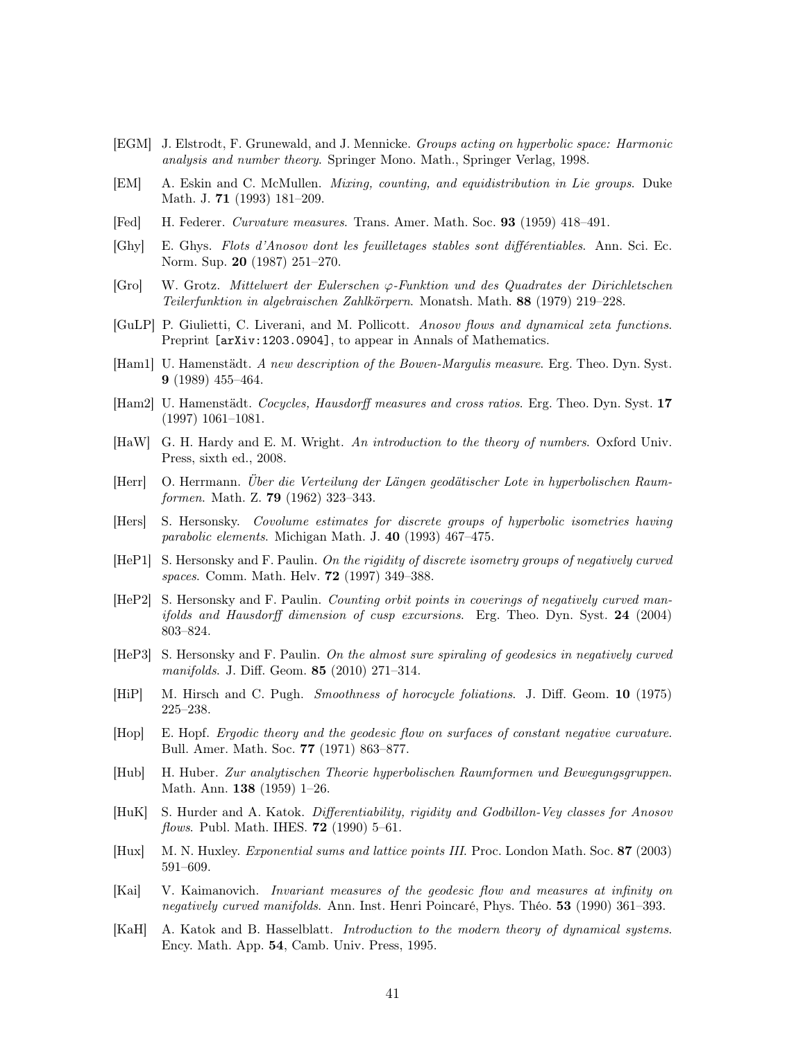[EGM] J. Elstrodt, F. Grunewald, and J. Mennicke. *Groups acting on hyperbolic space: Harmonic analysis and number theory*. Springer Mono. Math., Springer Verlag, 1998.

[EM] A. Eskin and C. McMullen. *Mixing, counting, and equidistribution in Lie groups*. Duke Math. J. **71** (1993) 181–209.

[Fed] H. Federer. *Curvature measures*. Trans. Amer. Math. Soc. **93** (1959) 418–491.

[Ghy] E. Ghys. *Flots d'Anosov dont les feuilletages stables sont différentiables*. Ann. Sci. Ec. Norm. Sup. **20** (1987) 251–270.

[Gro] W. Grotz. *Mittelwert der Eulerschen $\varphi$-Funktion und des Quadrates der Dirichletschen Teilerfunktion in algebraischen Zahlkörpern*. Monatsh. Math. **88** (1979) 219–228.

[GuLP] P. Giulietti, C. Liverani, and M. Pollicott. *Anosov flows and dynamical zeta functions*. Preprint [arXiv:1203.0904], to appear in Annals of Mathematics.

[Ham1] U. Hamenstädt. *A new description of the Bowen-Margulis measure*. Erg. Theo. Dyn. Syst. **9** (1989) 455–464.

[Ham2] U. Hamenstädt. *Cocycles, Hausdorff measures and cross ratios*. Erg. Theo. Dyn. Syst. **17** (1997) 1061–1081.

[HaW] G. H. Hardy and E. M. Wright. *An introduction to the theory of numbers*. Oxford Univ. Press, sixth ed., 2008.

[Herr] O. Herrmann. *Über die Verteilung der Längen geodätischer Lote in hyperbolischen Raumformen*. Math. Z. **79** (1962) 323–343.

[Hers] S. Hersonsky. *Covolume estimates for discrete groups of hyperbolic isometries having parabolic elements*. Michigan Math. J. **40** (1993) 467–475.

[HeP1] S. Hersonsky and F. Paulin. *On the rigidity of discrete isometry groups of negatively curved spaces*. Comm. Math. Helv. **72** (1997) 349–388.

[HeP2] S. Hersonsky and F. Paulin. *Counting orbit points in coverings of negatively curved manifolds and Hausdorff dimension of cusp excursions*. Erg. Theo. Dyn. Syst. **24** (2004) 803–824.

[HeP3] S. Hersonsky and F. Paulin. *On the almost sure spiraling of geodesics in negatively curved manifolds*. J. Diff. Geom. **85** (2010) 271–314.

[HiP] M. Hirsch and C. Pugh. *Smoothness of horocycle foliations*. J. Diff. Geom. **10** (1975) 225–238.

[Hop] E. Hopf. *Ergodic theory and the geodesic flow on surfaces of constant negative curvature*. Bull. Amer. Math. Soc. **77** (1971) 863–877.

[Hub] H. Huber. *Zur analytischen Theorie hyperbolischen Raumformen und Bewegungsgruppen*. Math. Ann. **138** (1959) 1–26.

[HuK] S. Hurder and A. Katok. *Differentiability, rigidity and Godbillon-Vey classes for Anosov flows*. Publ. Math. IHES. **72** (1990) 5–61.

[Hux] M. N. Huxley. *Exponential sums and lattice points III*. Proc. London Math. Soc. **87** (2003) 591–609.

[Kai] V. Kaimanovich. *Invariant measures of the geodesic flow and measures at infinity on negatively curved manifolds*. Ann. Inst. Henri Poincaré, Phys. Théo. **53** (1990) 361–393.

[KaH] A. Katok and B. Hasselblatt. *Introduction to the modern theory of dynamical systems*. Ency. Math. App. **54**, Camb. Univ. Press, 1995.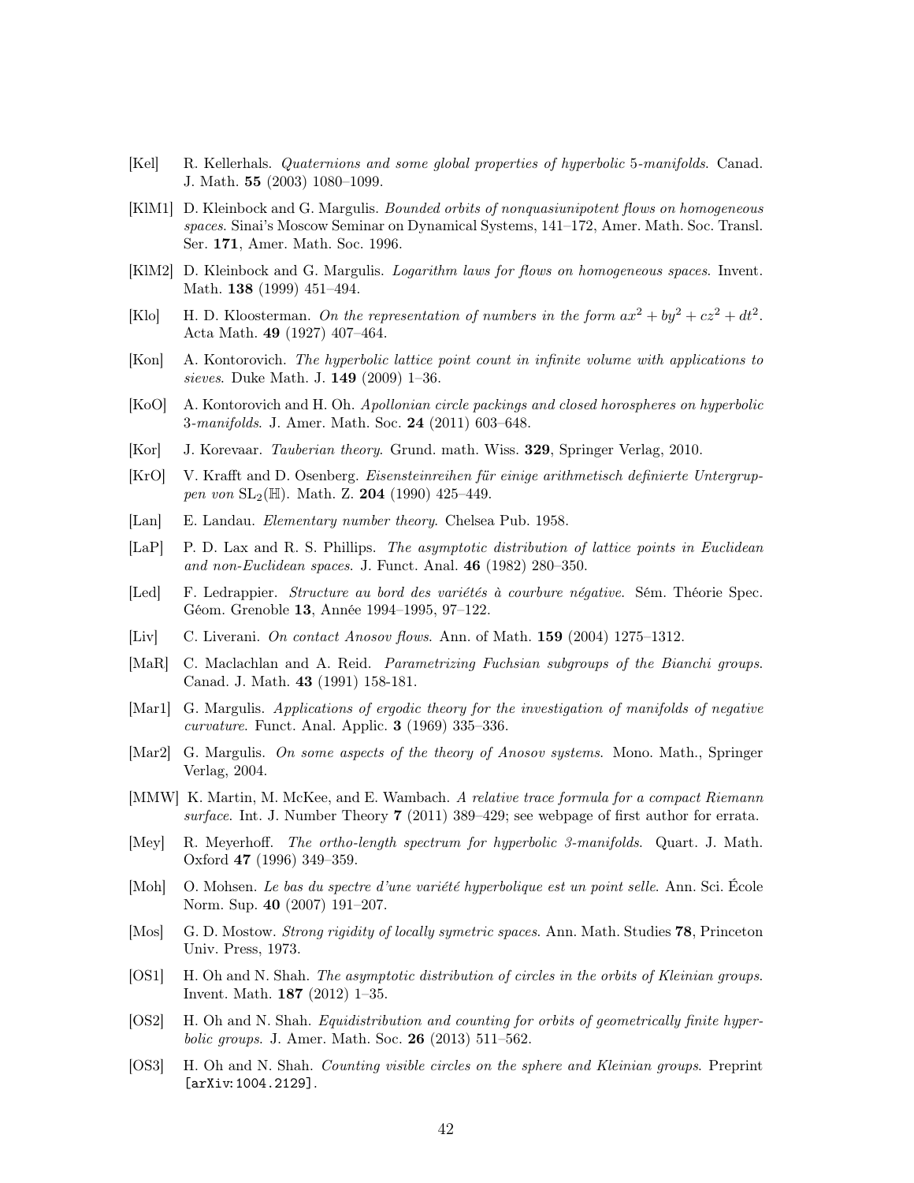[Kel] R. Kellerhals. *Quaternions and some global properties of hyperbolic* 5*-manifolds*. Canad. J. Math. **55** (2003) 1080–1099.

[KlM1] D. Kleinbock and G. Margulis. *Bounded orbits of nonquasiunipotent flows on homogeneous spaces*. Sinai's Moscow Seminar on Dynamical Systems, 141–172, Amer. Math. Soc. Transl. Ser. **171**, Amer. Math. Soc. 1996.

[KlM2] D. Kleinbock and G. Margulis. *Logarithm laws for flows on homogeneous spaces*. Invent. Math. **138** (1999) 451–494.

[Klo] H. D. Kloosterman. *On the representation of numbers in the form* $ax^2 + by^2 + cz^2 + dt^2$. Acta Math. **49** (1927) 407–464.

[Kon] A. Kontorovich. *The hyperbolic lattice point count in infinite volume with applications to sieves*. Duke Math. J. **149** (2009) 1–36.

[KoO] A. Kontorovich and H. Oh. *Apollonian circle packings and closed horospheres on hyperbolic* 3*-manifolds*. J. Amer. Math. Soc. **24** (2011) 603–648.

[Kor] J. Korevaar. *Tauberian theory*. Grund. math. Wiss. **329**, Springer Verlag, 2010.

[KrO] V. Krafft and D. Osenberg. *Eisensteinreihen für einige arithmetisch definierte Untergruppen von* $\mathrm{SL}_2(\mathbb{H})$. Math. Z. **204** (1990) 425–449.

[Lan] E. Landau. *Elementary number theory*. Chelsea Pub. 1958.

[LaP] P. D. Lax and R. S. Phillips. *The asymptotic distribution of lattice points in Euclidean and non-Euclidean spaces*. J. Funct. Anal. **46** (1982) 280–350.

[Led] F. Ledrappier. *Structure au bord des variétés à courbure négative*. Sém. Théorie Spec. Géom. Grenoble **13**, Année 1994–1995, 97–122.

[Liv] C. Liverani. *On contact Anosov flows*. Ann. of Math. **159** (2004) 1275–1312.

[MaR] C. Maclachlan and A. Reid. *Parametrizing Fuchsian subgroups of the Bianchi groups*. Canad. J. Math. **43** (1991) 158-181.

[Mar1] G. Margulis. *Applications of ergodic theory for the investigation of manifolds of negative curvature*. Funct. Anal. Applic. **3** (1969) 335–336.

[Mar2] G. Margulis. *On some aspects of the theory of Anosov systems*. Mono. Math., Springer Verlag, 2004.

[MMW] K. Martin, M. McKee, and E. Wambach. *A relative trace formula for a compact Riemann surface*. Int. J. Number Theory **7** (2011) 389–429; see webpage of first author for errata.

[Mey] R. Meyerhoff. *The ortho-length spectrum for hyperbolic 3-manifolds*. Quart. J. Math. Oxford **47** (1996) 349–359.

[Moh] O. Mohsen. *Le bas du spectre d'une variété hyperbolique est un point selle*. Ann. Sci. École Norm. Sup. **40** (2007) 191–207.

[Mos] G. D. Mostow. *Strong rigidity of locally symetric spaces*. Ann. Math. Studies **78**, Princeton Univ. Press, 1973.

[OS1] H. Oh and N. Shah. *The asymptotic distribution of circles in the orbits of Kleinian groups*. Invent. Math. **187** (2012) 1–35.

[OS2] H. Oh and N. Shah. *Equidistribution and counting for orbits of geometrically finite hyperbolic groups*. J. Amer. Math. Soc. **26** (2013) 511–562.

[OS3] H. Oh and N. Shah. *Counting visible circles on the sphere and Kleinian groups*. Preprint [arXiv:1004.2129].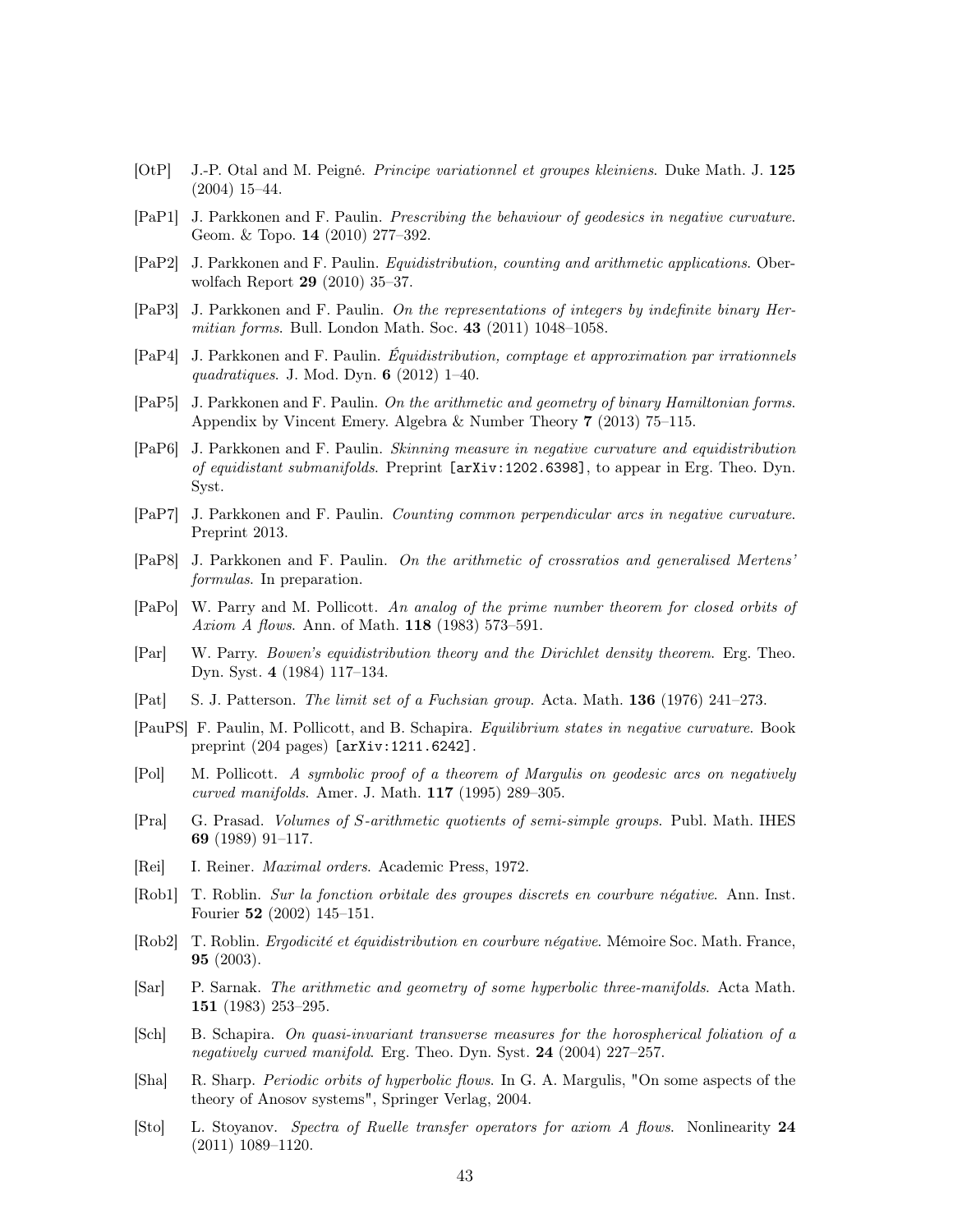[OtP] J.-P. Otal and M. Peigné. *Principe variationnel et groupes kleiniens*. Duke Math. J. **125** (2004) 15–44.

[PaP1] J. Parkkonen and F. Paulin. *Prescribing the behaviour of geodesics in negative curvature*. Geom. & Topo. **14** (2010) 277–392.

[PaP2] J. Parkkonen and F. Paulin. *Equidistribution, counting and arithmetic applications*. Oberwolfach Report **29** (2010) 35–37.

[PaP3] J. Parkkonen and F. Paulin. *On the representations of integers by indefinite binary Hermitian forms*. Bull. London Math. Soc. **43** (2011) 1048–1058.

[PaP4] J. Parkkonen and F. Paulin. *Équidistribution, comptage et approximation par irrationnels quadratiques*. J. Mod. Dyn. **6** (2012) 1–40.

[PaP5] J. Parkkonen and F. Paulin. *On the arithmetic and geometry of binary Hamiltonian forms*. Appendix by Vincent Emery. Algebra & Number Theory **7** (2013) 75–115.

[PaP6] J. Parkkonen and F. Paulin. *Skinning measure in negative curvature and equidistribution of equidistant submanifolds*. Preprint [arXiv:1202.6398], to appear in Erg. Theo. Dyn. Syst.

[PaP7] J. Parkkonen and F. Paulin. *Counting common perpendicular arcs in negative curvature*. Preprint 2013.

[PaP8] J. Parkkonen and F. Paulin. *On the arithmetic of crossratios and generalised Mertens' formulas*. In preparation.

[PaPo] W. Parry and M. Pollicott. *An analog of the prime number theorem for closed orbits of Axiom A flows*. Ann. of Math. **118** (1983) 573–591.

[Par] W. Parry. *Bowen's equidistribution theory and the Dirichlet density theorem*. Erg. Theo. Dyn. Syst. **4** (1984) 117–134.

[Pat] S. J. Patterson. *The limit set of a Fuchsian group*. Acta. Math. **136** (1976) 241–273.

[PauPS] F. Paulin, M. Pollicott, and B. Schapira. *Equilibrium states in negative curvature*. Book preprint (204 pages) [arXiv:1211.6242].

[Pol] M. Pollicott. *A symbolic proof of a theorem of Margulis on geodesic arcs on negatively curved manifolds*. Amer. J. Math. **117** (1995) 289–305.

[Pra] G. Prasad. *Volumes of S-arithmetic quotients of semi-simple groups*. Publ. Math. IHES **69** (1989) 91–117.

[Rei] I. Reiner. *Maximal orders*. Academic Press, 1972.

[Rob1] T. Roblin. *Sur la fonction orbitale des groupes discrets en courbure négative*. Ann. Inst. Fourier **52** (2002) 145–151.

[Rob2] T. Roblin. *Ergodicité et équidistribution en courbure négative*. Mémoire Soc. Math. France, **95** (2003).

[Sar] P. Sarnak. *The arithmetic and geometry of some hyperbolic three-manifolds*. Acta Math. **151** (1983) 253–295.

[Sch] B. Schapira. *On quasi-invariant transverse measures for the horospherical foliation of a negatively curved manifold*. Erg. Theo. Dyn. Syst. **24** (2004) 227–257.

[Sha] R. Sharp. *Periodic orbits of hyperbolic flows*. In G. A. Margulis, "On some aspects of the theory of Anosov systems", Springer Verlag, 2004.

[Sto] L. Stoyanov. *Spectra of Ruelle transfer operators for axiom A flows*. Nonlinearity **24** (2011) 1089–1120.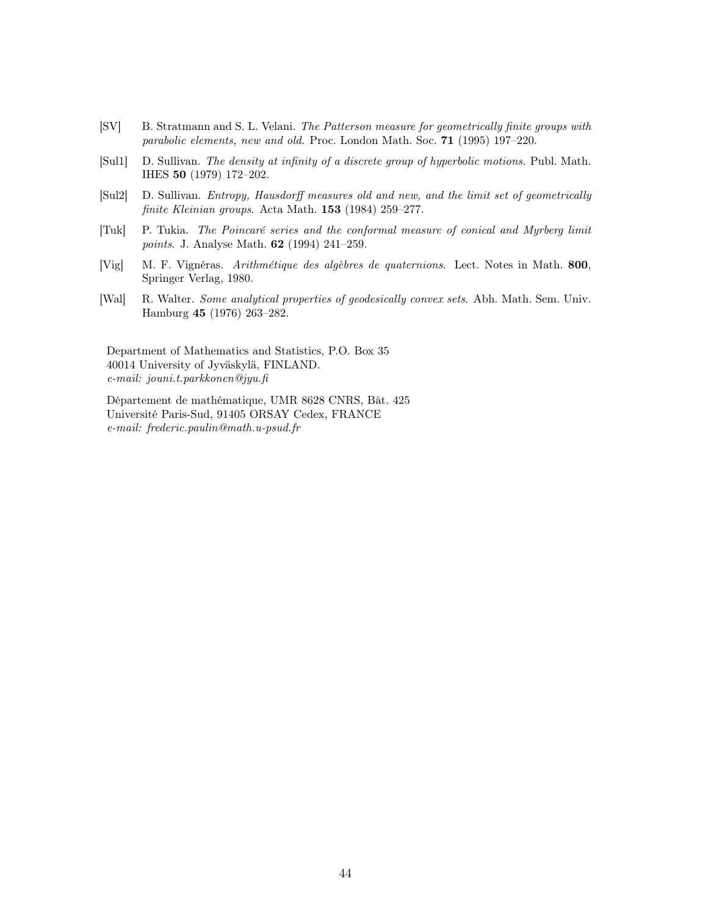[SV] B. Stratmann and S. L. Velani. *The Patterson measure for geometrically finite groups with parabolic elements, new and old*. Proc. London Math. Soc. **71** (1995) 197–220.

[Sul1] D. Sullivan. *The density at infinity of a discrete group of hyperbolic motions*. Publ. Math. IHES **50** (1979) 172–202.

[Sul2] D. Sullivan. *Entropy, Hausdorff measures old and new, and the limit set of geometrically finite Kleinian groups*. Acta Math. **153** (1984) 259–277.

[Tuk] P. Tukia. *The Poincaré series and the conformal measure of conical and Myrberg limit points*. J. Analyse Math. **62** (1994) 241–259.

[Vig] M. F. Vignéras. *Arithmétique des algèbres de quaternions*. Lect. Notes in Math. **800**, Springer Verlag, 1980.

[Wal] R. Walter. *Some analytical properties of geodesically convex sets*. Abh. Math. Sem. Univ. Hamburg **45** (1976) 263–282.

Department of Mathematics and Statistics, P.O. Box 35
40014 University of Jyväskylä, FINLAND.
*e-mail: jouni.t.parkkonen@jyu.fi*

Département de mathématique, UMR 8628 CNRS, Bât. 425
Université Paris-Sud, 91405 ORSAY Cedex, FRANCE
*e-mail: frederic.paulin@math.u-psud.fr*